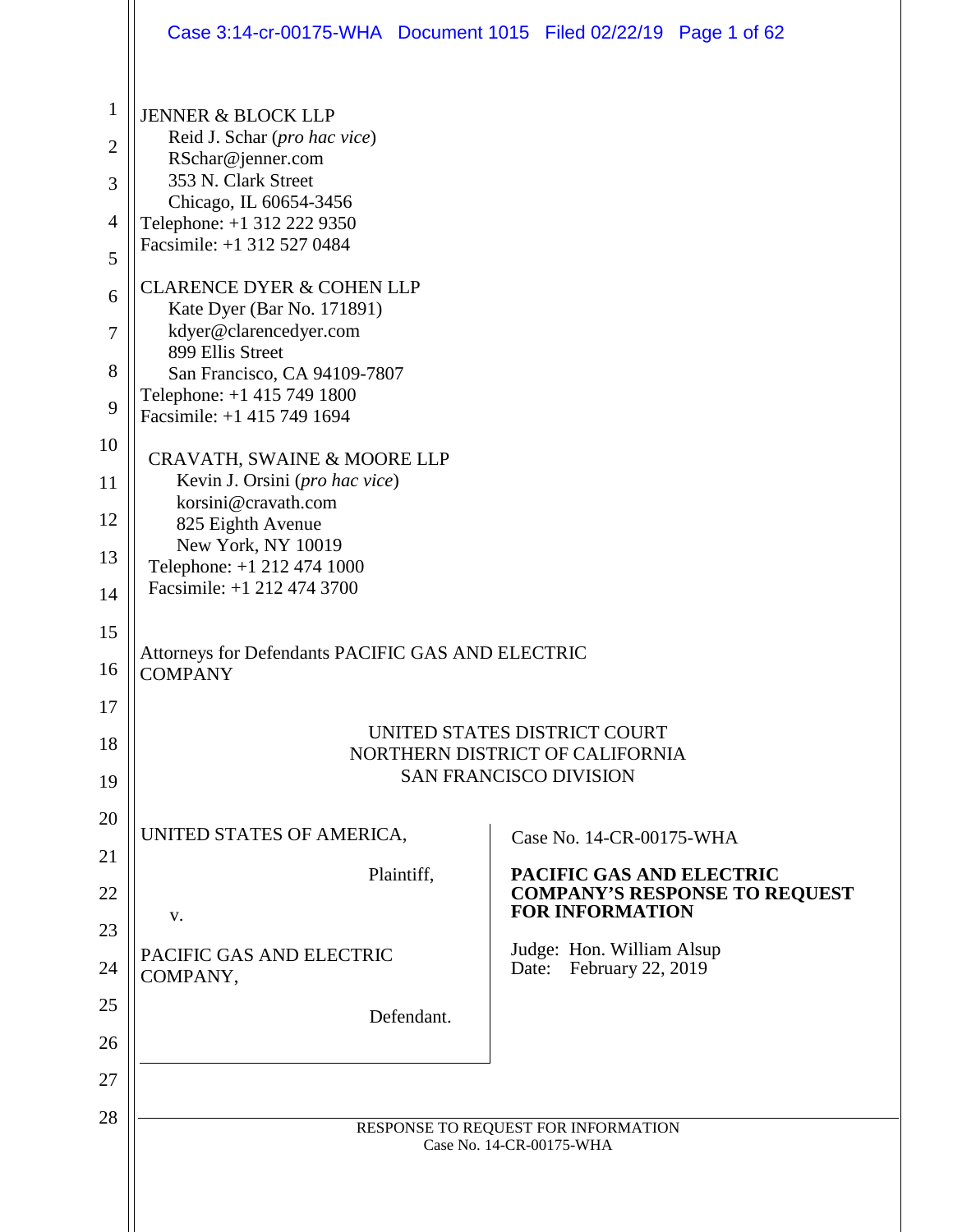JENNER & BLOCK LLP
Reid J. Schar (*pro hac vice*)
RSchar@jenner.com
353 N. Clark Street
Chicago, IL 60654-3456
Telephone: +1 312 222 9350
Facsimile: +1 312 527 0484

CLARENCE DYER & COHEN LLP
Kate Dyer (Bar No. 171891)
kdyer@clarencedyer.com
899 Ellis Street
San Francisco, CA 94109-7807
Telephone: +1 415 749 1800
Facsimile: +1 415 749 1694

CRAVATH, SWAINE & MOORE LLP
Kevin J. Orsini (*pro hac vice*)
korsini@cravath.com
825 Eighth Avenue
New York, NY 10019
Telephone: +1 212 474 1000
Facsimile: +1 212 474 3700

Attorneys for Defendants PACIFIC GAS AND ELECTRIC COMPANY

UNITED STATES DISTRICT COURT
NORTHERN DISTRICT OF CALIFORNIA
SAN FRANCISCO DIVISION

UNITED STATES OF AMERICA,

Plaintiff,

v.

PACIFIC GAS AND ELECTRIC COMPANY,

Defendant.

Case No. 14-CR-00175-WHA

**PACIFIC GAS AND ELECTRIC COMPANY'S RESPONSE TO REQUEST FOR INFORMATION**

Judge: Hon. William Alsup
Date: February 22, 2019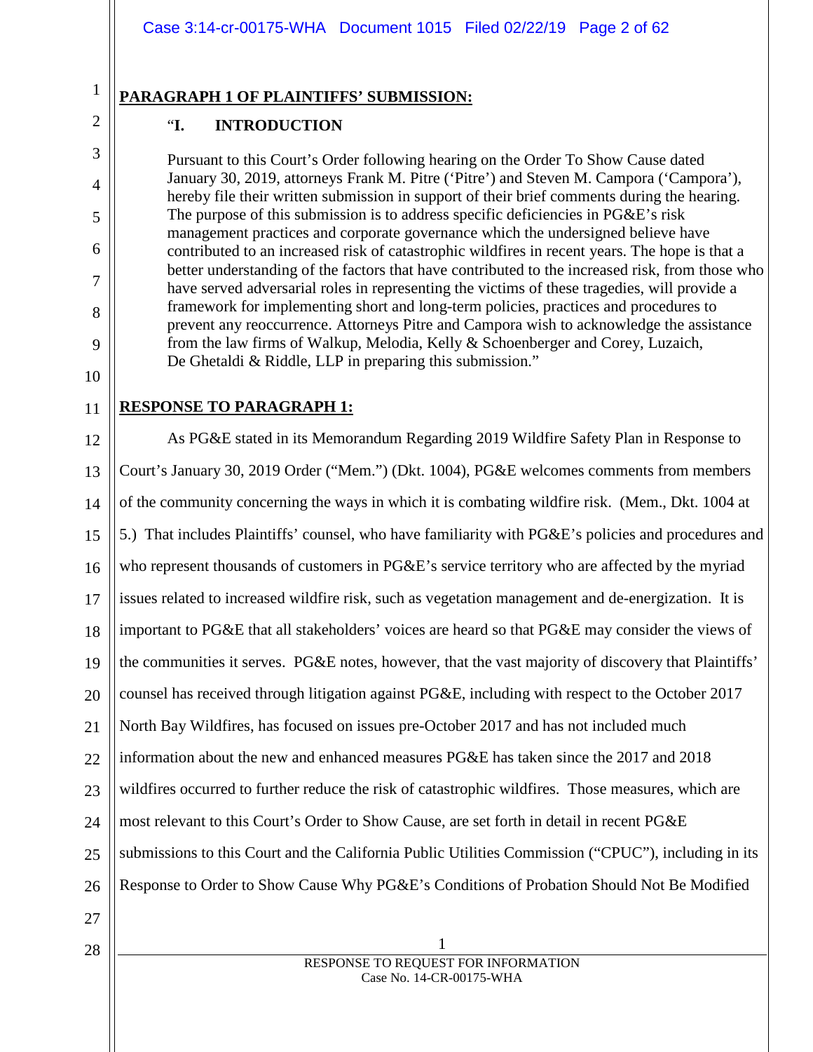**PARAGRAPH 1 OF PLAINTIFFS' SUBMISSION:**

"**I. INTRODUCTION**

> Pursuant to this Court's Order following hearing on the Order To Show Cause dated January 30, 2019, attorneys Frank M. Pitre ('Pitre') and Steven M. Campora ('Campora'), hereby file their written submission in support of their brief comments during the hearing. The purpose of this submission is to address specific deficiencies in PG&E's risk management practices and corporate governance which the undersigned believe have contributed to an increased risk of catastrophic wildfires in recent years. The hope is that a better understanding of the factors that have contributed to the increased risk, from those who have served adversarial roles in representing the victims of these tragedies, will provide a framework for implementing short and long-term policies, practices and procedures to prevent any reoccurrence. Attorneys Pitre and Campora wish to acknowledge the assistance from the law firms of Walkup, Melodia, Kelly & Schoenberger and Corey, Luzaich, De Ghetaldi & Riddle, LLP in preparing this submission."

**RESPONSE TO PARAGRAPH 1:**

As PG&E stated in its Memorandum Regarding 2019 Wildfire Safety Plan in Response to Court's January 30, 2019 Order ("Mem.") (Dkt. 1004), PG&E welcomes comments from members of the community concerning the ways in which it is combating wildfire risk. (Mem., Dkt. 1004 at 5.) That includes Plaintiffs' counsel, who have familiarity with PG&E's policies and procedures and who represent thousands of customers in PG&E's service territory who are affected by the myriad issues related to increased wildfire risk, such as vegetation management and de-energization. It is important to PG&E that all stakeholders' voices are heard so that PG&E may consider the views of the communities it serves. PG&E notes, however, that the vast majority of discovery that Plaintiffs' counsel has received through litigation against PG&E, including with respect to the October 2017 North Bay Wildfires, has focused on issues pre-October 2017 and has not included much information about the new and enhanced measures PG&E has taken since the 2017 and 2018 wildfires occurred to further reduce the risk of catastrophic wildfires. Those measures, which are most relevant to this Court's Order to Show Cause, are set forth in detail in recent PG&E submissions to this Court and the California Public Utilities Commission ("CPUC"), including in its Response to Order to Show Cause Why PG&E's Conditions of Probation Should Not Be Modified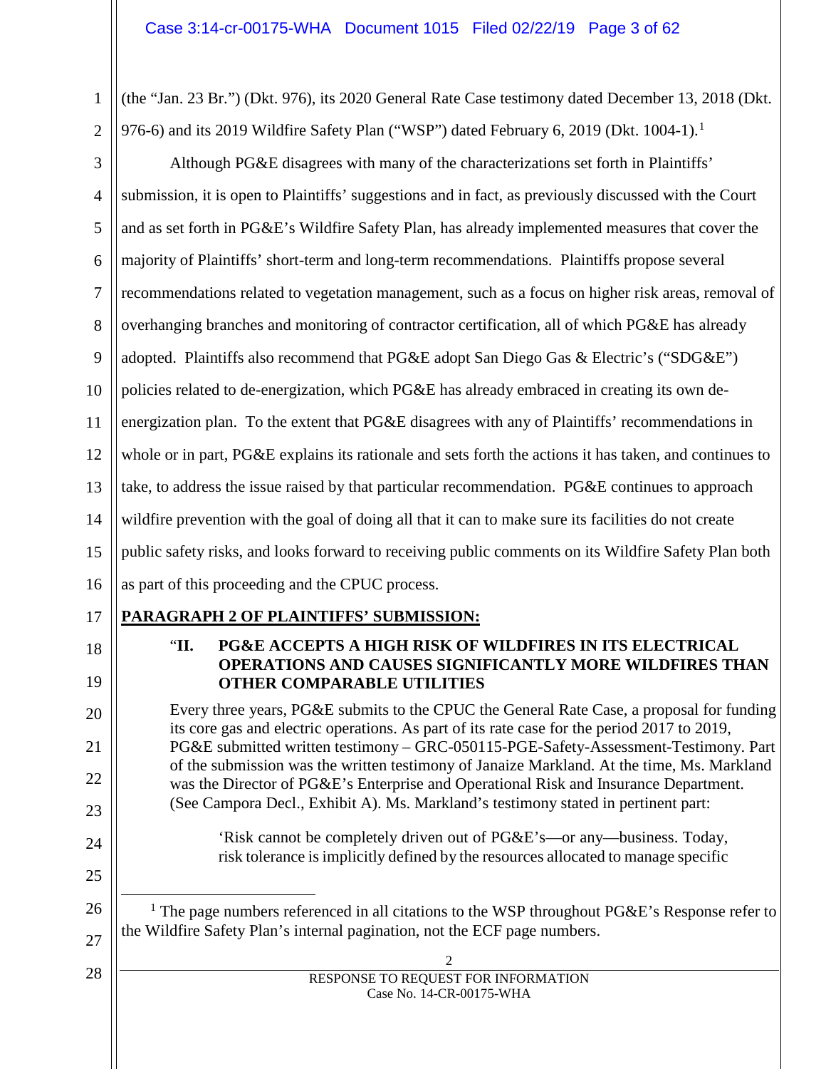(the "Jan. 23 Br.") (Dkt. 976), its 2020 General Rate Case testimony dated December 13, 2018 (Dkt. 976-6) and its 2019 Wildfire Safety Plan ("WSP") dated February 6, 2019 (Dkt. 1004-1).[1]

Although PG&E disagrees with many of the characterizations set forth in Plaintiffs' submission, it is open to Plaintiffs' suggestions and in fact, as previously discussed with the Court and as set forth in PG&E's Wildfire Safety Plan, has already implemented measures that cover the majority of Plaintiffs' short-term and long-term recommendations. Plaintiffs propose several recommendations related to vegetation management, such as a focus on higher risk areas, removal of overhanging branches and monitoring of contractor certification, all of which PG&E has already adopted. Plaintiffs also recommend that PG&E adopt San Diego Gas & Electric's ("SDG&E") policies related to de-energization, which PG&E has already embraced in creating its own de-energization plan. To the extent that PG&E disagrees with any of Plaintiffs' recommendations in whole or in part, PG&E explains its rationale and sets forth the actions it has taken, and continues to take, to address the issue raised by that particular recommendation. PG&E continues to approach wildfire prevention with the goal of doing all that it can to make sure its facilities do not create public safety risks, and looks forward to receiving public comments on its Wildfire Safety Plan both as part of this proceeding and the CPUC process.

**PARAGRAPH 2 OF PLAINTIFFS' SUBMISSION:**

> "**II. PG&E ACCEPTS A HIGH RISK OF WILDFIRES IN ITS ELECTRICAL OPERATIONS AND CAUSES SIGNIFICANTLY MORE WILDFIRES THAN OTHER COMPARABLE UTILITIES**
>
> Every three years, PG&E submits to the CPUC the General Rate Case, a proposal for funding its core gas and electric operations. As part of its rate case for the period 2017 to 2019, PG&E submitted written testimony – GRC-050115-PGE-Safety-Assessment-Testimony. Part of the submission was the written testimony of Janaize Markland. At the time, Ms. Markland was the Director of PG&E's Enterprise and Operational Risk and Insurance Department. (See Campora Decl., Exhibit A). Ms. Markland's testimony stated in pertinent part:
>
> > 'Risk cannot be completely driven out of PG&E's—or any—business. Today, risk tolerance is implicitly defined by the resources allocated to manage specific

[1] The page numbers referenced in all citations to the WSP throughout PG&E's Response refer to the Wildfire Safety Plan's internal pagination, not the ECF page numbers.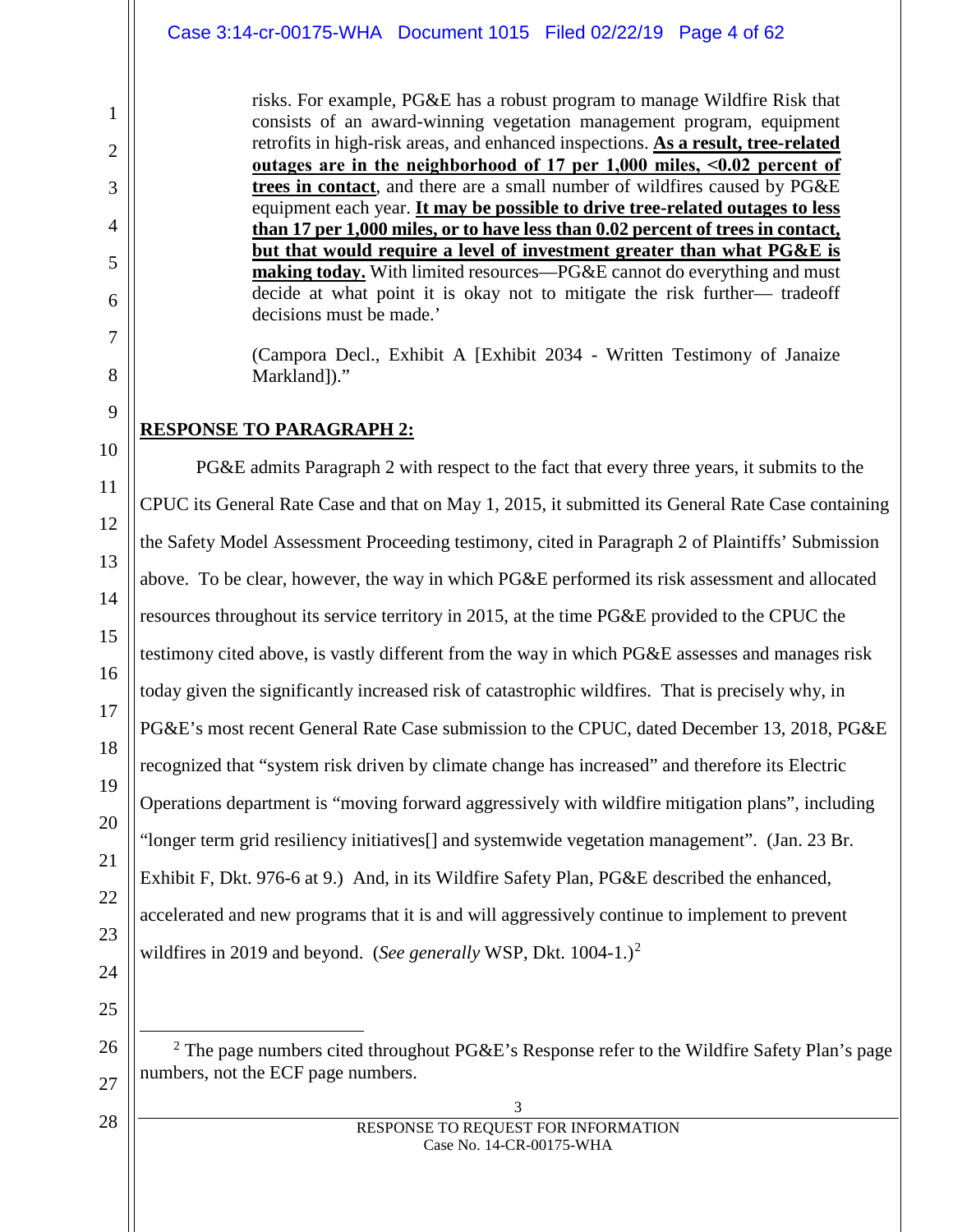risks. For example, PG&E has a robust program to manage Wildfire Risk that consists of an award-winning vegetation management program, equipment retrofits in high-risk areas, and enhanced inspections. **<u>As a result, tree-related outages are in the neighborhood of 17 per 1,000 miles, <0.02 percent of trees in contact</u>**, and there are a small number of wildfires caused by PG&E equipment each year. **<u>It may be possible to drive tree-related outages to less than 17 per 1,000 miles, or to have less than 0.02 percent of trees in contact, but that would require a level of investment greater than what PG&E is making today.</u>** With limited resources—PG&E cannot do everything and must decide at what point it is okay not to mitigate the risk further— tradeoff decisions must be made.'

(Campora Decl., Exhibit A [Exhibit 2034 - Written Testimony of Janaize Markland])."

**<u>RESPONSE TO PARAGRAPH 2:</u>**

PG&E admits Paragraph 2 with respect to the fact that every three years, it submits to the CPUC its General Rate Case and that on May 1, 2015, it submitted its General Rate Case containing the Safety Model Assessment Proceeding testimony, cited in Paragraph 2 of Plaintiffs' Submission above. To be clear, however, the way in which PG&E performed its risk assessment and allocated resources throughout its service territory in 2015, at the time PG&E provided to the CPUC the testimony cited above, is vastly different from the way in which PG&E assesses and manages risk today given the significantly increased risk of catastrophic wildfires. That is precisely why, in PG&E's most recent General Rate Case submission to the CPUC, dated December 13, 2018, PG&E recognized that "system risk driven by climate change has increased" and therefore its Electric Operations department is "moving forward aggressively with wildfire mitigation plans", including "longer term grid resiliency initiatives[] and systemwide vegetation management". (Jan. 23 Br. Exhibit F, Dkt. 976-6 at 9.) And, in its Wildfire Safety Plan, PG&E described the enhanced, accelerated and new programs that it is and will aggressively continue to implement to prevent wildfires in 2019 and beyond. (*See generally* WSP, Dkt. 1004-1.)[2]

[2] The page numbers cited throughout PG&E's Response refer to the Wildfire Safety Plan's page numbers, not the ECF page numbers.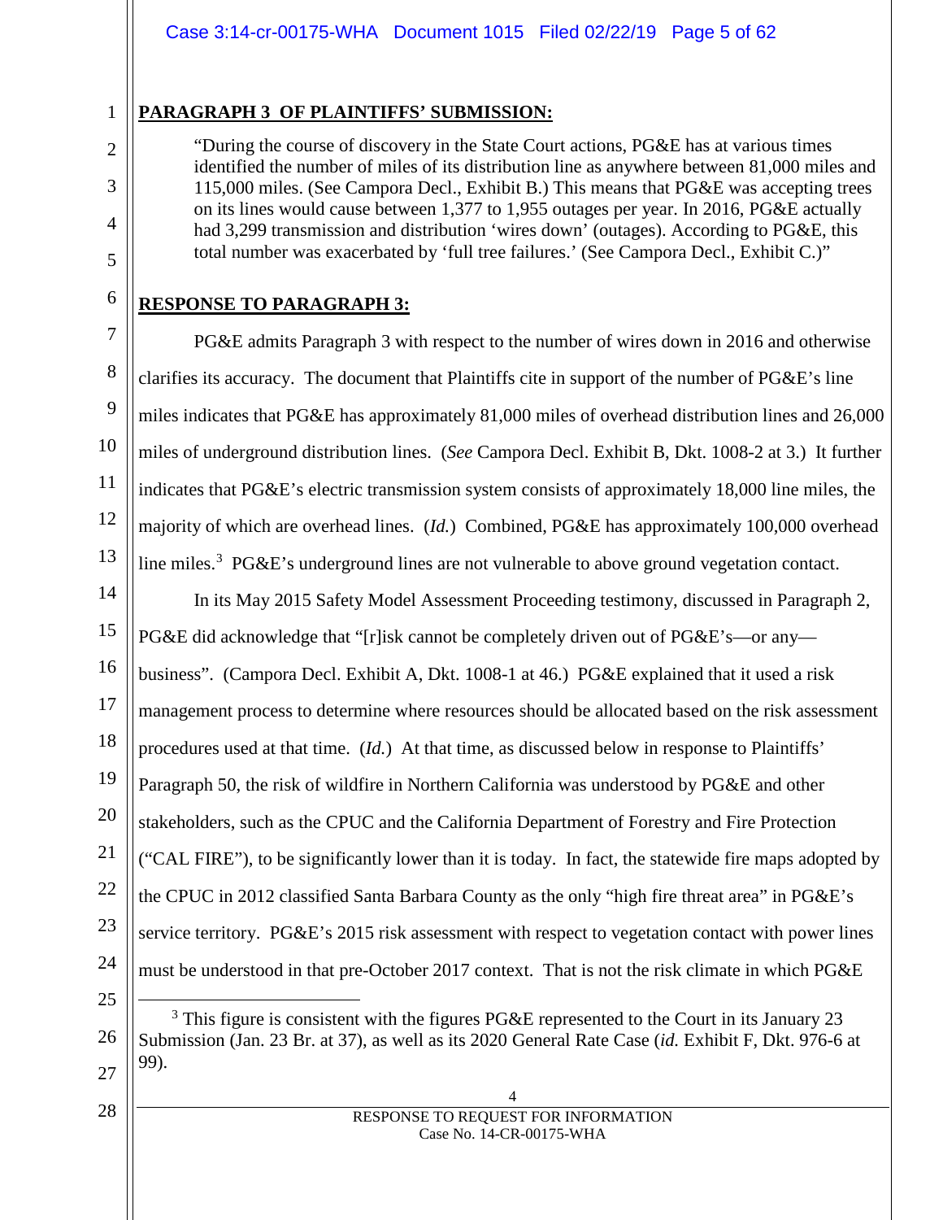**PARAGRAPH 3 OF PLAINTIFFS' SUBMISSION:**

> "During the course of discovery in the State Court actions, PG&E has at various times identified the number of miles of its distribution line as anywhere between 81,000 miles and 115,000 miles. (See Campora Decl., Exhibit B.) This means that PG&E was accepting trees on its lines would cause between 1,377 to 1,955 outages per year. In 2016, PG&E actually had 3,299 transmission and distribution 'wires down' (outages). According to PG&E, this total number was exacerbated by 'full tree failures.' (See Campora Decl., Exhibit C.)"

**RESPONSE TO PARAGRAPH 3:**

PG&E admits Paragraph 3 with respect to the number of wires down in 2016 and otherwise clarifies its accuracy. The document that Plaintiffs cite in support of the number of PG&E's line miles indicates that PG&E has approximately 81,000 miles of overhead distribution lines and 26,000 miles of underground distribution lines. (*See* Campora Decl. Exhibit B, Dkt. 1008-2 at 3.) It further indicates that PG&E's electric transmission system consists of approximately 18,000 line miles, the majority of which are overhead lines. (*Id.*) Combined, PG&E has approximately 100,000 overhead line miles.[3] PG&E's underground lines are not vulnerable to above ground vegetation contact.

In its May 2015 Safety Model Assessment Proceeding testimony, discussed in Paragraph 2, PG&E did acknowledge that "[r]isk cannot be completely driven out of PG&E's—or any—business". (Campora Decl. Exhibit A, Dkt. 1008-1 at 46.) PG&E explained that it used a risk management process to determine where resources should be allocated based on the risk assessment procedures used at that time. (*Id.*) At that time, as discussed below in response to Plaintiffs' Paragraph 50, the risk of wildfire in Northern California was understood by PG&E and other stakeholders, such as the CPUC and the California Department of Forestry and Fire Protection ("CAL FIRE"), to be significantly lower than it is today. In fact, the statewide fire maps adopted by the CPUC in 2012 classified Santa Barbara County as the only "high fire threat area" in PG&E's service territory. PG&E's 2015 risk assessment with respect to vegetation contact with power lines must be understood in that pre-October 2017 context. That is not the risk climate in which PG&E

---

[3] This figure is consistent with the figures PG&E represented to the Court in its January 23 Submission (Jan. 23 Br. at 37), as well as its 2020 General Rate Case (*id.* Exhibit F, Dkt. 976-6 at 99).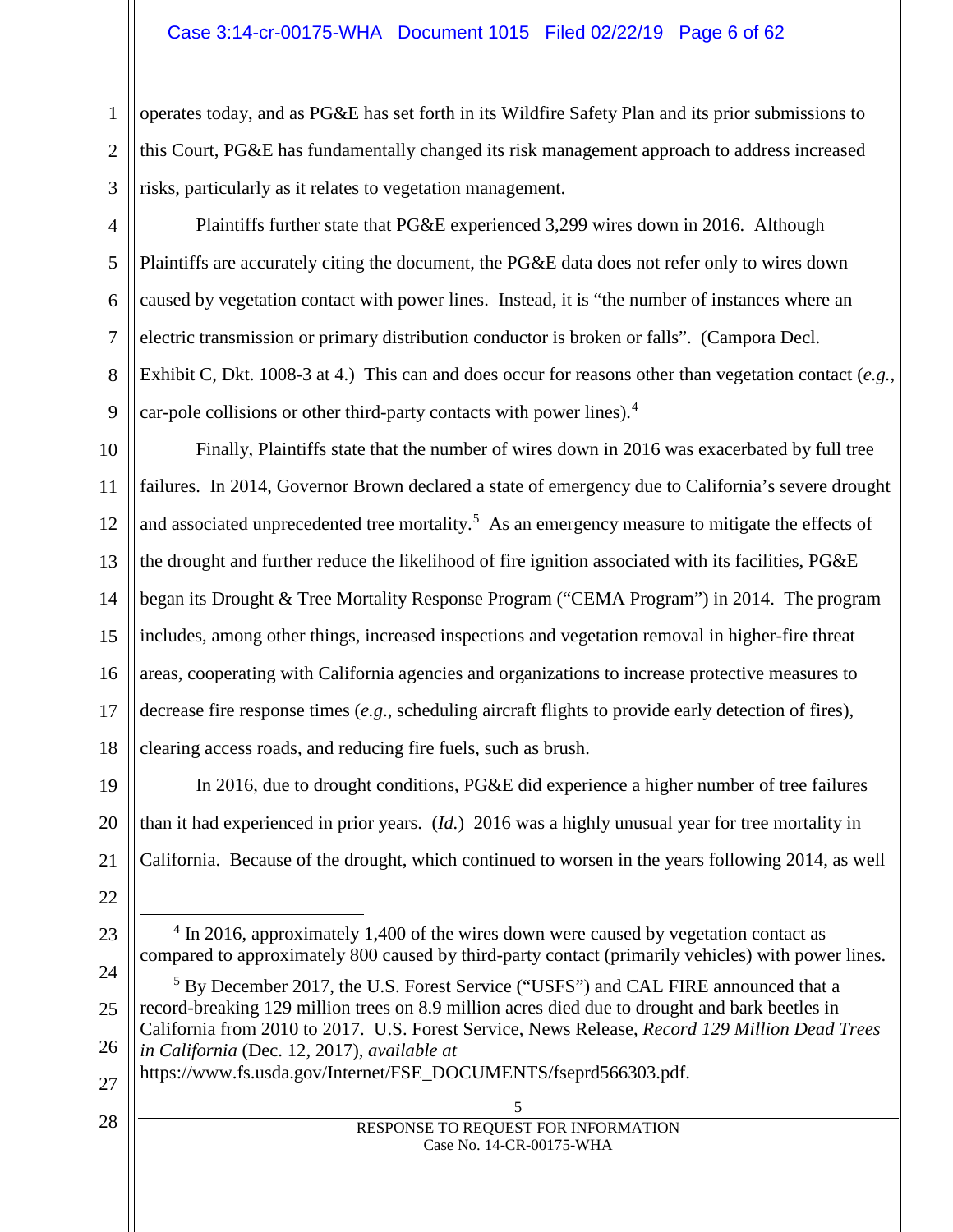operates today, and as PG&E has set forth in its Wildfire Safety Plan and its prior submissions to this Court, PG&E has fundamentally changed its risk management approach to address increased risks, particularly as it relates to vegetation management.

Plaintiffs further state that PG&E experienced 3,299 wires down in 2016. Although Plaintiffs are accurately citing the document, the PG&E data does not refer only to wires down caused by vegetation contact with power lines. Instead, it is "the number of instances where an electric transmission or primary distribution conductor is broken or falls". (Campora Decl. Exhibit C, Dkt. 1008-3 at 4.) This can and does occur for reasons other than vegetation contact (*e.g.*, car-pole collisions or other third-party contacts with power lines).[4]

Finally, Plaintiffs state that the number of wires down in 2016 was exacerbated by full tree failures. In 2014, Governor Brown declared a state of emergency due to California's severe drought and associated unprecedented tree mortality.[5] As an emergency measure to mitigate the effects of the drought and further reduce the likelihood of fire ignition associated with its facilities, PG&E began its Drought & Tree Mortality Response Program ("CEMA Program") in 2014. The program includes, among other things, increased inspections and vegetation removal in higher-fire threat areas, cooperating with California agencies and organizations to increase protective measures to decrease fire response times (*e.g*., scheduling aircraft flights to provide early detection of fires), clearing access roads, and reducing fire fuels, such as brush.

In 2016, due to drought conditions, PG&E did experience a higher number of tree failures than it had experienced in prior years. (*Id.*) 2016 was a highly unusual year for tree mortality in California. Because of the drought, which continued to worsen in the years following 2014, as well

---

[4] In 2016, approximately 1,400 of the wires down were caused by vegetation contact as compared to approximately 800 caused by third-party contact (primarily vehicles) with power lines.

[5] By December 2017, the U.S. Forest Service ("USFS") and CAL FIRE announced that a record-breaking 129 million trees on 8.9 million acres died due to drought and bark beetles in California from 2010 to 2017. U.S. Forest Service, News Release, *Record 129 Million Dead Trees in California* (Dec. 12, 2017), *available at* https://www.fs.usda.gov/Internet/FSE_DOCUMENTS/fseprd566303.pdf.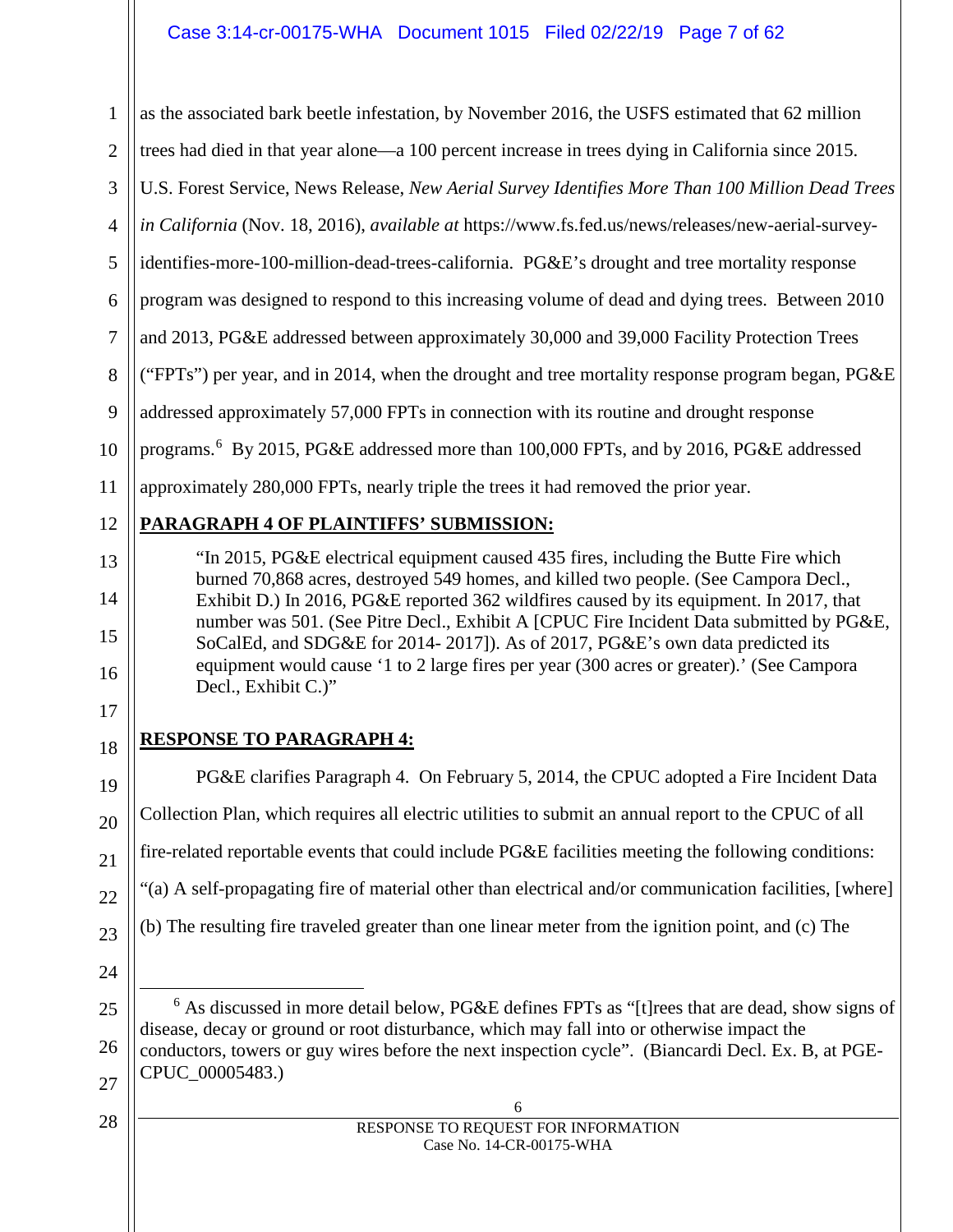as the associated bark beetle infestation, by November 2016, the USFS estimated that 62 million trees had died in that year alone—a 100 percent increase in trees dying in California since 2015. U.S. Forest Service, News Release, *New Aerial Survey Identifies More Than 100 Million Dead Trees in California* (Nov. 18, 2016), *available at* https://www.fs.fed.us/news/releases/new-aerial-survey-identifies-more-100-million-dead-trees-california. PG&E's drought and tree mortality response program was designed to respond to this increasing volume of dead and dying trees. Between 2010 and 2013, PG&E addressed between approximately 30,000 and 39,000 Facility Protection Trees ("FPTs") per year, and in 2014, when the drought and tree mortality response program began, PG&E addressed approximately 57,000 FPTs in connection with its routine and drought response programs.[6] By 2015, PG&E addressed more than 100,000 FPTs, and by 2016, PG&E addressed approximately 280,000 FPTs, nearly triple the trees it had removed the prior year.

**PARAGRAPH 4 OF PLAINTIFFS' SUBMISSION:**

> "In 2015, PG&E electrical equipment caused 435 fires, including the Butte Fire which burned 70,868 acres, destroyed 549 homes, and killed two people. (See Campora Decl., Exhibit D.) In 2016, PG&E reported 362 wildfires caused by its equipment. In 2017, that number was 501. (See Pitre Decl., Exhibit A [CPUC Fire Incident Data submitted by PG&E, SoCalEd, and SDG&E for 2014- 2017]). As of 2017, PG&E's own data predicted its equipment would cause '1 to 2 large fires per year (300 acres or greater).' (See Campora Decl., Exhibit C.)"

**RESPONSE TO PARAGRAPH 4:**

PG&E clarifies Paragraph 4. On February 5, 2014, the CPUC adopted a Fire Incident Data Collection Plan, which requires all electric utilities to submit an annual report to the CPUC of all fire-related reportable events that could include PG&E facilities meeting the following conditions: "(a) A self-propagating fire of material other than electrical and/or communication facilities, [where] (b) The resulting fire traveled greater than one linear meter from the ignition point, and (c) The

---

[6] As discussed in more detail below, PG&E defines FPTs as "[t]rees that are dead, show signs of disease, decay or ground or root disturbance, which may fall into or otherwise impact the conductors, towers or guy wires before the next inspection cycle". (Biancardi Decl. Ex. B, at PGE-CPUC_00005483.)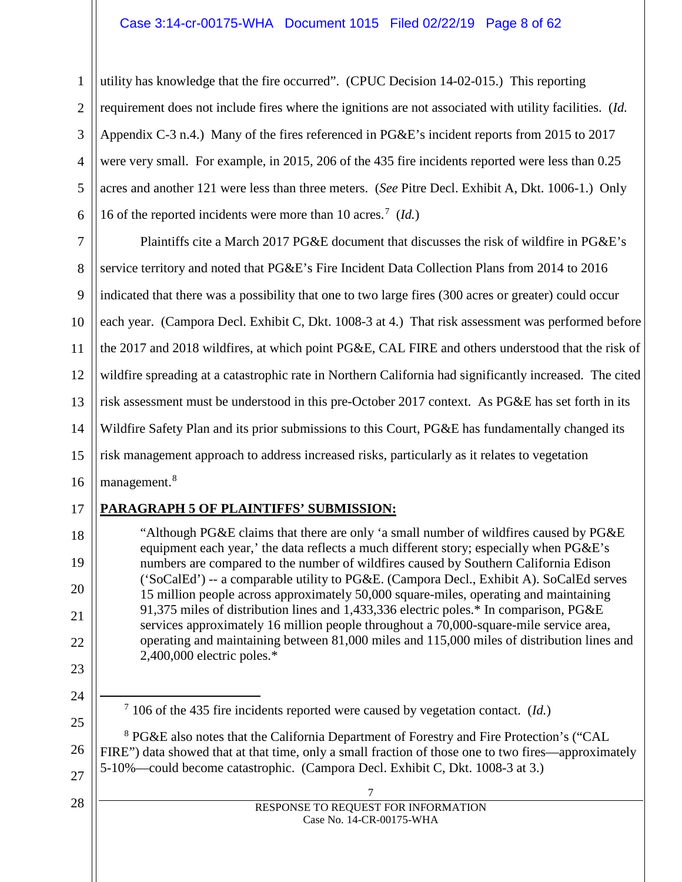utility has knowledge that the fire occurred". (CPUC Decision 14-02-015.) This reporting requirement does not include fires where the ignitions are not associated with utility facilities. (*Id.* Appendix C-3 n.4.) Many of the fires referenced in PG&E's incident reports from 2015 to 2017 were very small. For example, in 2015, 206 of the 435 fire incidents reported were less than 0.25 acres and another 121 were less than three meters. (*See* Pitre Decl. Exhibit A, Dkt. 1006-1.) Only 16 of the reported incidents were more than 10 acres.[7] (*Id.*)

Plaintiffs cite a March 2017 PG&E document that discusses the risk of wildfire in PG&E's service territory and noted that PG&E's Fire Incident Data Collection Plans from 2014 to 2016 indicated that there was a possibility that one to two large fires (300 acres or greater) could occur each year. (Campora Decl. Exhibit C, Dkt. 1008-3 at 4.) That risk assessment was performed before the 2017 and 2018 wildfires, at which point PG&E, CAL FIRE and others understood that the risk of wildfire spreading at a catastrophic rate in Northern California had significantly increased. The cited risk assessment must be understood in this pre-October 2017 context. As PG&E has set forth in its Wildfire Safety Plan and its prior submissions to this Court, PG&E has fundamentally changed its risk management approach to address increased risks, particularly as it relates to vegetation management.[8]

**PARAGRAPH 5 OF PLAINTIFFS' SUBMISSION:**

> "Although PG&E claims that there are only 'a small number of wildfires caused by PG&E equipment each year,' the data reflects a much different story; especially when PG&E's numbers are compared to the number of wildfires caused by Southern California Edison ('SoCalEd') -- a comparable utility to PG&E. (Campora Decl., Exhibit A). SoCalEd serves 15 million people across approximately 50,000 square-miles, operating and maintaining 91,375 miles of distribution lines and 1,433,336 electric poles.* In comparison, PG&E services approximately 16 million people throughout a 70,000-square-mile service area, operating and maintaining between 81,000 miles and 115,000 miles of distribution lines and 2,400,000 electric poles.*

---

[7] 106 of the 435 fire incidents reported were caused by vegetation contact. (*Id.*)

[8] PG&E also notes that the California Department of Forestry and Fire Protection's ("CAL FIRE") data showed that at that time, only a small fraction of those one to two fires—approximately 5-10%—could become catastrophic. (Campora Decl. Exhibit C, Dkt. 1008-3 at 3.)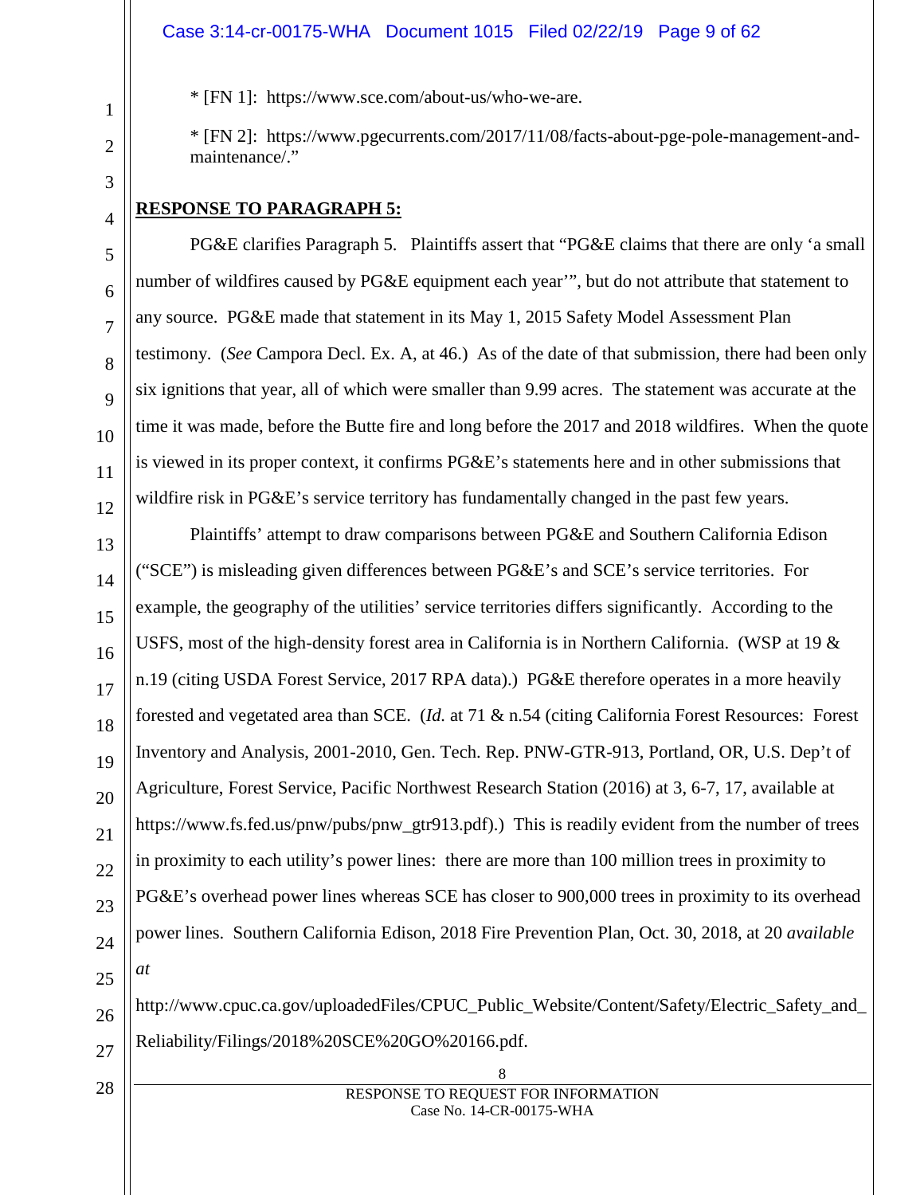* [FN 1]: https://www.sce.com/about-us/who-we-are.

* [FN 2]: https://www.pgecurrents.com/2017/11/08/facts-about-pge-pole-management-and-maintenance/."

**RESPONSE TO PARAGRAPH 5:**

PG&E clarifies Paragraph 5. Plaintiffs assert that "PG&E claims that there are only 'a small number of wildfires caused by PG&E equipment each year'", but do not attribute that statement to any source. PG&E made that statement in its May 1, 2015 Safety Model Assessment Plan testimony. (*See* Campora Decl. Ex. A, at 46.) As of the date of that submission, there had been only six ignitions that year, all of which were smaller than 9.99 acres. The statement was accurate at the time it was made, before the Butte fire and long before the 2017 and 2018 wildfires. When the quote is viewed in its proper context, it confirms PG&E's statements here and in other submissions that wildfire risk in PG&E's service territory has fundamentally changed in the past few years.

Plaintiffs' attempt to draw comparisons between PG&E and Southern California Edison ("SCE") is misleading given differences between PG&E's and SCE's service territories. For example, the geography of the utilities' service territories differs significantly. According to the USFS, most of the high-density forest area in California is in Northern California. (WSP at 19 & n.19 (citing USDA Forest Service, 2017 RPA data).) PG&E therefore operates in a more heavily forested and vegetated area than SCE. (*Id.* at 71 & n.54 (citing California Forest Resources: Forest Inventory and Analysis, 2001-2010, Gen. Tech. Rep. PNW-GTR-913, Portland, OR, U.S. Dep't of Agriculture, Forest Service, Pacific Northwest Research Station (2016) at 3, 6-7, 17, available at https://www.fs.fed.us/pnw/pubs/pnw_gtr913.pdf).) This is readily evident from the number of trees in proximity to each utility's power lines: there are more than 100 million trees in proximity to PG&E's overhead power lines whereas SCE has closer to 900,000 trees in proximity to its overhead power lines. Southern California Edison, 2018 Fire Prevention Plan, Oct. 30, 2018, at 20 *available at*

http://www.cpuc.ca.gov/uploadedFiles/CPUC_Public_Website/Content/Safety/Electric_Safety_and_Reliability/Filings/2018%20SCE%20GO%20166.pdf.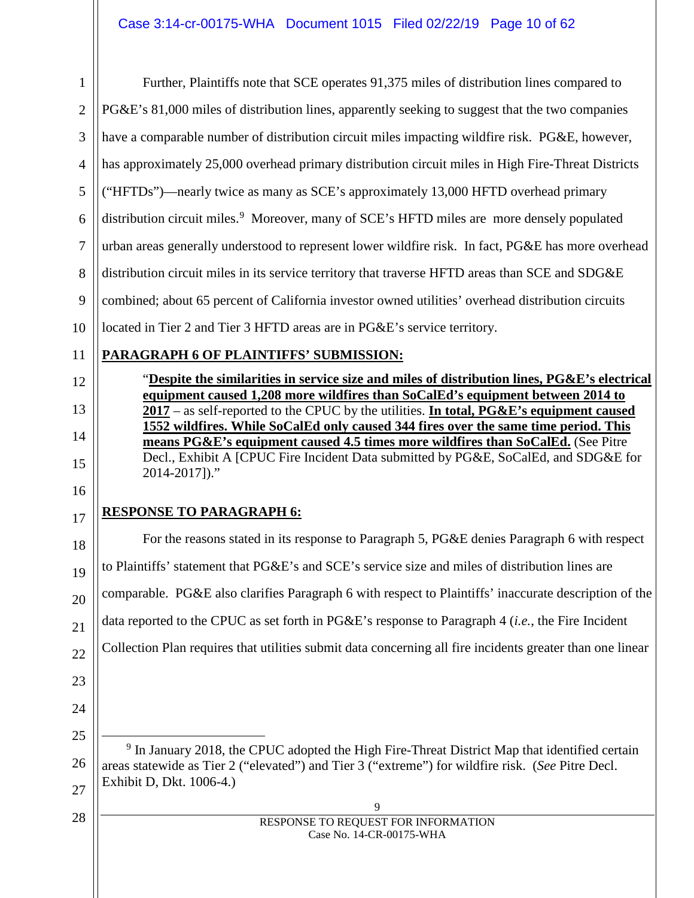Further, Plaintiffs note that SCE operates 91,375 miles of distribution lines compared to PG&E's 81,000 miles of distribution lines, apparently seeking to suggest that the two companies have a comparable number of distribution circuit miles impacting wildfire risk. PG&E, however, has approximately 25,000 overhead primary distribution circuit miles in High Fire-Threat Districts ("HFTDs")—nearly twice as many as SCE's approximately 13,000 HFTD overhead primary distribution circuit miles.[9] Moreover, many of SCE's HFTD miles are more densely populated urban areas generally understood to represent lower wildfire risk. In fact, PG&E has more overhead distribution circuit miles in its service territory that traverse HFTD areas than SCE and SDG&E combined; about 65 percent of California investor owned utilities' overhead distribution circuits located in Tier 2 and Tier 3 HFTD areas are in PG&E's service territory.

**PARAGRAPH 6 OF PLAINTIFFS' SUBMISSION:**

> "**Despite the similarities in service size and miles of distribution lines, PG&E's electrical equipment caused 1,208 more wildfires than SoCalEd's equipment between 2014 to 2017** – as self-reported to the CPUC by the utilities. **In total, PG&E's equipment caused 1552 wildfires. While SoCalEd only caused 344 fires over the same time period. This means PG&E's equipment caused 4.5 times more wildfires than SoCalEd.** (See Pitre Decl., Exhibit A [CPUC Fire Incident Data submitted by PG&E, SoCalEd, and SDG&E for 2014-2017])."

**RESPONSE TO PARAGRAPH 6:**

For the reasons stated in its response to Paragraph 5, PG&E denies Paragraph 6 with respect to Plaintiffs' statement that PG&E's and SCE's service size and miles of distribution lines are comparable. PG&E also clarifies Paragraph 6 with respect to Plaintiffs' inaccurate description of the data reported to the CPUC as set forth in PG&E's response to Paragraph 4 (*i.e.*, the Fire Incident Collection Plan requires that utilities submit data concerning all fire incidents greater than one linear

---

[9] In January 2018, the CPUC adopted the High Fire-Threat District Map that identified certain areas statewide as Tier 2 ("elevated") and Tier 3 ("extreme") for wildfire risk. (*See* Pitre Decl. Exhibit D, Dkt. 1006-4.)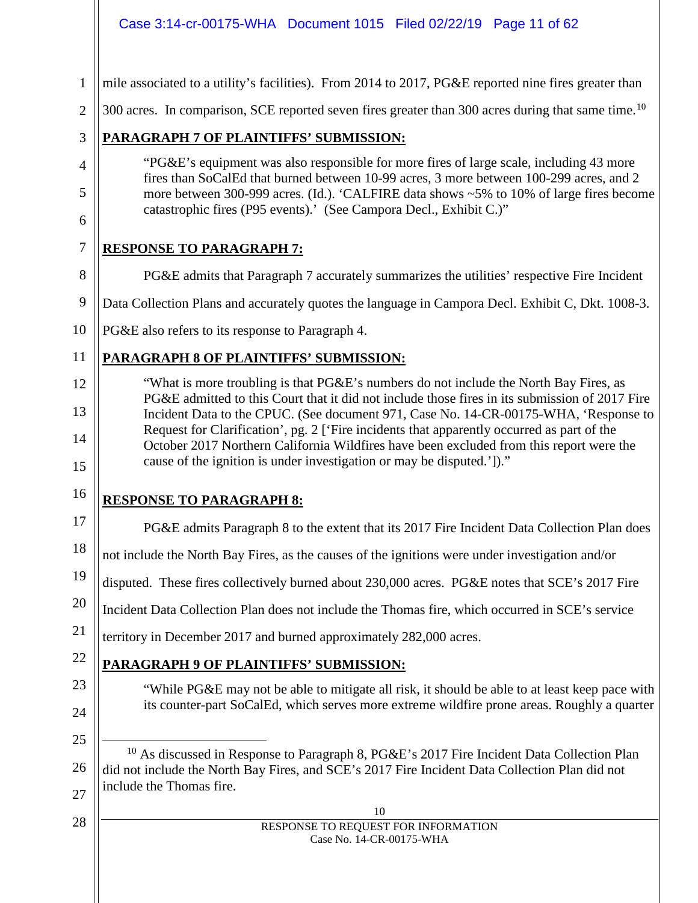mile associated to a utility's facilities). From 2014 to 2017, PG&E reported nine fires greater than 300 acres. In comparison, SCE reported seven fires greater than 300 acres during that same time.[10]

**PARAGRAPH 7 OF PLAINTIFFS' SUBMISSION:**

> "PG&E's equipment was also responsible for more fires of large scale, including 43 more fires than SoCalEd that burned between 10-99 acres, 3 more between 100-299 acres, and 2 more between 300-999 acres. (Id.). 'CALFIRE data shows ~5% to 10% of large fires become catastrophic fires (P95 events).' (See Campora Decl., Exhibit C.)"

**RESPONSE TO PARAGRAPH 7:**

PG&E admits that Paragraph 7 accurately summarizes the utilities' respective Fire Incident Data Collection Plans and accurately quotes the language in Campora Decl. Exhibit C, Dkt. 1008-3. PG&E also refers to its response to Paragraph 4.

**PARAGRAPH 8 OF PLAINTIFFS' SUBMISSION:**

> "What is more troubling is that PG&E's numbers do not include the North Bay Fires, as PG&E admitted to this Court that it did not include those fires in its submission of 2017 Fire Incident Data to the CPUC. (See document 971, Case No. 14-CR-00175-WHA, 'Response to Request for Clarification', pg. 2 ['Fire incidents that apparently occurred as part of the October 2017 Northern California Wildfires have been excluded from this report were the cause of the ignition is under investigation or may be disputed.'])."

**RESPONSE TO PARAGRAPH 8:**

PG&E admits Paragraph 8 to the extent that its 2017 Fire Incident Data Collection Plan does not include the North Bay Fires, as the causes of the ignitions were under investigation and/or disputed. These fires collectively burned about 230,000 acres. PG&E notes that SCE's 2017 Fire Incident Data Collection Plan does not include the Thomas fire, which occurred in SCE's service territory in December 2017 and burned approximately 282,000 acres.

**PARAGRAPH 9 OF PLAINTIFFS' SUBMISSION:**

> "While PG&E may not be able to mitigate all risk, it should be able to at least keep pace with its counter-part SoCalEd, which serves more extreme wildfire prone areas. Roughly a quarter

[10] As discussed in Response to Paragraph 8, PG&E's 2017 Fire Incident Data Collection Plan did not include the North Bay Fires, and SCE's 2017 Fire Incident Data Collection Plan did not include the Thomas fire.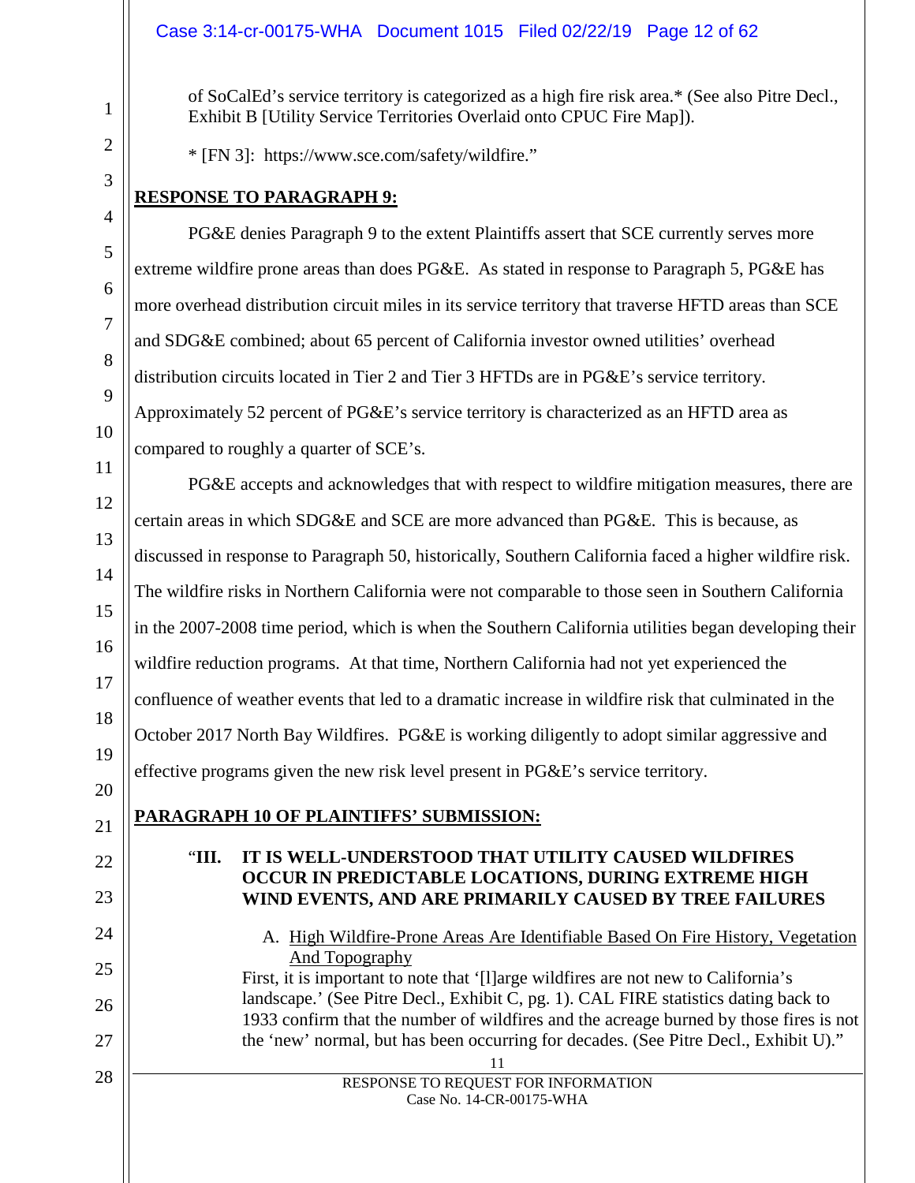of SoCalEd's service territory is categorized as a high fire risk area.* (See also Pitre Decl., Exhibit B [Utility Service Territories Overlaid onto CPUC Fire Map]).

* [FN 3]: https://www.sce.com/safety/wildfire."

**RESPONSE TO PARAGRAPH 9:**

PG&E denies Paragraph 9 to the extent Plaintiffs assert that SCE currently serves more extreme wildfire prone areas than does PG&E. As stated in response to Paragraph 5, PG&E has more overhead distribution circuit miles in its service territory that traverse HFTD areas than SCE and SDG&E combined; about 65 percent of California investor owned utilities' overhead distribution circuits located in Tier 2 and Tier 3 HFTDs are in PG&E's service territory. Approximately 52 percent of PG&E's service territory is characterized as an HFTD area as compared to roughly a quarter of SCE's.

PG&E accepts and acknowledges that with respect to wildfire mitigation measures, there are certain areas in which SDG&E and SCE are more advanced than PG&E. This is because, as discussed in response to Paragraph 50, historically, Southern California faced a higher wildfire risk. The wildfire risks in Northern California were not comparable to those seen in Southern California in the 2007-2008 time period, which is when the Southern California utilities began developing their wildfire reduction programs. At that time, Northern California had not yet experienced the confluence of weather events that led to a dramatic increase in wildfire risk that culminated in the October 2017 North Bay Wildfires. PG&E is working diligently to adopt similar aggressive and effective programs given the new risk level present in PG&E's service territory.

**PARAGRAPH 10 OF PLAINTIFFS' SUBMISSION:**

"**III. IT IS WELL-UNDERSTOOD THAT UTILITY CAUSED WILDFIRES OCCUR IN PREDICTABLE LOCATIONS, DURING EXTREME HIGH WIND EVENTS, AND ARE PRIMARILY CAUSED BY TREE FAILURES**

A. High Wildfire-Prone Areas Are Identifiable Based On Fire History, Vegetation And Topography

First, it is important to note that '[l]arge wildfires are not new to California's landscape.' (See Pitre Decl., Exhibit C, pg. 1). CAL FIRE statistics dating back to 1933 confirm that the number of wildfires and the acreage burned by those fires is not the 'new' normal, but has been occurring for decades. (See Pitre Decl., Exhibit U)."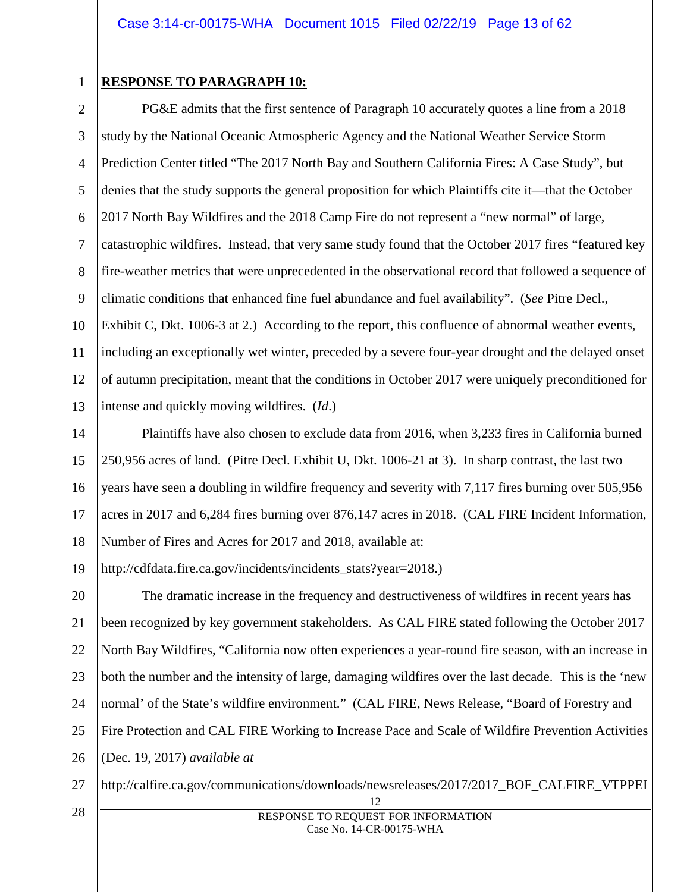**RESPONSE TO PARAGRAPH 10:**

PG&E admits that the first sentence of Paragraph 10 accurately quotes a line from a 2018 study by the National Oceanic Atmospheric Agency and the National Weather Service Storm Prediction Center titled "The 2017 North Bay and Southern California Fires: A Case Study", but denies that the study supports the general proposition for which Plaintiffs cite it—that the October 2017 North Bay Wildfires and the 2018 Camp Fire do not represent a "new normal" of large, catastrophic wildfires. Instead, that very same study found that the October 2017 fires "featured key fire-weather metrics that were unprecedented in the observational record that followed a sequence of climatic conditions that enhanced fine fuel abundance and fuel availability". (*See* Pitre Decl., Exhibit C, Dkt. 1006-3 at 2.) According to the report, this confluence of abnormal weather events, including an exceptionally wet winter, preceded by a severe four-year drought and the delayed onset of autumn precipitation, meant that the conditions in October 2017 were uniquely preconditioned for intense and quickly moving wildfires. (*Id*.)

Plaintiffs have also chosen to exclude data from 2016, when 3,233 fires in California burned 250,956 acres of land. (Pitre Decl. Exhibit U, Dkt. 1006-21 at 3). In sharp contrast, the last two years have seen a doubling in wildfire frequency and severity with 7,117 fires burning over 505,956 acres in 2017 and 6,284 fires burning over 876,147 acres in 2018. (CAL FIRE Incident Information, Number of Fires and Acres for 2017 and 2018, available at: http://cdfdata.fire.ca.gov/incidents/incidents_stats?year=2018.)

The dramatic increase in the frequency and destructiveness of wildfires in recent years has been recognized by key government stakeholders. As CAL FIRE stated following the October 2017 North Bay Wildfires, "California now often experiences a year-round fire season, with an increase in both the number and the intensity of large, damaging wildfires over the last decade. This is the 'new normal' of the State's wildfire environment." (CAL FIRE, News Release, "Board of Forestry and Fire Protection and CAL FIRE Working to Increase Pace and Scale of Wildfire Prevention Activities (Dec. 19, 2017) *available at* http://calfire.ca.gov/communications/downloads/newsreleases/2017/2017_BOF_CALFIRE_VTPPEI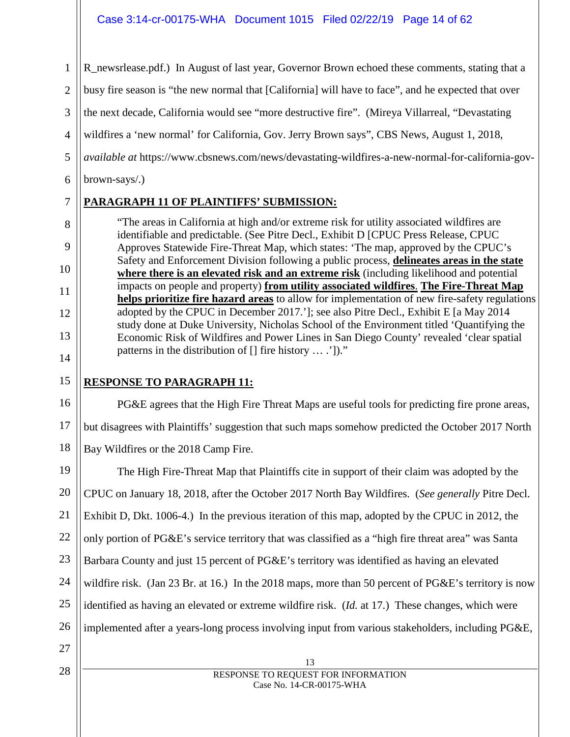R_newsrlease.pdf.) In August of last year, Governor Brown echoed these comments, stating that a busy fire season is "the new normal that [California] will have to face", and he expected that over the next decade, California would see "more destructive fire". (Mireya Villarreal, "Devastating wildfires a 'new normal' for California, Gov. Jerry Brown says", CBS News, August 1, 2018, *available at* https://www.cbsnews.com/news/devastating-wildfires-a-new-normal-for-california-gov-brown-says/.)

**PARAGRAPH 11 OF PLAINTIFFS' SUBMISSION:**

> "The areas in California at high and/or extreme risk for utility associated wildfires are identifiable and predictable. (See Pitre Decl., Exhibit D [CPUC Press Release, CPUC Approves Statewide Fire-Threat Map, which states: 'The map, approved by the CPUC's Safety and Enforcement Division following a public process, **delineates areas in the state where there is an elevated risk and an extreme risk** (including likelihood and potential impacts on people and property) **from utility associated wildfires**. **The Fire-Threat Map helps prioritize fire hazard areas** to allow for implementation of new fire-safety regulations adopted by the CPUC in December 2017.']; see also Pitre Decl., Exhibit E [a May 2014 study done at Duke University, Nicholas School of the Environment titled 'Quantifying the Economic Risk of Wildfires and Power Lines in San Diego County' revealed 'clear spatial patterns in the distribution of [] fire history … .'])."

**RESPONSE TO PARAGRAPH 11:**

PG&E agrees that the High Fire Threat Maps are useful tools for predicting fire prone areas, but disagrees with Plaintiffs' suggestion that such maps somehow predicted the October 2017 North Bay Wildfires or the 2018 Camp Fire.

The High Fire-Threat Map that Plaintiffs cite in support of their claim was adopted by the CPUC on January 18, 2018, after the October 2017 North Bay Wildfires. (*See generally* Pitre Decl. Exhibit D, Dkt. 1006-4.) In the previous iteration of this map, adopted by the CPUC in 2012, the only portion of PG&E's service territory that was classified as a "high fire threat area" was Santa Barbara County and just 15 percent of PG&E's territory was identified as having an elevated wildfire risk. (Jan 23 Br. at 16.) In the 2018 maps, more than 50 percent of PG&E's territory is now identified as having an elevated or extreme wildfire risk. (*Id.* at 17.) These changes, which were implemented after a years-long process involving input from various stakeholders, including PG&E,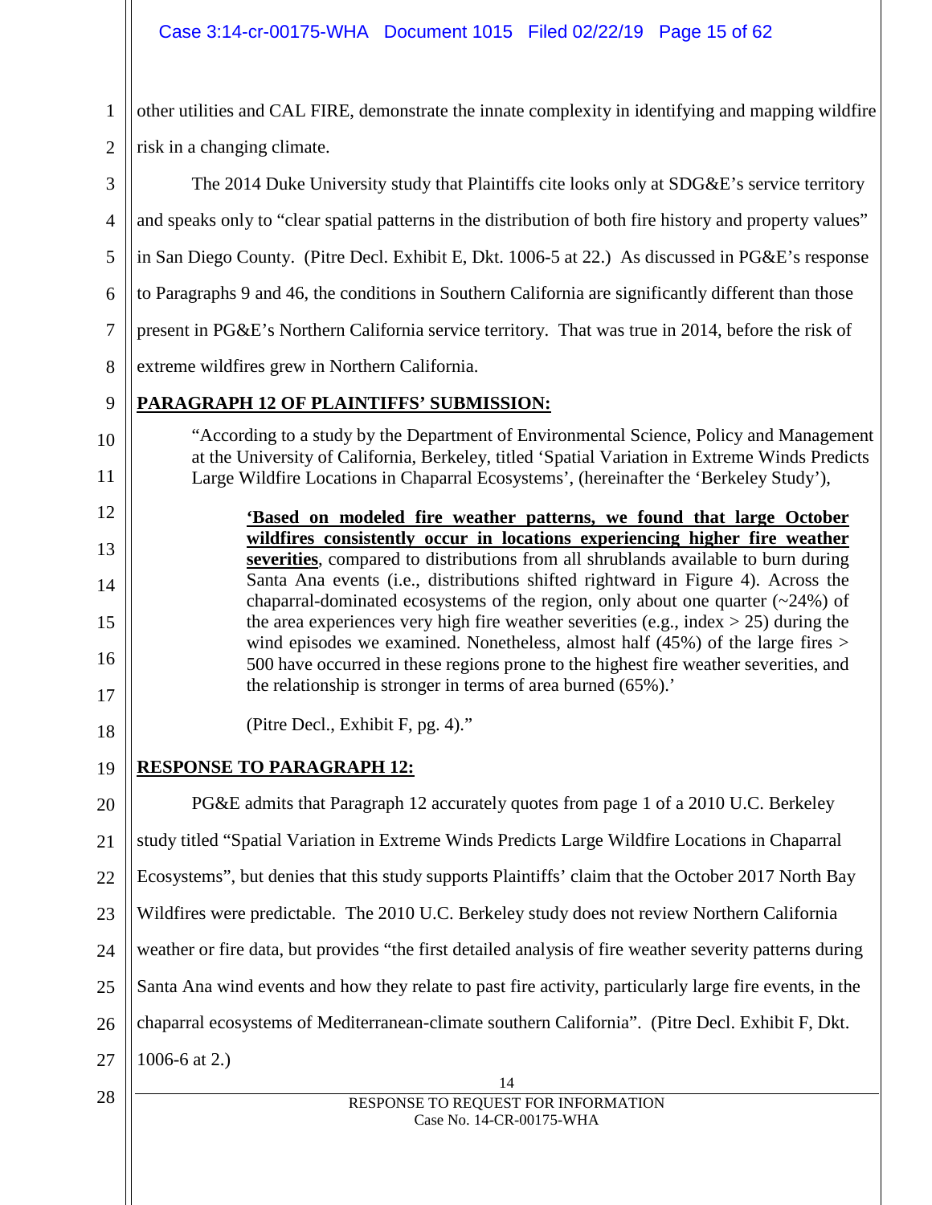other utilities and CAL FIRE, demonstrate the innate complexity in identifying and mapping wildfire risk in a changing climate.

The 2014 Duke University study that Plaintiffs cite looks only at SDG&E's service territory and speaks only to "clear spatial patterns in the distribution of both fire history and property values" in San Diego County. (Pitre Decl. Exhibit E, Dkt. 1006-5 at 22.) As discussed in PG&E's response to Paragraphs 9 and 46, the conditions in Southern California are significantly different than those present in PG&E's Northern California service territory. That was true in 2014, before the risk of extreme wildfires grew in Northern California.

**PARAGRAPH 12 OF PLAINTIFFS' SUBMISSION:**

> "According to a study by the Department of Environmental Science, Policy and Management at the University of California, Berkeley, titled 'Spatial Variation in Extreme Winds Predicts Large Wildfire Locations in Chaparral Ecosystems', (hereinafter the 'Berkeley Study'),
>
> > **'Based on modeled fire weather patterns, we found that large October wildfires consistently occur in locations experiencing higher fire weather severities**, compared to distributions from all shrublands available to burn during Santa Ana events (i.e., distributions shifted rightward in Figure 4). Across the chaparral-dominated ecosystems of the region, only about one quarter (~24%) of the area experiences very high fire weather severities (e.g., index > 25) during the wind episodes we examined. Nonetheless, almost half (45%) of the large fires > 500 have occurred in these regions prone to the highest fire weather severities, and the relationship is stronger in terms of area burned (65%).'
> >
> > (Pitre Decl., Exhibit F, pg. 4)."

**RESPONSE TO PARAGRAPH 12:**

PG&E admits that Paragraph 12 accurately quotes from page 1 of a 2010 U.C. Berkeley study titled "Spatial Variation in Extreme Winds Predicts Large Wildfire Locations in Chaparral Ecosystems", but denies that this study supports Plaintiffs' claim that the October 2017 North Bay Wildfires were predictable. The 2010 U.C. Berkeley study does not review Northern California weather or fire data, but provides "the first detailed analysis of fire weather severity patterns during Santa Ana wind events and how they relate to past fire activity, particularly large fire events, in the chaparral ecosystems of Mediterranean-climate southern California". (Pitre Decl. Exhibit F, Dkt. 1006-6 at 2.)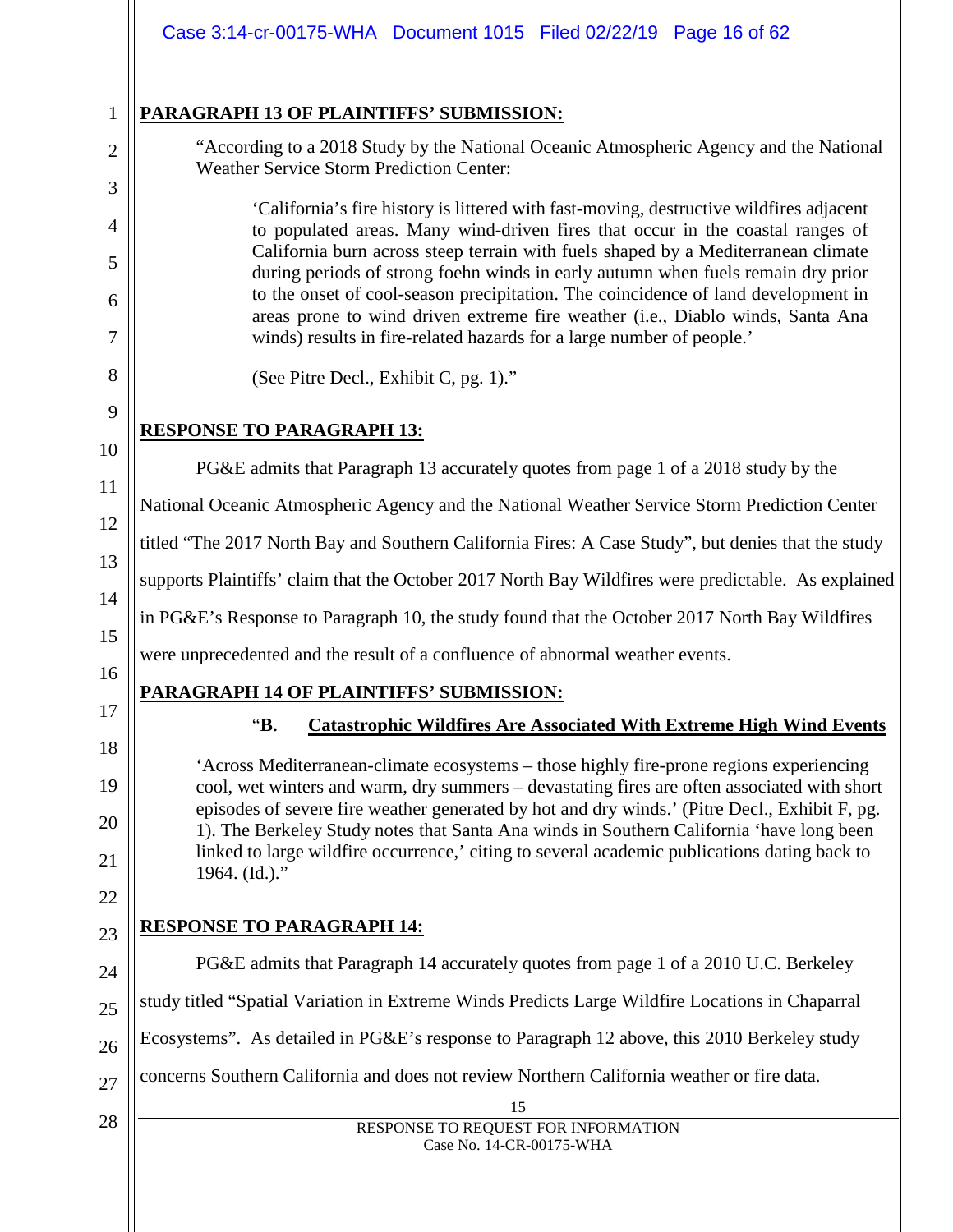**PARAGRAPH 13 OF PLAINTIFFS' SUBMISSION:**

> "According to a 2018 Study by the National Oceanic Atmospheric Agency and the National Weather Service Storm Prediction Center:
>
> > 'California's fire history is littered with fast-moving, destructive wildfires adjacent to populated areas. Many wind-driven fires that occur in the coastal ranges of California burn across steep terrain with fuels shaped by a Mediterranean climate during periods of strong foehn winds in early autumn when fuels remain dry prior to the onset of cool-season precipitation. The coincidence of land development in areas prone to wind driven extreme fire weather (i.e., Diablo winds, Santa Ana winds) results in fire-related hazards for a large number of people.'
> >
> > (See Pitre Decl., Exhibit C, pg. 1)."

**RESPONSE TO PARAGRAPH 13:**

PG&E admits that Paragraph 13 accurately quotes from page 1 of a 2018 study by the National Oceanic Atmospheric Agency and the National Weather Service Storm Prediction Center titled "The 2017 North Bay and Southern California Fires: A Case Study", but denies that the study supports Plaintiffs' claim that the October 2017 North Bay Wildfires were predictable. As explained in PG&E's Response to Paragraph 10, the study found that the October 2017 North Bay Wildfires were unprecedented and the result of a confluence of abnormal weather events.

**PARAGRAPH 14 OF PLAINTIFFS' SUBMISSION:**

> "**B. Catastrophic Wildfires Are Associated With Extreme High Wind Events**
>
> 'Across Mediterranean-climate ecosystems – those highly fire-prone regions experiencing cool, wet winters and warm, dry summers – devastating fires are often associated with short episodes of severe fire weather generated by hot and dry winds.' (Pitre Decl., Exhibit F, pg. 1). The Berkeley Study notes that Santa Ana winds in Southern California 'have long been linked to large wildfire occurrence,' citing to several academic publications dating back to 1964. (Id.)."

**RESPONSE TO PARAGRAPH 14:**

PG&E admits that Paragraph 14 accurately quotes from page 1 of a 2010 U.C. Berkeley study titled "Spatial Variation in Extreme Winds Predicts Large Wildfire Locations in Chaparral Ecosystems". As detailed in PG&E's response to Paragraph 12 above, this 2010 Berkeley study concerns Southern California and does not review Northern California weather or fire data.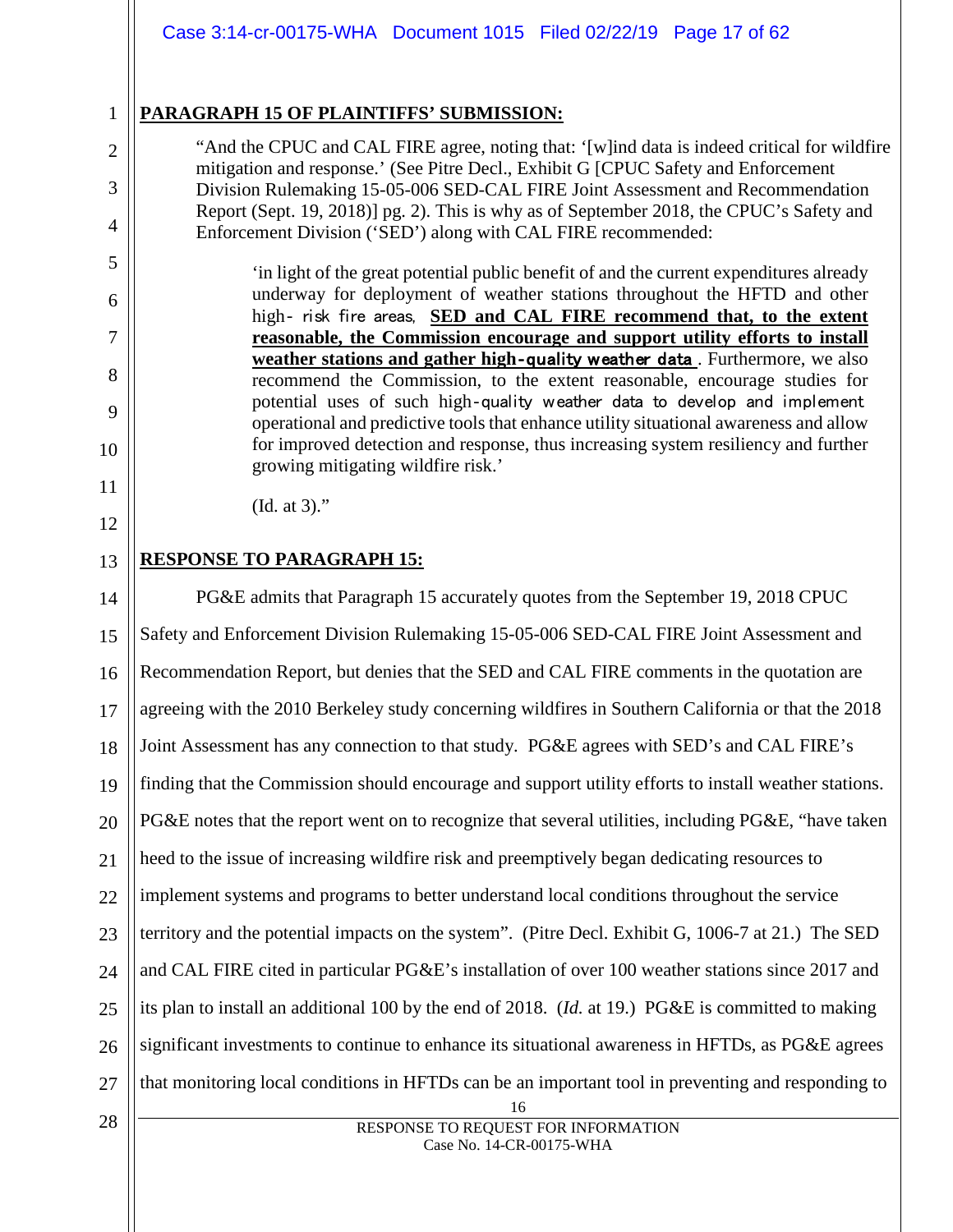**PARAGRAPH 15 OF PLAINTIFFS' SUBMISSION:**

> "And the CPUC and CAL FIRE agree, noting that: '[w]ind data is indeed critical for wildfire mitigation and response.' (See Pitre Decl., Exhibit G [CPUC Safety and Enforcement Division Rulemaking 15-05-006 SED-CAL FIRE Joint Assessment and Recommendation Report (Sept. 19, 2018)] pg. 2). This is why as of September 2018, the CPUC's Safety and Enforcement Division ('SED') along with CAL FIRE recommended:
>
> > 'in light of the great potential public benefit of and the current expenditures already underway for deployment of weather stations throughout the HFTD and other high-risk fire areas, **SED and CAL FIRE recommend that, to the extent reasonable, the Commission encourage and support utility efforts to install weather stations and gather high-quality weather data**. Furthermore, we also recommend the Commission, to the extent reasonable, encourage studies for potential uses of such high-quality weather data to develop and implement operational and predictive tools that enhance utility situational awareness and allow for improved detection and response, thus increasing system resiliency and further growing mitigating wildfire risk.'
> >
> > (Id. at 3)."

**RESPONSE TO PARAGRAPH 15:**

PG&E admits that Paragraph 15 accurately quotes from the September 19, 2018 CPUC Safety and Enforcement Division Rulemaking 15-05-006 SED-CAL FIRE Joint Assessment and Recommendation Report, but denies that the SED and CAL FIRE comments in the quotation are agreeing with the 2010 Berkeley study concerning wildfires in Southern California or that the 2018 Joint Assessment has any connection to that study. PG&E agrees with SED's and CAL FIRE's finding that the Commission should encourage and support utility efforts to install weather stations. PG&E notes that the report went on to recognize that several utilities, including PG&E, "have taken heed to the issue of increasing wildfire risk and preemptively began dedicating resources to implement systems and programs to better understand local conditions throughout the service territory and the potential impacts on the system". (Pitre Decl. Exhibit G, 1006-7 at 21.) The SED and CAL FIRE cited in particular PG&E's installation of over 100 weather stations since 2017 and its plan to install an additional 100 by the end of 2018. (*Id.* at 19.) PG&E is committed to making significant investments to continue to enhance its situational awareness in HFTDs, as PG&E agrees that monitoring local conditions in HFTDs can be an important tool in preventing and responding to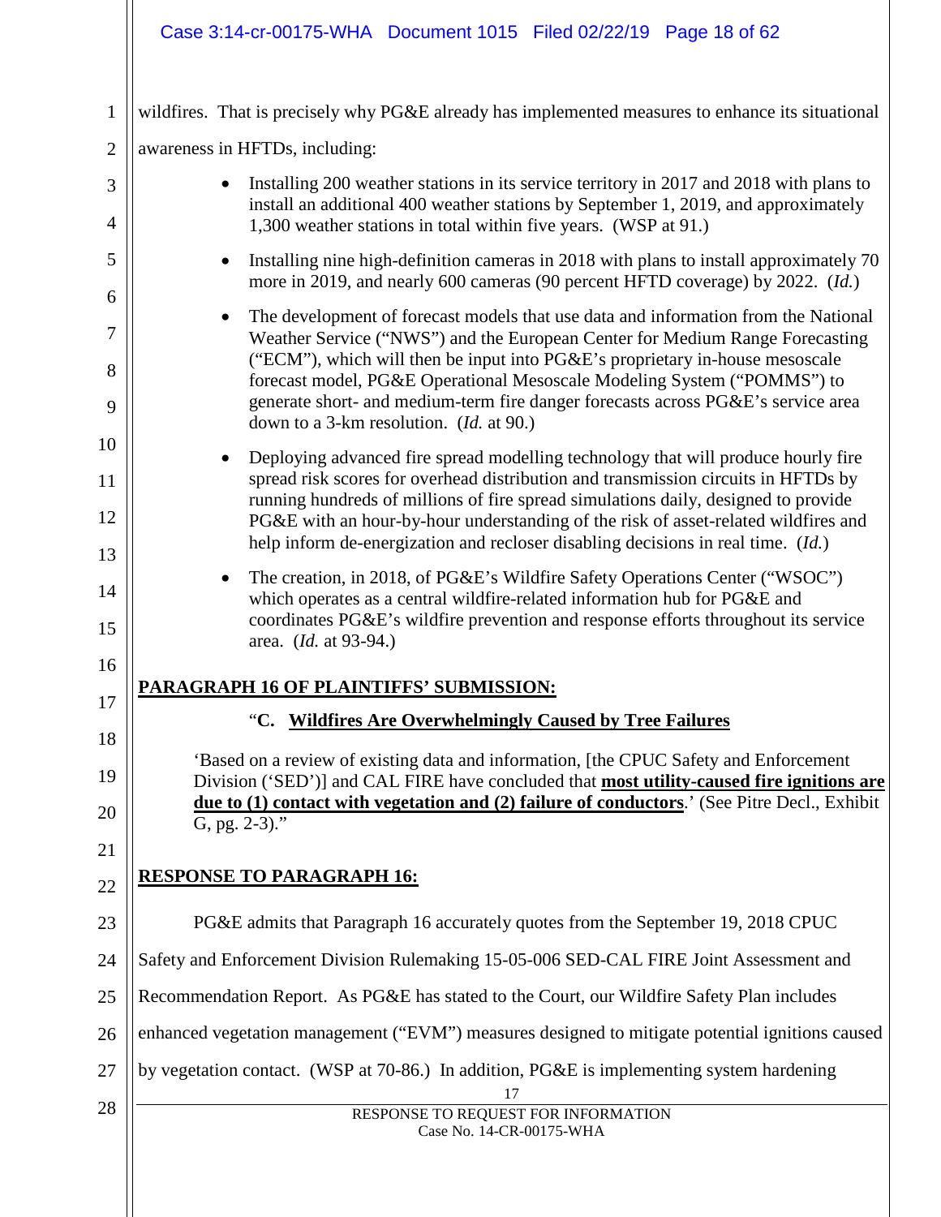wildfires. That is precisely why PG&E already has implemented measures to enhance its situational awareness in HFTDs, including:

- Installing 200 weather stations in its service territory in 2017 and 2018 with plans to install an additional 400 weather stations by September 1, 2019, and approximately 1,300 weather stations in total within five years. (WSP at 91.)
- Installing nine high-definition cameras in 2018 with plans to install approximately 70 more in 2019, and nearly 600 cameras (90 percent HFTD coverage) by 2022. (*Id.*)
- The development of forecast models that use data and information from the National Weather Service ("NWS") and the European Center for Medium Range Forecasting ("ECM"), which will then be input into PG&E's proprietary in-house mesoscale forecast model, PG&E Operational Mesoscale Modeling System ("POMMS") to generate short- and medium-term fire danger forecasts across PG&E's service area down to a 3-km resolution. (*Id.* at 90.)
- Deploying advanced fire spread modelling technology that will produce hourly fire spread risk scores for overhead distribution and transmission circuits in HFTDs by running hundreds of millions of fire spread simulations daily, designed to provide PG&E with an hour-by-hour understanding of the risk of asset-related wildfires and help inform de-energization and recloser disabling decisions in real time. (*Id.*)
- The creation, in 2018, of PG&E's Wildfire Safety Operations Center ("WSOC") which operates as a central wildfire-related information hub for PG&E and coordinates PG&E's wildfire prevention and response efforts throughout its service area. (*Id.* at 93-94.)

**PARAGRAPH 16 OF PLAINTIFFS' SUBMISSION:**

> "**C. Wildfires Are Overwhelmingly Caused by Tree Failures**
>
> 'Based on a review of existing data and information, [the CPUC Safety and Enforcement Division ('SED')] and CAL FIRE have concluded that **most utility-caused fire ignitions are due to (1) contact with vegetation and (2) failure of conductors**.' (See Pitre Decl., Exhibit G, pg. 2-3)."

**RESPONSE TO PARAGRAPH 16:**

PG&E admits that Paragraph 16 accurately quotes from the September 19, 2018 CPUC Safety and Enforcement Division Rulemaking 15-05-006 SED-CAL FIRE Joint Assessment and Recommendation Report. As PG&E has stated to the Court, our Wildfire Safety Plan includes enhanced vegetation management ("EVM") measures designed to mitigate potential ignitions caused by vegetation contact. (WSP at 70-86.) In addition, PG&E is implementing system hardening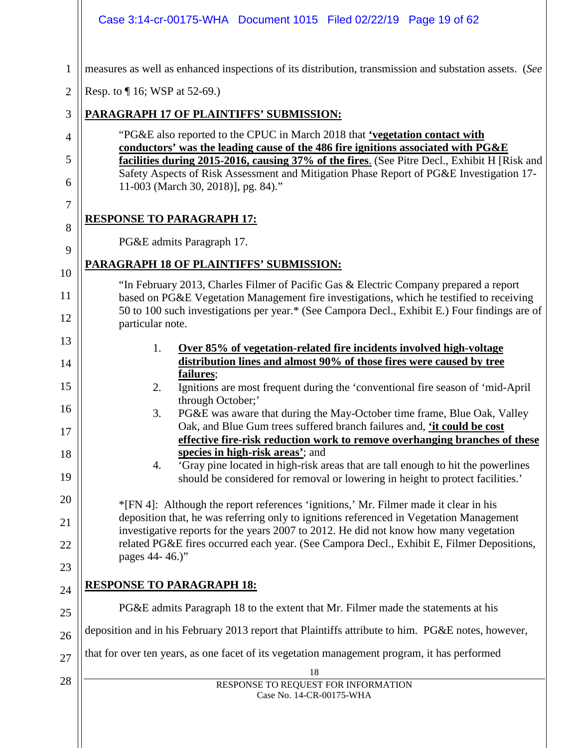measures as well as enhanced inspections of its distribution, transmission and substation assets. (*See* Resp. to ¶ 16; WSP at 52-69.)

**PARAGRAPH 17 OF PLAINTIFFS' SUBMISSION:**

> "PG&E also reported to the CPUC in March 2018 that **'vegetation contact with conductors' was the leading cause of the 486 fire ignitions associated with PG&E facilities during 2015-2016, causing 37% of the fires**. (See Pitre Decl., Exhibit H [Risk and Safety Aspects of Risk Assessment and Mitigation Phase Report of PG&E Investigation 17-11-003 (March 30, 2018)], pg. 84)."

**RESPONSE TO PARAGRAPH 17:**

PG&E admits Paragraph 17.

**PARAGRAPH 18 OF PLAINTIFFS' SUBMISSION:**

> "In February 2013, Charles Filmer of Pacific Gas & Electric Company prepared a report based on PG&E Vegetation Management fire investigations, which he testified to receiving 50 to 100 such investigations per year.* (See Campora Decl., Exhibit E.) Four findings are of particular note.
>
> 1. **Over 85% of vegetation-related fire incidents involved high-voltage distribution lines and almost 90% of those fires were caused by tree failures**;
> 2. Ignitions are most frequent during the 'conventional fire season of 'mid-April through October;'
> 3. PG&E was aware that during the May-October time frame, Blue Oak, Valley Oak, and Blue Gum trees suffered branch failures and, **'it could be cost effective fire-risk reduction work to remove overhanging branches of these species in high-risk areas'**; and
> 4. 'Gray pine located in high-risk areas that are tall enough to hit the powerlines should be considered for removal or lowering in height to protect facilities.'
>
> *[FN 4]: Although the report references 'ignitions,' Mr. Filmer made it clear in his deposition that, he was referring only to ignitions referenced in Vegetation Management investigative reports for the years 2007 to 2012. He did not know how many vegetation related PG&E fires occurred each year. (See Campora Decl., Exhibit E, Filmer Depositions, pages 44- 46.)"

**RESPONSE TO PARAGRAPH 18:**

PG&E admits Paragraph 18 to the extent that Mr. Filmer made the statements at his deposition and in his February 2013 report that Plaintiffs attribute to him. PG&E notes, however, that for over ten years, as one facet of its vegetation management program, it has performed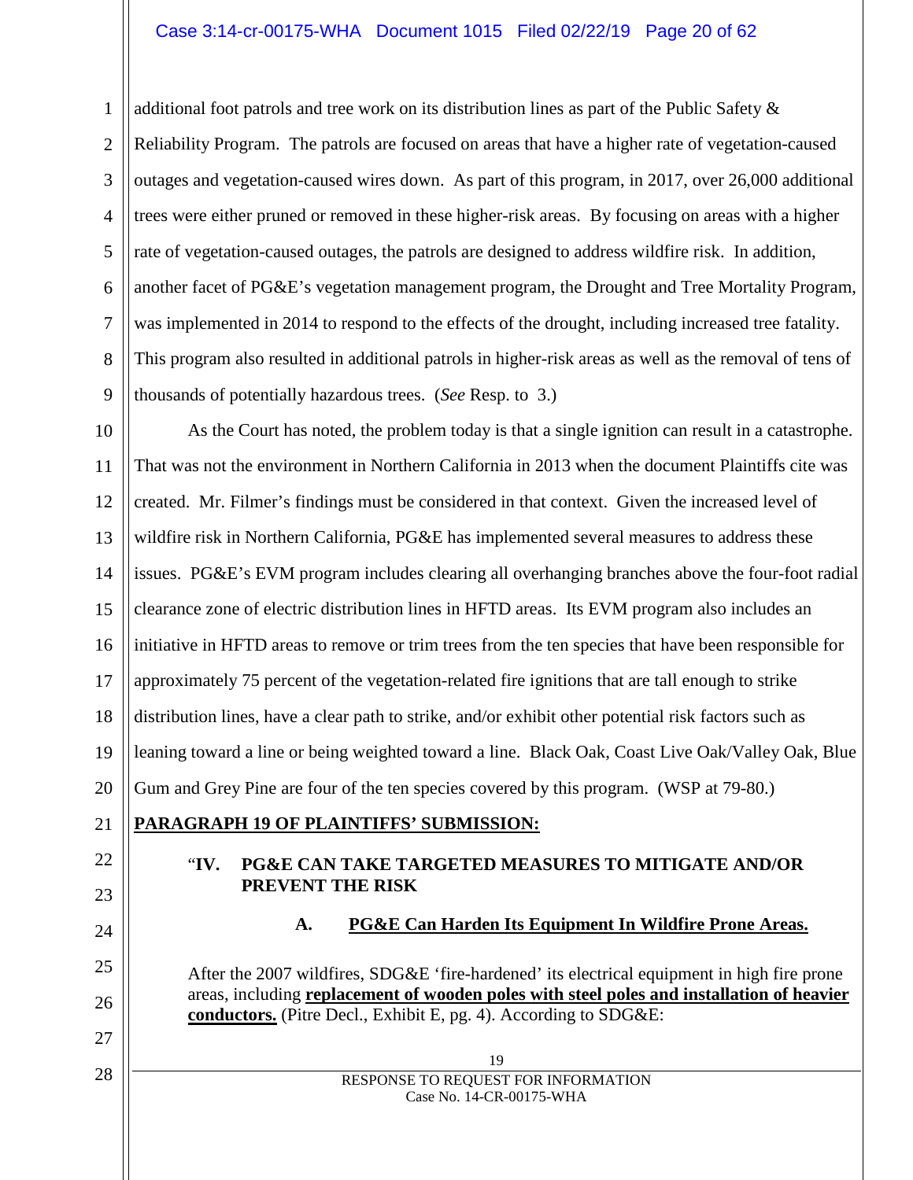additional foot patrols and tree work on its distribution lines as part of the Public Safety & Reliability Program. The patrols are focused on areas that have a higher rate of vegetation-caused outages and vegetation-caused wires down. As part of this program, in 2017, over 26,000 additional trees were either pruned or removed in these higher-risk areas. By focusing on areas with a higher rate of vegetation-caused outages, the patrols are designed to address wildfire risk. In addition, another facet of PG&E's vegetation management program, the Drought and Tree Mortality Program, was implemented in 2014 to respond to the effects of the drought, including increased tree fatality. This program also resulted in additional patrols in higher-risk areas as well as the removal of tens of thousands of potentially hazardous trees. (*See* Resp. to 3.)

As the Court has noted, the problem today is that a single ignition can result in a catastrophe. That was not the environment in Northern California in 2013 when the document Plaintiffs cite was created. Mr. Filmer's findings must be considered in that context. Given the increased level of wildfire risk in Northern California, PG&E has implemented several measures to address these issues. PG&E's EVM program includes clearing all overhanging branches above the four-foot radial clearance zone of electric distribution lines in HFTD areas. Its EVM program also includes an initiative in HFTD areas to remove or trim trees from the ten species that have been responsible for approximately 75 percent of the vegetation-related fire ignitions that are tall enough to strike distribution lines, have a clear path to strike, and/or exhibit other potential risk factors such as leaning toward a line or being weighted toward a line. Black Oak, Coast Live Oak/Valley Oak, Blue Gum and Grey Pine are four of the ten species covered by this program. (WSP at 79-80.)

**PARAGRAPH 19 OF PLAINTIFFS' SUBMISSION:**

> "**IV. PG&E CAN TAKE TARGETED MEASURES TO MITIGATE AND/OR PREVENT THE RISK**
>
> **A. PG&E Can Harden Its Equipment In Wildfire Prone Areas.**
>
> After the 2007 wildfires, SDG&E 'fire-hardened' its electrical equipment in high fire prone areas, including **replacement of wooden poles with steel poles and installation of heavier conductors.** (Pitre Decl., Exhibit E, pg. 4). According to SDG&E: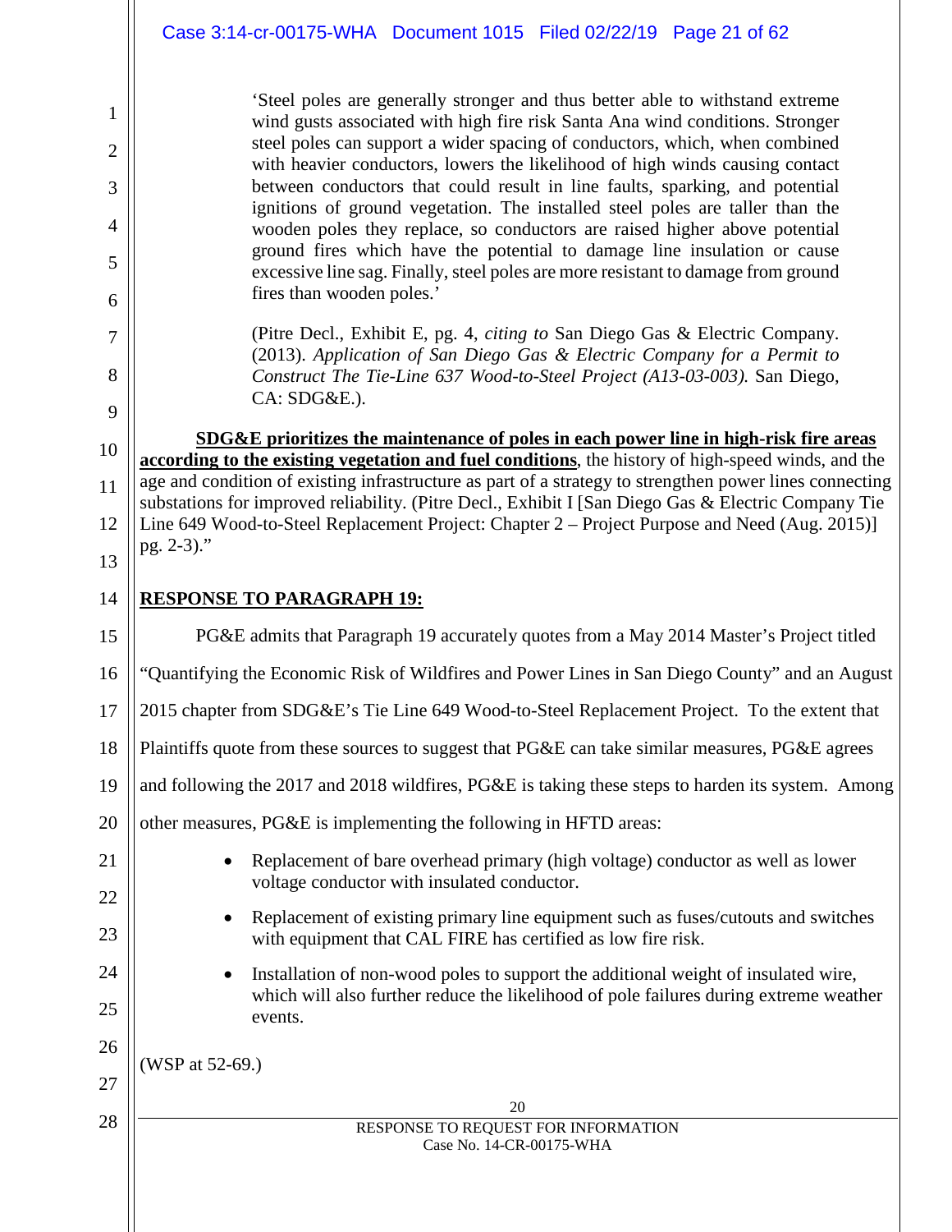> 'Steel poles are generally stronger and thus better able to withstand extreme wind gusts associated with high fire risk Santa Ana wind conditions. Stronger steel poles can support a wider spacing of conductors, which, when combined with heavier conductors, lowers the likelihood of high winds causing contact between conductors that could result in line faults, sparking, and potential ignitions of ground vegetation. The installed steel poles are taller than the wooden poles they replace, so conductors are raised higher above potential ground fires which have the potential to damage line insulation or cause excessive line sag. Finally, steel poles are more resistant to damage from ground fires than wooden poles.'
>
> (Pitre Decl., Exhibit E, pg. 4, *citing to* San Diego Gas & Electric Company. (2013). *Application of San Diego Gas & Electric Company for a Permit to Construct The Tie-Line 637 Wood-to-Steel Project (A13-03-003).* San Diego, CA: SDG&E.).

**<u>SDG&E prioritizes the maintenance of poles in each power line in high-risk fire areas according to the existing vegetation and fuel conditions</u>**, the history of high-speed winds, and the age and condition of existing infrastructure as part of a strategy to strengthen power lines connecting substations for improved reliability. (Pitre Decl., Exhibit I [San Diego Gas & Electric Company Tie Line 649 Wood-to-Steel Replacement Project: Chapter 2 – Project Purpose and Need (Aug. 2015)] pg. 2-3)."

**<u>RESPONSE TO PARAGRAPH 19:</u>**

PG&E admits that Paragraph 19 accurately quotes from a May 2014 Master's Project titled "Quantifying the Economic Risk of Wildfires and Power Lines in San Diego County" and an August 2015 chapter from SDG&E's Tie Line 649 Wood-to-Steel Replacement Project. To the extent that Plaintiffs quote from these sources to suggest that PG&E can take similar measures, PG&E agrees and following the 2017 and 2018 wildfires, PG&E is taking these steps to harden its system. Among other measures, PG&E is implementing the following in HFTD areas:

- Replacement of bare overhead primary (high voltage) conductor as well as lower voltage conductor with insulated conductor.
- Replacement of existing primary line equipment such as fuses/cutouts and switches with equipment that CAL FIRE has certified as low fire risk.
- Installation of non-wood poles to support the additional weight of insulated wire, which will also further reduce the likelihood of pole failures during extreme weather events.

(WSP at 52-69.)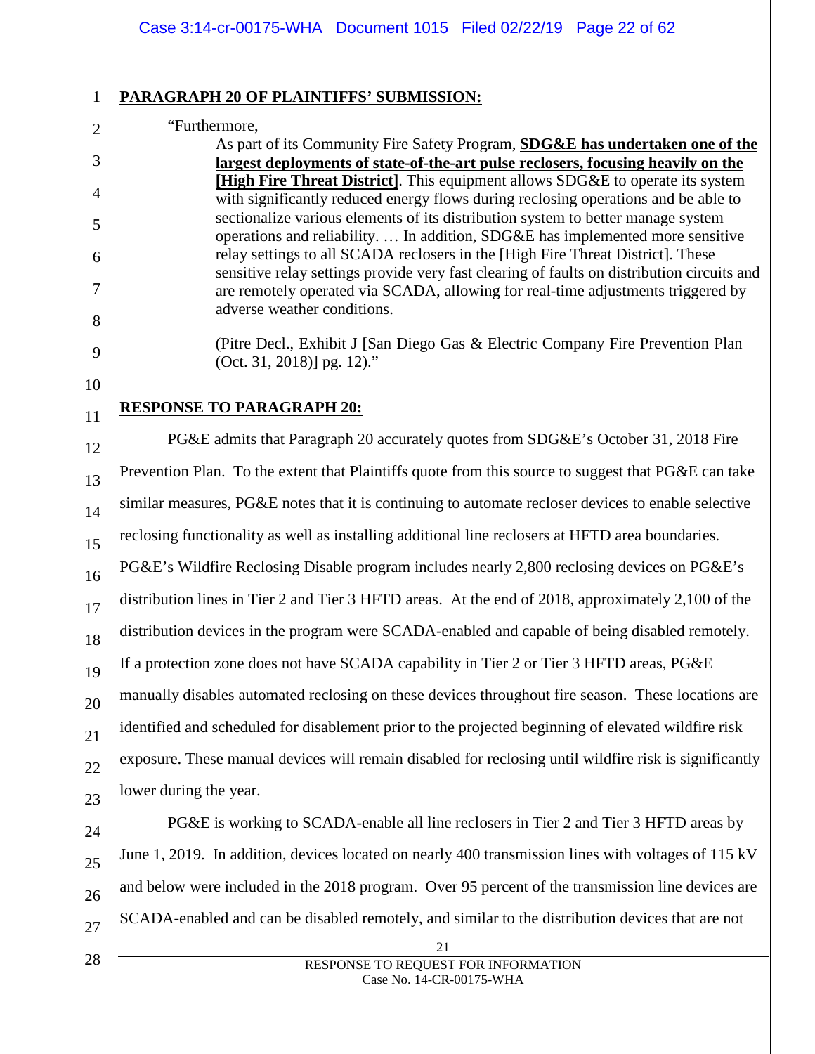**PARAGRAPH 20 OF PLAINTIFFS' SUBMISSION:**

"Furthermore,

> As part of its Community Fire Safety Program, **SDG&E has undertaken one of the largest deployments of state-of-the-art pulse reclosers, focusing heavily on the [High Fire Threat District]**. This equipment allows SDG&E to operate its system with significantly reduced energy flows during reclosing operations and be able to sectionalize various elements of its distribution system to better manage system operations and reliability. … In addition, SDG&E has implemented more sensitive relay settings to all SCADA reclosers in the [High Fire Threat District]. These sensitive relay settings provide very fast clearing of faults on distribution circuits and are remotely operated via SCADA, allowing for real-time adjustments triggered by adverse weather conditions.
>
> (Pitre Decl., Exhibit J [San Diego Gas & Electric Company Fire Prevention Plan (Oct. 31, 2018)] pg. 12)."

**RESPONSE TO PARAGRAPH 20:**

PG&E admits that Paragraph 20 accurately quotes from SDG&E's October 31, 2018 Fire Prevention Plan. To the extent that Plaintiffs quote from this source to suggest that PG&E can take similar measures, PG&E notes that it is continuing to automate recloser devices to enable selective reclosing functionality as well as installing additional line reclosers at HFTD area boundaries. PG&E's Wildfire Reclosing Disable program includes nearly 2,800 reclosing devices on PG&E's distribution lines in Tier 2 and Tier 3 HFTD areas. At the end of 2018, approximately 2,100 of the distribution devices in the program were SCADA-enabled and capable of being disabled remotely. If a protection zone does not have SCADA capability in Tier 2 or Tier 3 HFTD areas, PG&E manually disables automated reclosing on these devices throughout fire season. These locations are identified and scheduled for disablement prior to the projected beginning of elevated wildfire risk exposure. These manual devices will remain disabled for reclosing until wildfire risk is significantly lower during the year.

PG&E is working to SCADA-enable all line reclosers in Tier 2 and Tier 3 HFTD areas by June 1, 2019. In addition, devices located on nearly 400 transmission lines with voltages of 115 kV and below were included in the 2018 program. Over 95 percent of the transmission line devices are SCADA-enabled and can be disabled remotely, and similar to the distribution devices that are not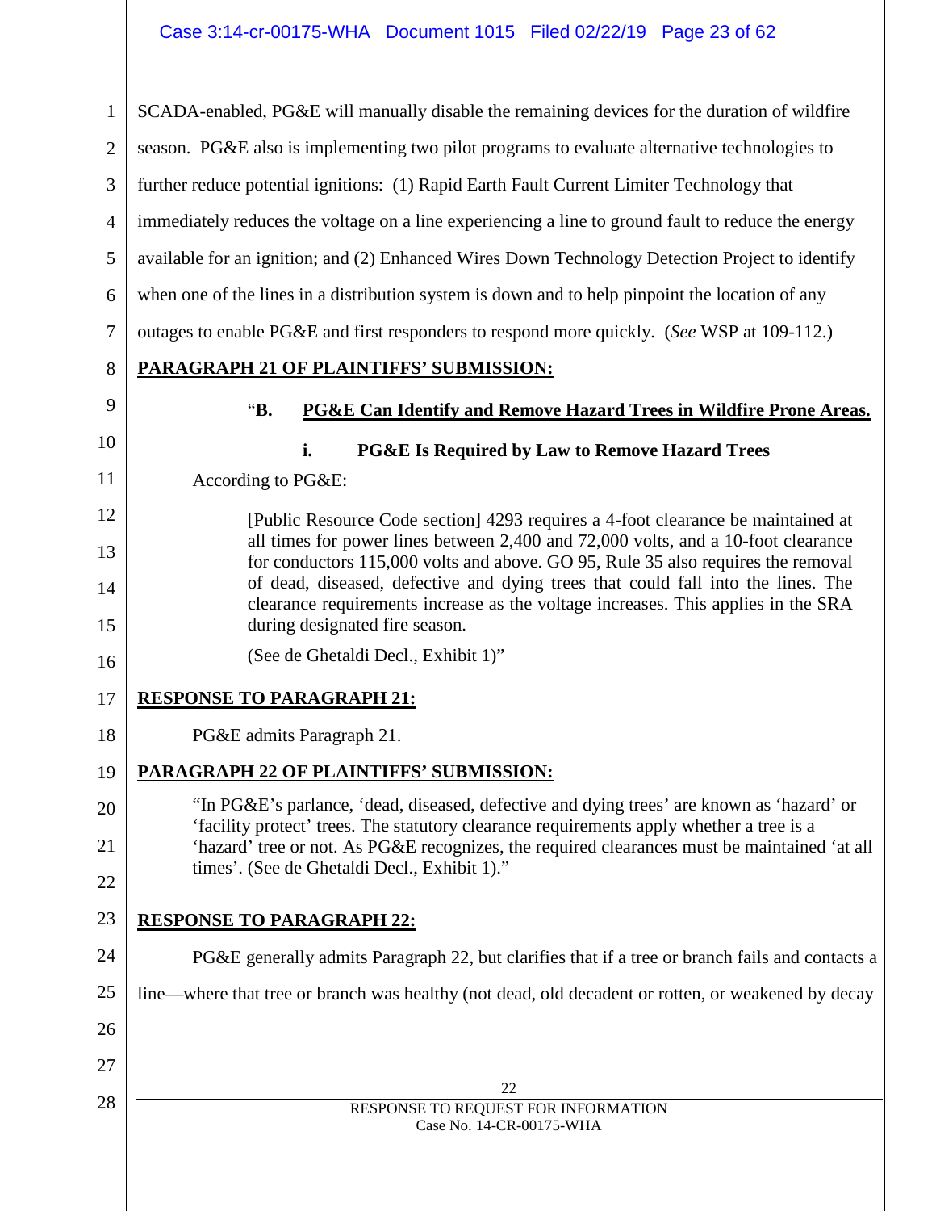SCADA-enabled, PG&E will manually disable the remaining devices for the duration of wildfire season. PG&E also is implementing two pilot programs to evaluate alternative technologies to further reduce potential ignitions: (1) Rapid Earth Fault Current Limiter Technology that immediately reduces the voltage on a line experiencing a line to ground fault to reduce the energy available for an ignition; and (2) Enhanced Wires Down Technology Detection Project to identify when one of the lines in a distribution system is down and to help pinpoint the location of any outages to enable PG&E and first responders to respond more quickly. (*See* WSP at 109-112.)

**PARAGRAPH 21 OF PLAINTIFFS' SUBMISSION:**

"**B. PG&E Can Identify and Remove Hazard Trees in Wildfire Prone Areas.**

**i. PG&E Is Required by Law to Remove Hazard Trees**

According to PG&E:

> [Public Resource Code section] 4293 requires a 4-foot clearance be maintained at all times for power lines between 2,400 and 72,000 volts, and a 10-foot clearance for conductors 115,000 volts and above. GO 95, Rule 35 also requires the removal of dead, diseased, defective and dying trees that could fall into the lines. The clearance requirements increase as the voltage increases. This applies in the SRA during designated fire season.
>
> (See de Ghetaldi Decl., Exhibit 1)"

**RESPONSE TO PARAGRAPH 21:**

PG&E admits Paragraph 21.

**PARAGRAPH 22 OF PLAINTIFFS' SUBMISSION:**

> "In PG&E's parlance, 'dead, diseased, defective and dying trees' are known as 'hazard' or 'facility protect' trees. The statutory clearance requirements apply whether a tree is a 'hazard' tree or not. As PG&E recognizes, the required clearances must be maintained 'at all times'. (See de Ghetaldi Decl., Exhibit 1)."

**RESPONSE TO PARAGRAPH 22:**

PG&E generally admits Paragraph 22, but clarifies that if a tree or branch fails and contacts a line—where that tree or branch was healthy (not dead, old decadent or rotten, or weakened by decay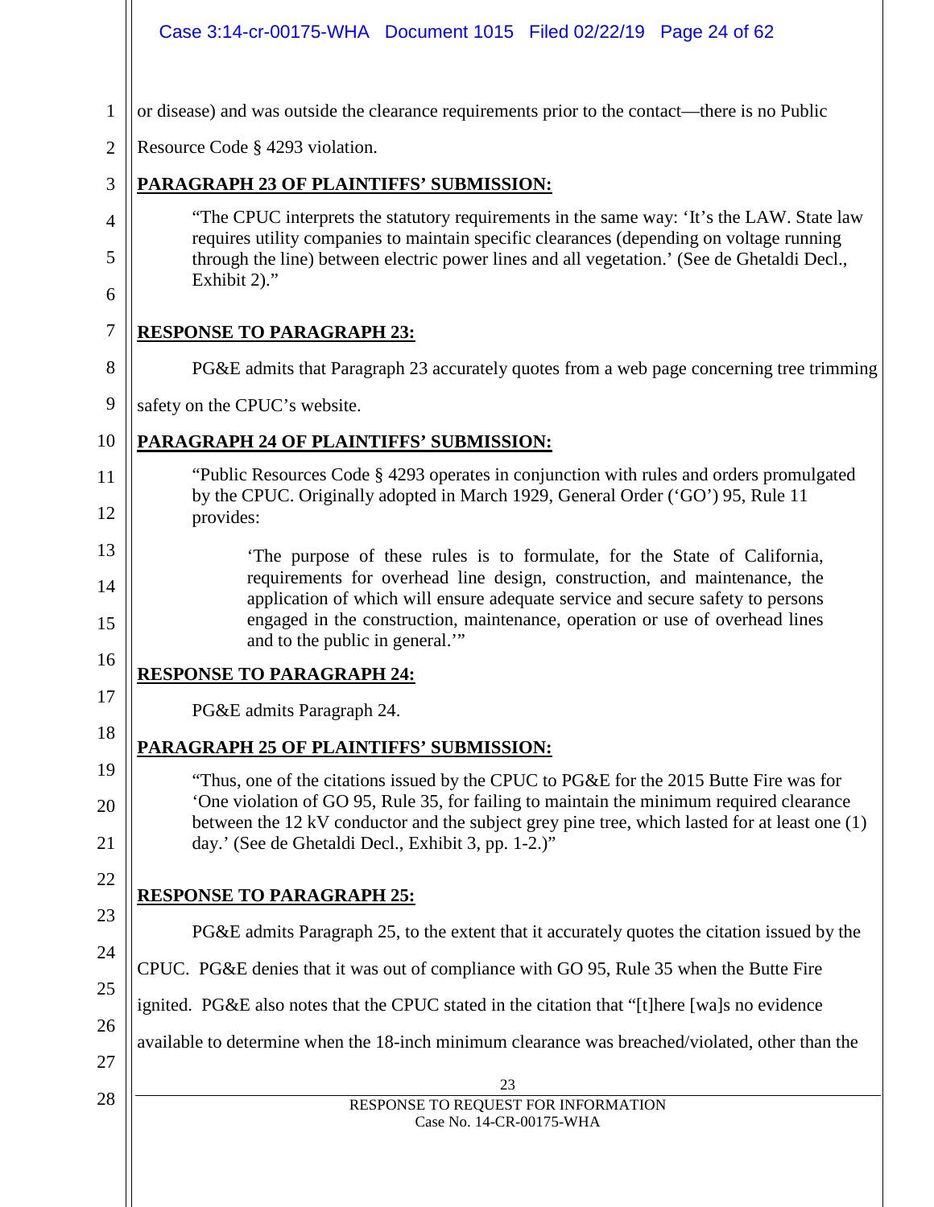or disease) and was outside the clearance requirements prior to the contact—there is no Public Resource Code § 4293 violation.

**PARAGRAPH 23 OF PLAINTIFFS' SUBMISSION:**

> "The CPUC interprets the statutory requirements in the same way: 'It's the LAW. State law requires utility companies to maintain specific clearances (depending on voltage running through the line) between electric power lines and all vegetation.' (See de Ghetaldi Decl., Exhibit 2)."

**RESPONSE TO PARAGRAPH 23:**

PG&E admits that Paragraph 23 accurately quotes from a web page concerning tree trimming safety on the CPUC's website.

**PARAGRAPH 24 OF PLAINTIFFS' SUBMISSION:**

> "Public Resources Code § 4293 operates in conjunction with rules and orders promulgated by the CPUC. Originally adopted in March 1929, General Order ('GO') 95, Rule 11 provides:
>
> > 'The purpose of these rules is to formulate, for the State of California, requirements for overhead line design, construction, and maintenance, the application of which will ensure adequate service and secure safety to persons engaged in the construction, maintenance, operation or use of overhead lines and to the public in general.'"

**RESPONSE TO PARAGRAPH 24:**

PG&E admits Paragraph 24.

**PARAGRAPH 25 OF PLAINTIFFS' SUBMISSION:**

> "Thus, one of the citations issued by the CPUC to PG&E for the 2015 Butte Fire was for 'One violation of GO 95, Rule 35, for failing to maintain the minimum required clearance between the 12 kV conductor and the subject grey pine tree, which lasted for at least one (1) day.' (See de Ghetaldi Decl., Exhibit 3, pp. 1-2.)"

**RESPONSE TO PARAGRAPH 25:**

PG&E admits Paragraph 25, to the extent that it accurately quotes the citation issued by the CPUC. PG&E denies that it was out of compliance with GO 95, Rule 35 when the Butte Fire ignited. PG&E also notes that the CPUC stated in the citation that "[t]here [wa]s no evidence available to determine when the 18-inch minimum clearance was breached/violated, other than the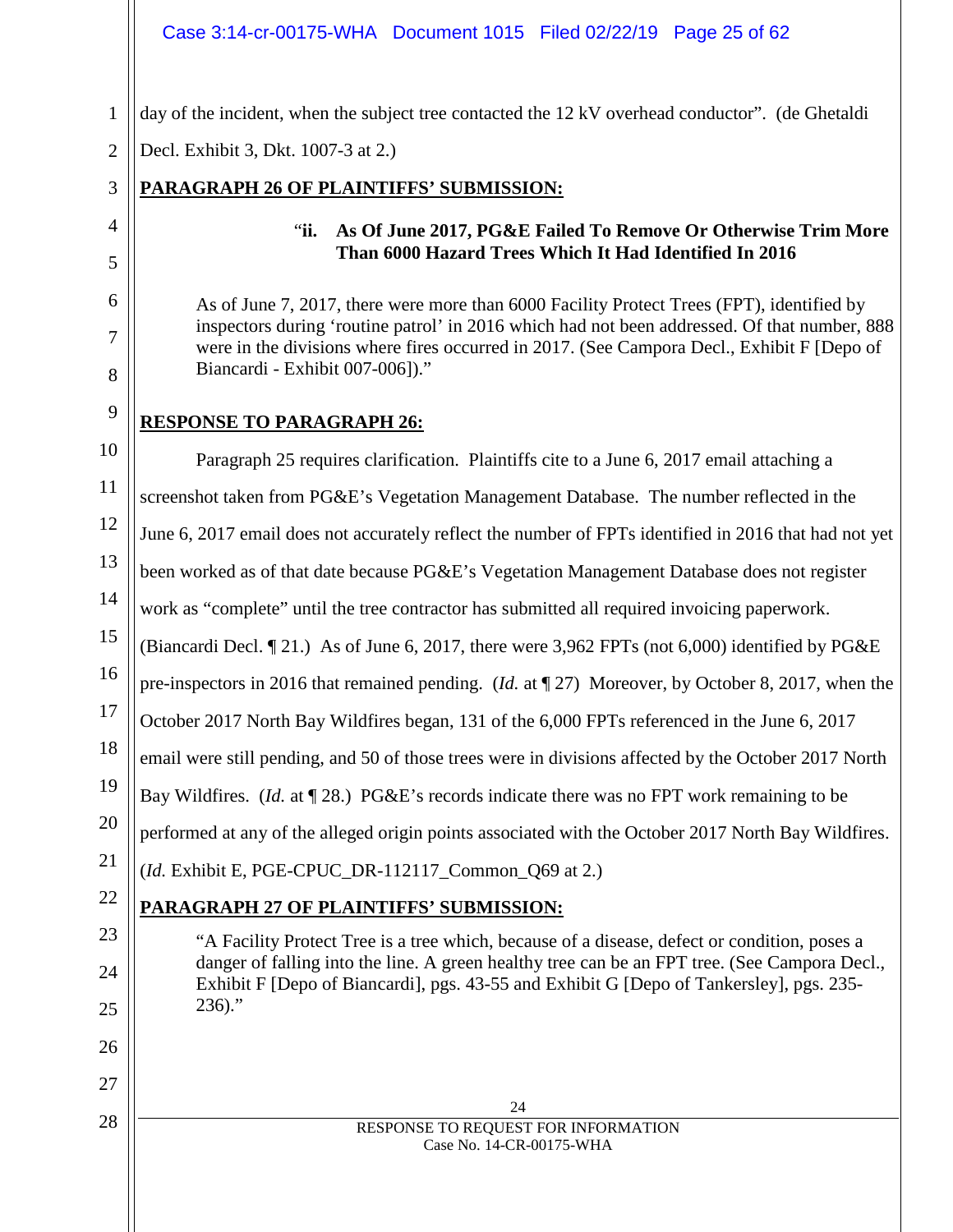day of the incident, when the subject tree contacted the 12 kV overhead conductor". (de Ghetaldi Decl. Exhibit 3, Dkt. 1007-3 at 2.)

**PARAGRAPH 26 OF PLAINTIFFS' SUBMISSION:**

> "**ii. As Of June 2017, PG&E Failed To Remove Or Otherwise Trim More Than 6000 Hazard Trees Which It Had Identified In 2016**
>
> As of June 7, 2017, there were more than 6000 Facility Protect Trees (FPT), identified by inspectors during 'routine patrol' in 2016 which had not been addressed. Of that number, 888 were in the divisions where fires occurred in 2017. (See Campora Decl., Exhibit F [Depo of Biancardi - Exhibit 007-006])."

**RESPONSE TO PARAGRAPH 26:**

Paragraph 25 requires clarification. Plaintiffs cite to a June 6, 2017 email attaching a screenshot taken from PG&E's Vegetation Management Database. The number reflected in the June 6, 2017 email does not accurately reflect the number of FPTs identified in 2016 that had not yet been worked as of that date because PG&E's Vegetation Management Database does not register work as "complete" until the tree contractor has submitted all required invoicing paperwork. (Biancardi Decl. ¶ 21.) As of June 6, 2017, there were 3,962 FPTs (not 6,000) identified by PG&E pre-inspectors in 2016 that remained pending. (*Id.* at ¶ 27) Moreover, by October 8, 2017, when the October 2017 North Bay Wildfires began, 131 of the 6,000 FPTs referenced in the June 6, 2017 email were still pending, and 50 of those trees were in divisions affected by the October 2017 North Bay Wildfires. (*Id.* at ¶ 28.) PG&E's records indicate there was no FPT work remaining to be performed at any of the alleged origin points associated with the October 2017 North Bay Wildfires. (*Id.* Exhibit E, PGE-CPUC_DR-112117_Common_Q69 at 2.)

**PARAGRAPH 27 OF PLAINTIFFS' SUBMISSION:**

> "A Facility Protect Tree is a tree which, because of a disease, defect or condition, poses a danger of falling into the line. A green healthy tree can be an FPT tree. (See Campora Decl., Exhibit F [Depo of Biancardi], pgs. 43-55 and Exhibit G [Depo of Tankersley], pgs. 235-236)."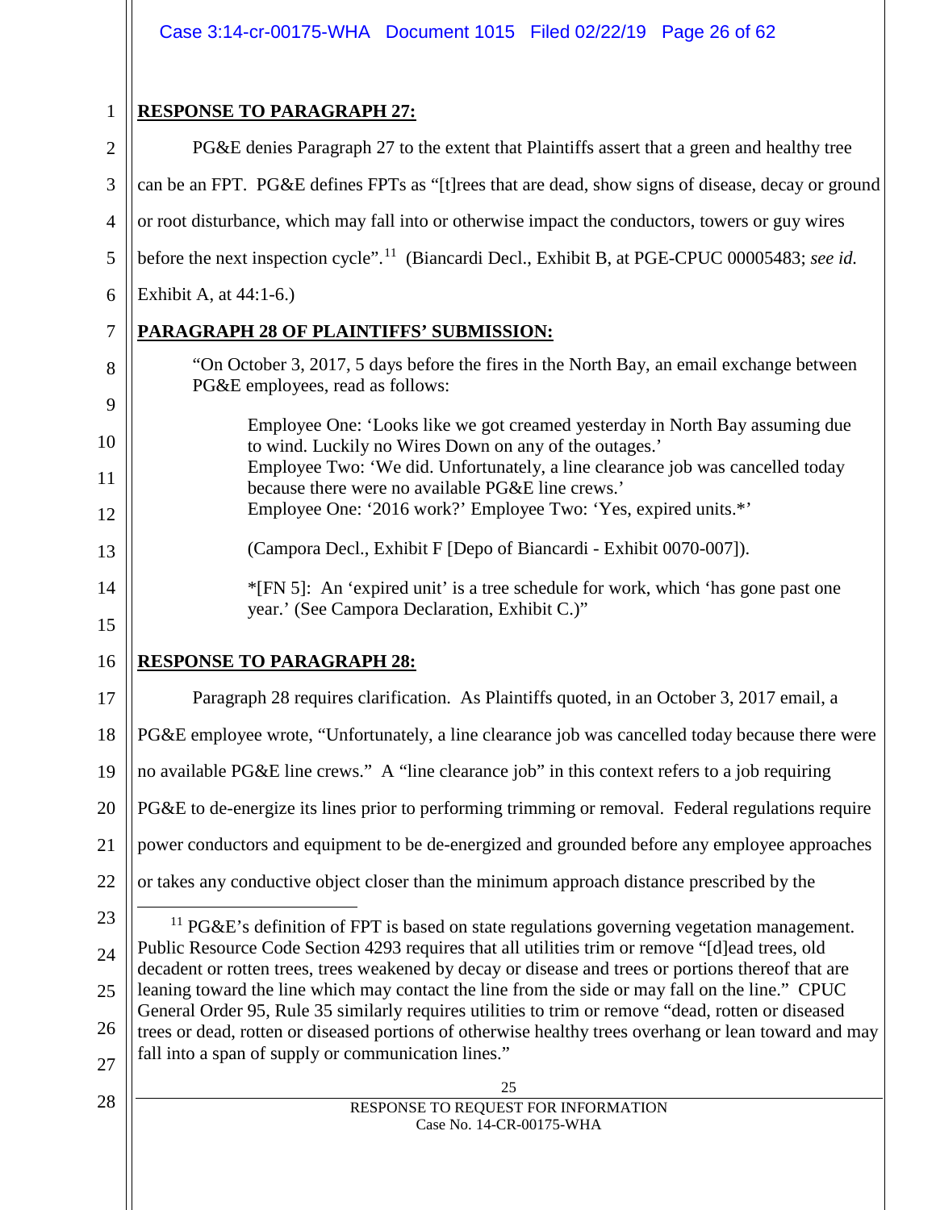**RESPONSE TO PARAGRAPH 27:**

PG&E denies Paragraph 27 to the extent that Plaintiffs assert that a green and healthy tree can be an FPT. PG&E defines FPTs as "[t]rees that are dead, show signs of disease, decay or ground or root disturbance, which may fall into or otherwise impact the conductors, towers or guy wires before the next inspection cycle".[11] (Biancardi Decl., Exhibit B, at PGE-CPUC 00005483; *see id.* Exhibit A, at 44:1-6.)

**PARAGRAPH 28 OF PLAINTIFFS' SUBMISSION:**

> "On October 3, 2017, 5 days before the fires in the North Bay, an email exchange between PG&E employees, read as follows:
>
> > Employee One: 'Looks like we got creamed yesterday in North Bay assuming due to wind. Luckily no Wires Down on any of the outages.'
> > Employee Two: 'We did. Unfortunately, a line clearance job was cancelled today because there were no available PG&E line crews.'
> > Employee One: '2016 work?' Employee Two: 'Yes, expired units.*'
> >
> > (Campora Decl., Exhibit F [Depo of Biancardi - Exhibit 0070-007]).
> >
> > *[FN 5]: An 'expired unit' is a tree schedule for work, which 'has gone past one year.' (See Campora Declaration, Exhibit C.)"

**RESPONSE TO PARAGRAPH 28:**

Paragraph 28 requires clarification. As Plaintiffs quoted, in an October 3, 2017 email, a PG&E employee wrote, "Unfortunately, a line clearance job was cancelled today because there were no available PG&E line crews." A "line clearance job" in this context refers to a job requiring PG&E to de-energize its lines prior to performing trimming or removal. Federal regulations require power conductors and equipment to be de-energized and grounded before any employee approaches or takes any conductive object closer than the minimum approach distance prescribed by the

---

[11] PG&E's definition of FPT is based on state regulations governing vegetation management. Public Resource Code Section 4293 requires that all utilities trim or remove "[d]ead trees, old decadent or rotten trees, trees weakened by decay or disease and trees or portions thereof that are leaning toward the line which may contact the line from the side or may fall on the line." CPUC General Order 95, Rule 35 similarly requires utilities to trim or remove "dead, rotten or diseased trees or dead, rotten or diseased portions of otherwise healthy trees overhang or lean toward and may fall into a span of supply or communication lines."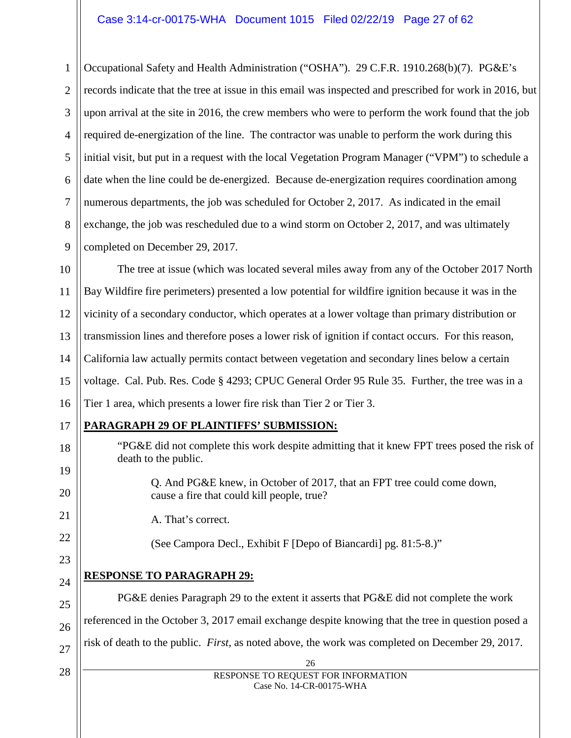Occupational Safety and Health Administration ("OSHA"). 29 C.F.R. 1910.268(b)(7). PG&E's records indicate that the tree at issue in this email was inspected and prescribed for work in 2016, but upon arrival at the site in 2016, the crew members who were to perform the work found that the job required de-energization of the line. The contractor was unable to perform the work during this initial visit, but put in a request with the local Vegetation Program Manager ("VPM") to schedule a date when the line could be de-energized. Because de-energization requires coordination among numerous departments, the job was scheduled for October 2, 2017. As indicated in the email exchange, the job was rescheduled due to a wind storm on October 2, 2017, and was ultimately completed on December 29, 2017.

The tree at issue (which was located several miles away from any of the October 2017 North Bay Wildfire fire perimeters) presented a low potential for wildfire ignition because it was in the vicinity of a secondary conductor, which operates at a lower voltage than primary distribution or transmission lines and therefore poses a lower risk of ignition if contact occurs. For this reason, California law actually permits contact between vegetation and secondary lines below a certain voltage. Cal. Pub. Res. Code § 4293; CPUC General Order 95 Rule 35. Further, the tree was in a Tier 1 area, which presents a lower fire risk than Tier 2 or Tier 3.

**PARAGRAPH 29 OF PLAINTIFFS' SUBMISSION:**

> "PG&E did not complete this work despite admitting that it knew FPT trees posed the risk of death to the public.
>
> > Q. And PG&E knew, in October of 2017, that an FPT tree could come down, cause a fire that could kill people, true?
> >
> > A. That's correct.
> >
> > (See Campora Decl., Exhibit F [Depo of Biancardi] pg. 81:5-8.)"

**RESPONSE TO PARAGRAPH 29:**

PG&E denies Paragraph 29 to the extent it asserts that PG&E did not complete the work referenced in the October 3, 2017 email exchange despite knowing that the tree in question posed a risk of death to the public. *First*, as noted above, the work was completed on December 29, 2017.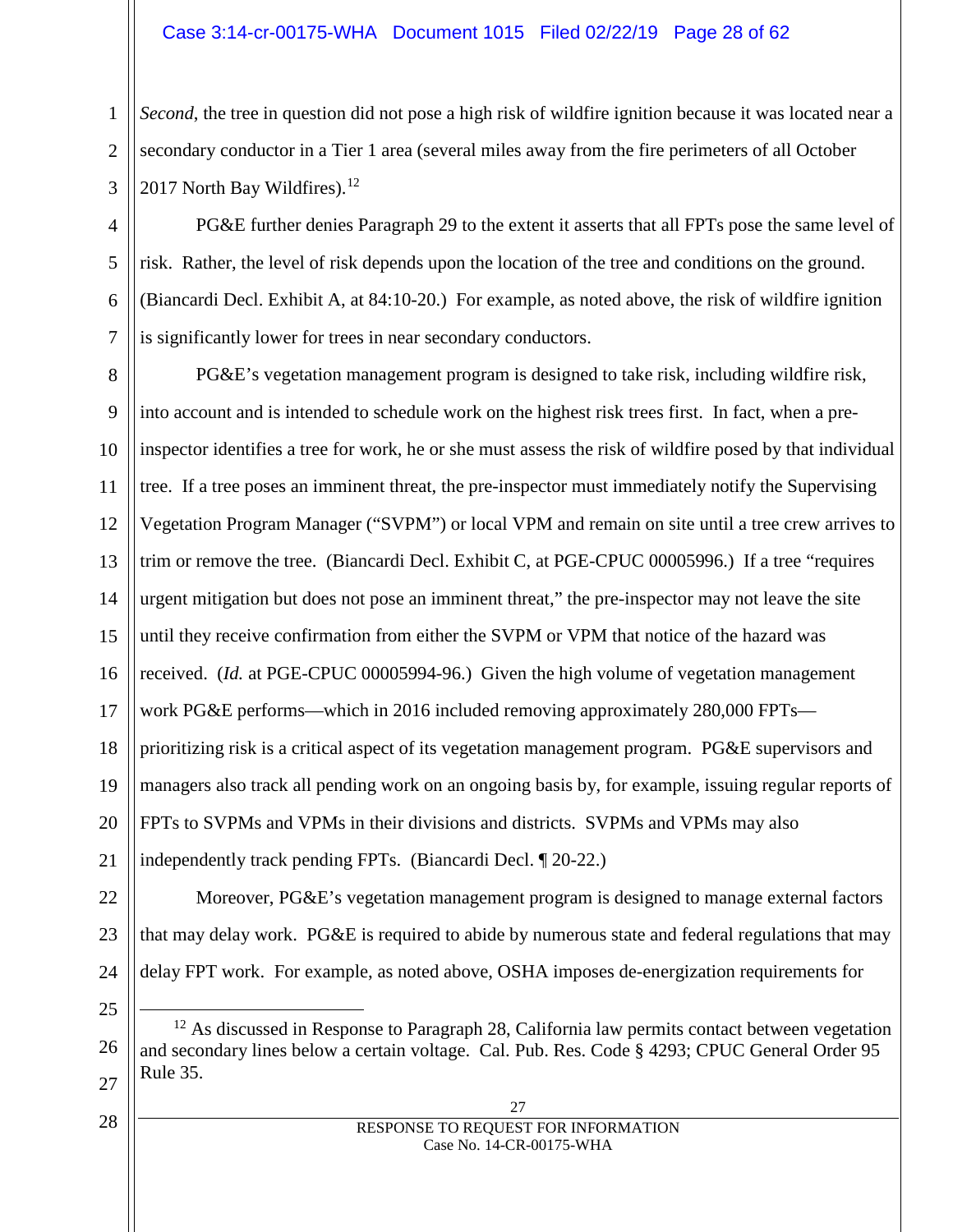*Second*, the tree in question did not pose a high risk of wildfire ignition because it was located near a secondary conductor in a Tier 1 area (several miles away from the fire perimeters of all October 2017 North Bay Wildfires).[12]

PG&E further denies Paragraph 29 to the extent it asserts that all FPTs pose the same level of risk. Rather, the level of risk depends upon the location of the tree and conditions on the ground. (Biancardi Decl. Exhibit A, at 84:10-20.) For example, as noted above, the risk of wildfire ignition is significantly lower for trees in near secondary conductors.

PG&E's vegetation management program is designed to take risk, including wildfire risk, into account and is intended to schedule work on the highest risk trees first. In fact, when a pre-inspector identifies a tree for work, he or she must assess the risk of wildfire posed by that individual tree. If a tree poses an imminent threat, the pre-inspector must immediately notify the Supervising Vegetation Program Manager ("SVPM") or local VPM and remain on site until a tree crew arrives to trim or remove the tree. (Biancardi Decl. Exhibit C, at PGE-CPUC 00005996.) If a tree "requires urgent mitigation but does not pose an imminent threat," the pre-inspector may not leave the site until they receive confirmation from either the SVPM or VPM that notice of the hazard was received. (*Id.* at PGE-CPUC 00005994-96.) Given the high volume of vegetation management work PG&E performs—which in 2016 included removing approximately 280,000 FPTs—prioritizing risk is a critical aspect of its vegetation management program. PG&E supervisors and managers also track all pending work on an ongoing basis by, for example, issuing regular reports of FPTs to SVPMs and VPMs in their divisions and districts. SVPMs and VPMs may also independently track pending FPTs. (Biancardi Decl. ¶ 20-22.)

Moreover, PG&E's vegetation management program is designed to manage external factors that may delay work. PG&E is required to abide by numerous state and federal regulations that may delay FPT work. For example, as noted above, OSHA imposes de-energization requirements for

---

[12] As discussed in Response to Paragraph 28, California law permits contact between vegetation and secondary lines below a certain voltage. Cal. Pub. Res. Code § 4293; CPUC General Order 95 Rule 35.

RESPONSE TO REQUEST FOR INFORMATION
Case No. 14-CR-00175-WHA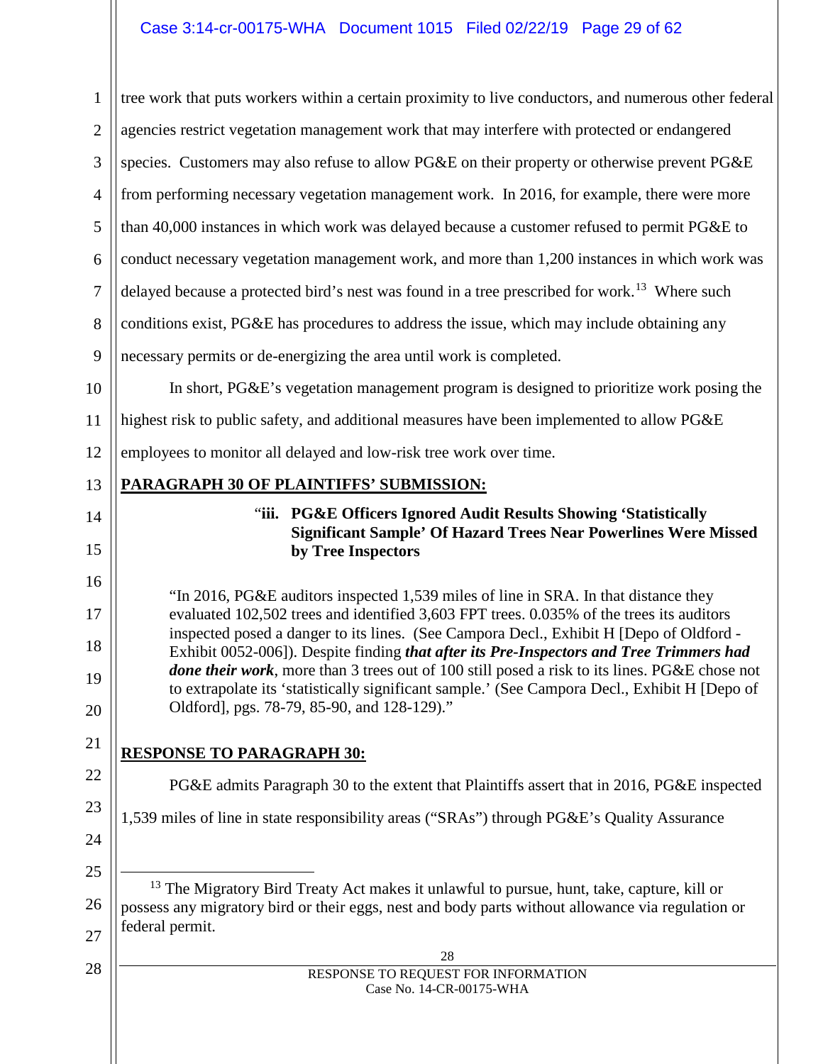tree work that puts workers within a certain proximity to live conductors, and numerous other federal agencies restrict vegetation management work that may interfere with protected or endangered species. Customers may also refuse to allow PG&E on their property or otherwise prevent PG&E from performing necessary vegetation management work. In 2016, for example, there were more than 40,000 instances in which work was delayed because a customer refused to permit PG&E to conduct necessary vegetation management work, and more than 1,200 instances in which work was delayed because a protected bird's nest was found in a tree prescribed for work.[13] Where such conditions exist, PG&E has procedures to address the issue, which may include obtaining any necessary permits or de-energizing the area until work is completed.

In short, PG&E's vegetation management program is designed to prioritize work posing the highest risk to public safety, and additional measures have been implemented to allow PG&E employees to monitor all delayed and low-risk tree work over time.

**PARAGRAPH 30 OF PLAINTIFFS' SUBMISSION:**

> "**iii. PG&E Officers Ignored Audit Results Showing 'Statistically Significant Sample' Of Hazard Trees Near Powerlines Were Missed by Tree Inspectors**
>
> "In 2016, PG&E auditors inspected 1,539 miles of line in SRA. In that distance they evaluated 102,502 trees and identified 3,603 FPT trees. 0.035% of the trees its auditors inspected posed a danger to its lines. (See Campora Decl., Exhibit H [Depo of Oldford - Exhibit 0052-006]). Despite finding ***that after its Pre-Inspectors and Tree Trimmers had done their work***, more than 3 trees out of 100 still posed a risk to its lines. PG&E chose not to extrapolate its 'statistically significant sample.' (See Campora Decl., Exhibit H [Depo of Oldford], pgs. 78-79, 85-90, and 128-129)."

**RESPONSE TO PARAGRAPH 30:**

PG&E admits Paragraph 30 to the extent that Plaintiffs assert that in 2016, PG&E inspected 1,539 miles of line in state responsibility areas ("SRAs") through PG&E's Quality Assurance

---

[13] The Migratory Bird Treaty Act makes it unlawful to pursue, hunt, take, capture, kill or possess any migratory bird or their eggs, nest and body parts without allowance via regulation or federal permit.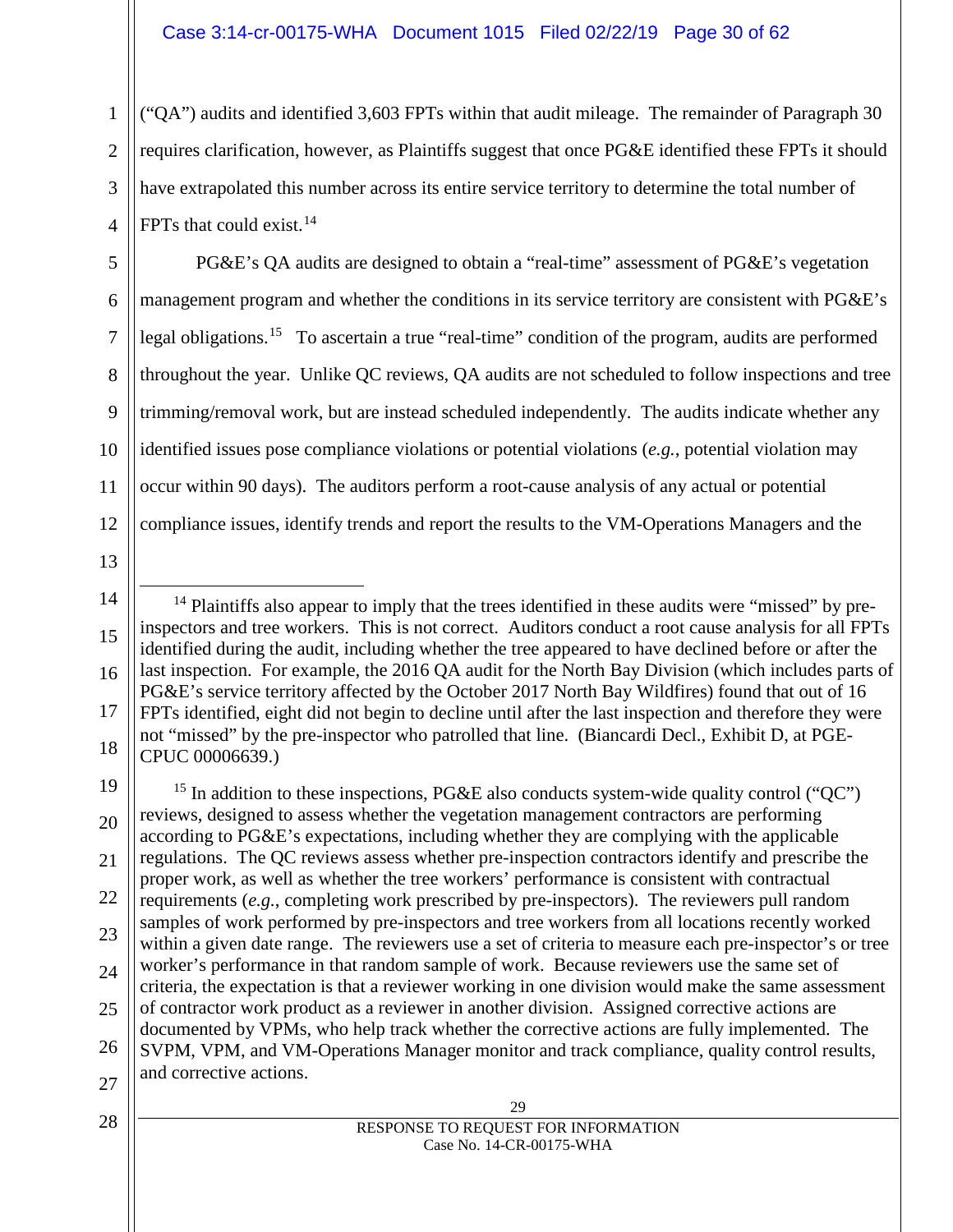("QA") audits and identified 3,603 FPTs within that audit mileage. The remainder of Paragraph 30 requires clarification, however, as Plaintiffs suggest that once PG&E identified these FPTs it should have extrapolated this number across its entire service territory to determine the total number of FPTs that could exist.[14]

PG&E's QA audits are designed to obtain a "real-time" assessment of PG&E's vegetation management program and whether the conditions in its service territory are consistent with PG&E's legal obligations.[15] To ascertain a true "real-time" condition of the program, audits are performed throughout the year. Unlike QC reviews, QA audits are not scheduled to follow inspections and tree trimming/removal work, but are instead scheduled independently. The audits indicate whether any identified issues pose compliance violations or potential violations (*e.g.*, potential violation may occur within 90 days). The auditors perform a root-cause analysis of any actual or potential compliance issues, identify trends and report the results to the VM-Operations Managers and the

---

[14] Plaintiffs also appear to imply that the trees identified in these audits were "missed" by pre-inspectors and tree workers. This is not correct. Auditors conduct a root cause analysis for all FPTs identified during the audit, including whether the tree appeared to have declined before or after the last inspection. For example, the 2016 QA audit for the North Bay Division (which includes parts of PG&E's service territory affected by the October 2017 North Bay Wildfires) found that out of 16 FPTs identified, eight did not begin to decline until after the last inspection and therefore they were not "missed" by the pre-inspector who patrolled that line. (Biancardi Decl., Exhibit D, at PGE-CPUC 00006639.)

[15] In addition to these inspections, PG&E also conducts system-wide quality control ("QC") reviews, designed to assess whether the vegetation management contractors are performing according to PG&E's expectations, including whether they are complying with the applicable regulations. The QC reviews assess whether pre-inspection contractors identify and prescribe the proper work, as well as whether the tree workers' performance is consistent with contractual requirements (*e.g.*, completing work prescribed by pre-inspectors). The reviewers pull random samples of work performed by pre-inspectors and tree workers from all locations recently worked within a given date range. The reviewers use a set of criteria to measure each pre-inspector's or tree worker's performance in that random sample of work. Because reviewers use the same set of criteria, the expectation is that a reviewer working in one division would make the same assessment of contractor work product as a reviewer in another division. Assigned corrective actions are documented by VPMs, who help track whether the corrective actions are fully implemented. The SVPM, VPM, and VM-Operations Manager monitor and track compliance, quality control results, and corrective actions.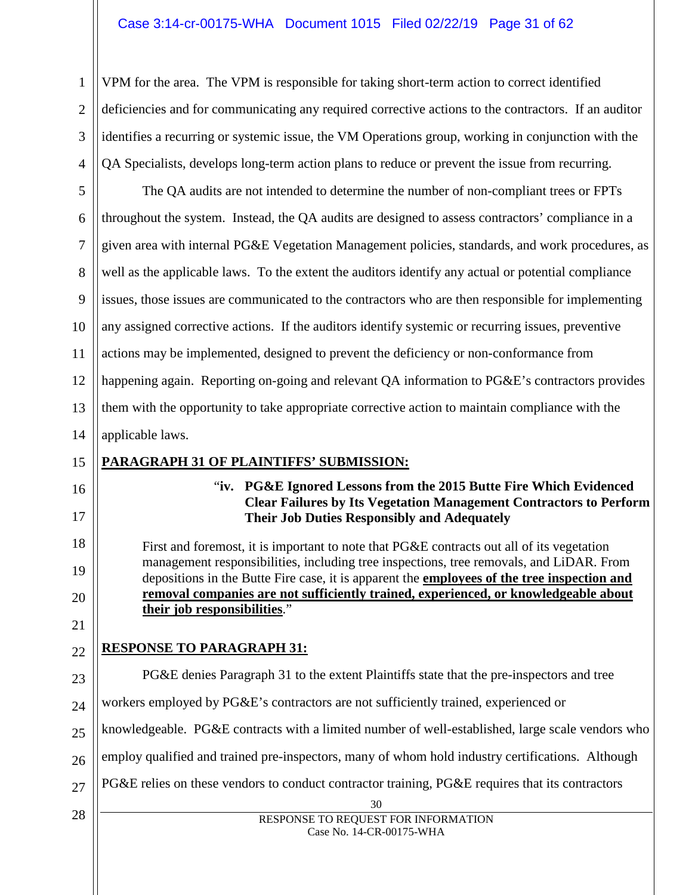VPM for the area. The VPM is responsible for taking short-term action to correct identified deficiencies and for communicating any required corrective actions to the contractors. If an auditor identifies a recurring or systemic issue, the VM Operations group, working in conjunction with the QA Specialists, develops long-term action plans to reduce or prevent the issue from recurring.

The QA audits are not intended to determine the number of non-compliant trees or FPTs throughout the system. Instead, the QA audits are designed to assess contractors' compliance in a given area with internal PG&E Vegetation Management policies, standards, and work procedures, as well as the applicable laws. To the extent the auditors identify any actual or potential compliance issues, those issues are communicated to the contractors who are then responsible for implementing any assigned corrective actions. If the auditors identify systemic or recurring issues, preventive actions may be implemented, designed to prevent the deficiency or non-conformance from happening again. Reporting on-going and relevant QA information to PG&E's contractors provides them with the opportunity to take appropriate corrective action to maintain compliance with the applicable laws.

**PARAGRAPH 31 OF PLAINTIFFS' SUBMISSION:**

> "**iv. PG&E Ignored Lessons from the 2015 Butte Fire Which Evidenced Clear Failures by Its Vegetation Management Contractors to Perform Their Job Duties Responsibly and Adequately**
>
> First and foremost, it is important to note that PG&E contracts out all of its vegetation management responsibilities, including tree inspections, tree removals, and LiDAR. From depositions in the Butte Fire case, it is apparent the **employees of the tree inspection and removal companies are not sufficiently trained, experienced, or knowledgeable about their job responsibilities**."

**RESPONSE TO PARAGRAPH 31:**

PG&E denies Paragraph 31 to the extent Plaintiffs state that the pre-inspectors and tree workers employed by PG&E's contractors are not sufficiently trained, experienced or knowledgeable. PG&E contracts with a limited number of well-established, large scale vendors who employ qualified and trained pre-inspectors, many of whom hold industry certifications. Although PG&E relies on these vendors to conduct contractor training, PG&E requires that its contractors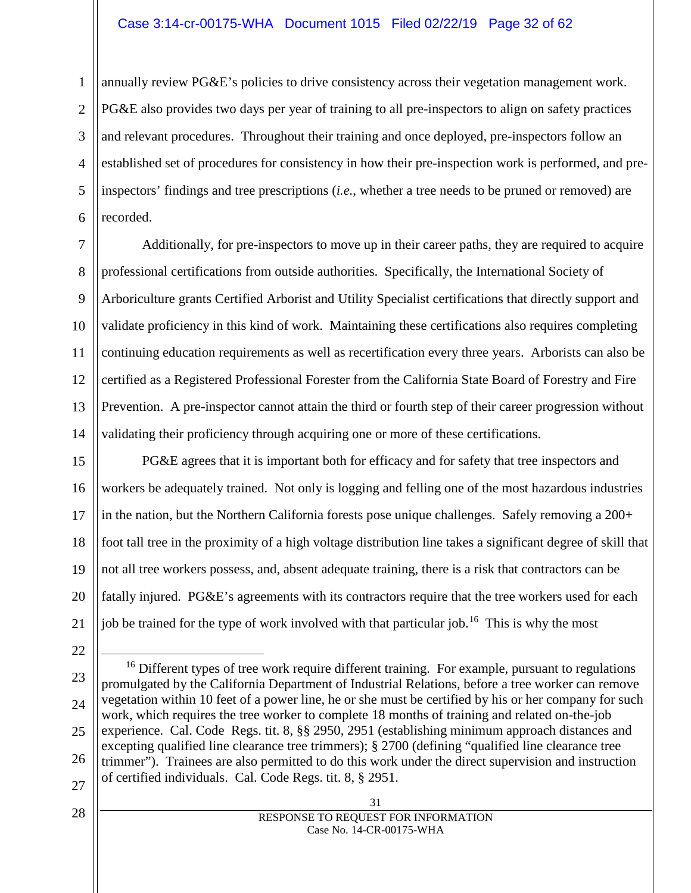annually review PG&E's policies to drive consistency across their vegetation management work. PG&E also provides two days per year of training to all pre-inspectors to align on safety practices and relevant procedures. Throughout their training and once deployed, pre-inspectors follow an established set of procedures for consistency in how their pre-inspection work is performed, and pre-inspectors' findings and tree prescriptions (*i.e.*, whether a tree needs to be pruned or removed) are recorded.

Additionally, for pre-inspectors to move up in their career paths, they are required to acquire professional certifications from outside authorities. Specifically, the International Society of Arboriculture grants Certified Arborist and Utility Specialist certifications that directly support and validate proficiency in this kind of work. Maintaining these certifications also requires completing continuing education requirements as well as recertification every three years. Arborists can also be certified as a Registered Professional Forester from the California State Board of Forestry and Fire Prevention. A pre-inspector cannot attain the third or fourth step of their career progression without validating their proficiency through acquiring one or more of these certifications.

PG&E agrees that it is important both for efficacy and for safety that tree inspectors and workers be adequately trained. Not only is logging and felling one of the most hazardous industries in the nation, but the Northern California forests pose unique challenges. Safely removing a 200+ foot tall tree in the proximity of a high voltage distribution line takes a significant degree of skill that not all tree workers possess, and, absent adequate training, there is a risk that contractors can be fatally injured. PG&E's agreements with its contractors require that the tree workers used for each job be trained for the type of work involved with that particular job.[16] This is why the most

---

[16] Different types of tree work require different training. For example, pursuant to regulations promulgated by the California Department of Industrial Relations, before a tree worker can remove vegetation within 10 feet of a power line, he or she must be certified by his or her company for such work, which requires the tree worker to complete 18 months of training and related on-the-job experience. Cal. Code Regs. tit. 8, §§ 2950, 2951 (establishing minimum approach distances and excepting qualified line clearance tree trimmers); § 2700 (defining "qualified line clearance tree trimmer"). Trainees are also permitted to do this work under the direct supervision and instruction of certified individuals. Cal. Code Regs. tit. 8, § 2951.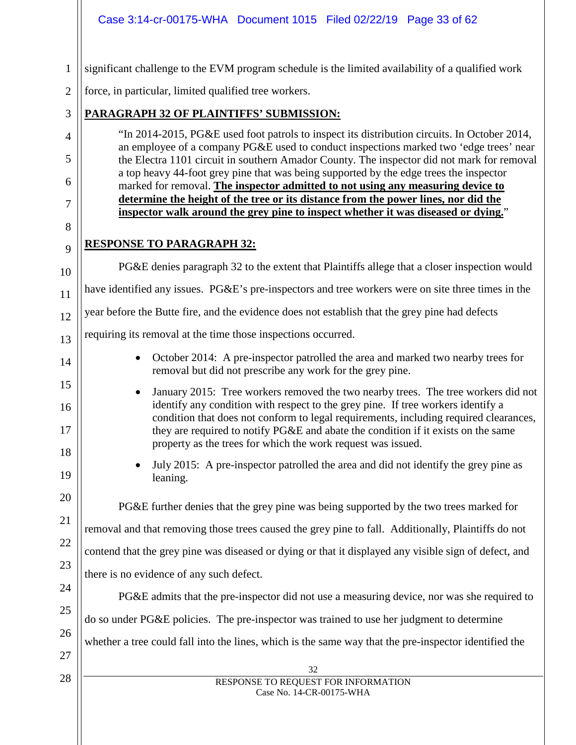significant challenge to the EVM program schedule is the limited availability of a qualified work force, in particular, limited qualified tree workers.

**PARAGRAPH 32 OF PLAINTIFFS' SUBMISSION:**

> "In 2014-2015, PG&E used foot patrols to inspect its distribution circuits. In October 2014, an employee of a company PG&E used to conduct inspections marked two 'edge trees' near the Electra 1101 circuit in southern Amador County. The inspector did not mark for removal a top heavy 44-foot grey pine that was being supported by the edge trees the inspector marked for removal. **The inspector admitted to not using any measuring device to determine the height of the tree or its distance from the power lines, nor did the inspector walk around the grey pine to inspect whether it was diseased or dying.**"

**RESPONSE TO PARAGRAPH 32:**

PG&E denies paragraph 32 to the extent that Plaintiffs allege that a closer inspection would have identified any issues. PG&E's pre-inspectors and tree workers were on site three times in the year before the Butte fire, and the evidence does not establish that the grey pine had defects requiring its removal at the time those inspections occurred.

- October 2014: A pre-inspector patrolled the area and marked two nearby trees for removal but did not prescribe any work for the grey pine.
- January 2015: Tree workers removed the two nearby trees. The tree workers did not identify any condition with respect to the grey pine. If tree workers identify a condition that does not conform to legal requirements, including required clearances, they are required to notify PG&E and abate the condition if it exists on the same property as the trees for which the work request was issued.
- July 2015: A pre-inspector patrolled the area and did not identify the grey pine as leaning.

PG&E further denies that the grey pine was being supported by the two trees marked for removal and that removing those trees caused the grey pine to fall. Additionally, Plaintiffs do not contend that the grey pine was diseased or dying or that it displayed any visible sign of defect, and there is no evidence of any such defect.

PG&E admits that the pre-inspector did not use a measuring device, nor was she required to do so under PG&E policies. The pre-inspector was trained to use her judgment to determine whether a tree could fall into the lines, which is the same way that the pre-inspector identified the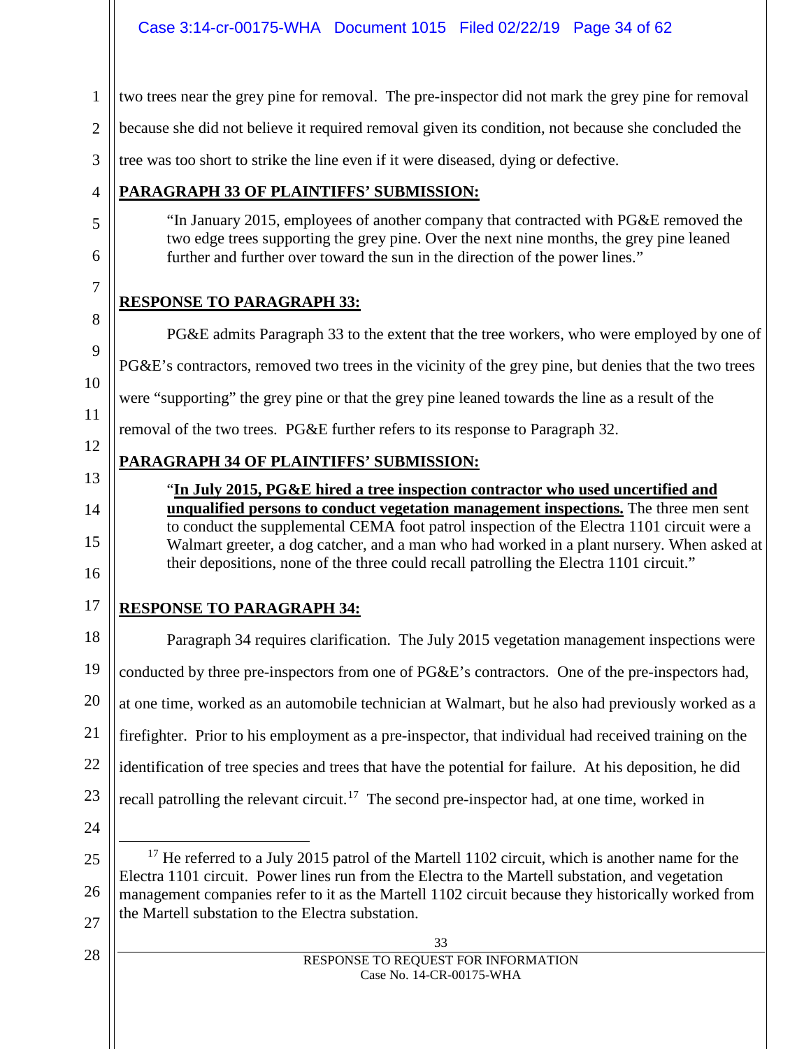two trees near the grey pine for removal. The pre-inspector did not mark the grey pine for removal because she did not believe it required removal given its condition, not because she concluded the tree was too short to strike the line even if it were diseased, dying or defective.

**PARAGRAPH 33 OF PLAINTIFFS' SUBMISSION:**

> "In January 2015, employees of another company that contracted with PG&E removed the two edge trees supporting the grey pine. Over the next nine months, the grey pine leaned further and further over toward the sun in the direction of the power lines."

**RESPONSE TO PARAGRAPH 33:**

PG&E admits Paragraph 33 to the extent that the tree workers, who were employed by one of PG&E's contractors, removed two trees in the vicinity of the grey pine, but denies that the two trees were "supporting" the grey pine or that the grey pine leaned towards the line as a result of the removal of the two trees. PG&E further refers to its response to Paragraph 32.

**PARAGRAPH 34 OF PLAINTIFFS' SUBMISSION:**

> "**In July 2015, PG&E hired a tree inspection contractor who used uncertified and unqualified persons to conduct vegetation management inspections.** The three men sent to conduct the supplemental CEMA foot patrol inspection of the Electra 1101 circuit were a Walmart greeter, a dog catcher, and a man who had worked in a plant nursery. When asked at their depositions, none of the three could recall patrolling the Electra 1101 circuit."

**RESPONSE TO PARAGRAPH 34:**

Paragraph 34 requires clarification. The July 2015 vegetation management inspections were conducted by three pre-inspectors from one of PG&E's contractors. One of the pre-inspectors had, at one time, worked as an automobile technician at Walmart, but he also had previously worked as a firefighter. Prior to his employment as a pre-inspector, that individual had received training on the identification of tree species and trees that have the potential for failure. At his deposition, he did recall patrolling the relevant circuit.[17] The second pre-inspector had, at one time, worked in

---

[17] He referred to a July 2015 patrol of the Martell 1102 circuit, which is another name for the Electra 1101 circuit. Power lines run from the Electra to the Martell substation, and vegetation management companies refer to it as the Martell 1102 circuit because they historically worked from the Martell substation to the Electra substation.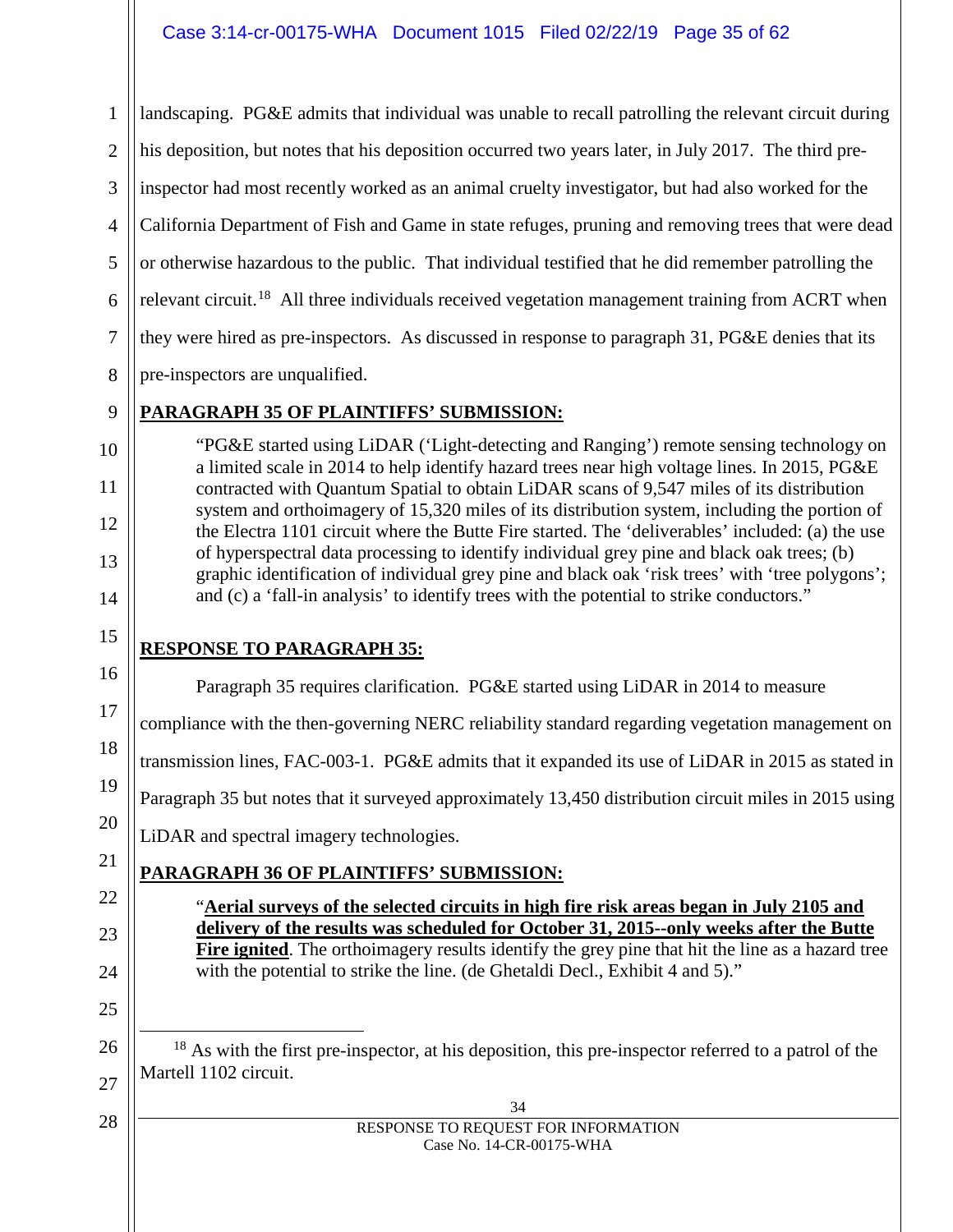landscaping. PG&E admits that individual was unable to recall patrolling the relevant circuit during his deposition, but notes that his deposition occurred two years later, in July 2017. The third pre-inspector had most recently worked as an animal cruelty investigator, but had also worked for the California Department of Fish and Game in state refuges, pruning and removing trees that were dead or otherwise hazardous to the public. That individual testified that he did remember patrolling the relevant circuit.[18] All three individuals received vegetation management training from ACRT when they were hired as pre-inspectors. As discussed in response to paragraph 31, PG&E denies that its pre-inspectors are unqualified.

**PARAGRAPH 35 OF PLAINTIFFS' SUBMISSION:**

> "PG&E started using LiDAR ('Light-detecting and Ranging') remote sensing technology on a limited scale in 2014 to help identify hazard trees near high voltage lines. In 2015, PG&E contracted with Quantum Spatial to obtain LiDAR scans of 9,547 miles of its distribution system and orthoimagery of 15,320 miles of its distribution system, including the portion of the Electra 1101 circuit where the Butte Fire started. The 'deliverables' included: (a) the use of hyperspectral data processing to identify individual grey pine and black oak trees; (b) graphic identification of individual grey pine and black oak 'risk trees' with 'tree polygons'; and (c) a 'fall-in analysis' to identify trees with the potential to strike conductors."

**RESPONSE TO PARAGRAPH 35:**

Paragraph 35 requires clarification. PG&E started using LiDAR in 2014 to measure compliance with the then-governing NERC reliability standard regarding vegetation management on transmission lines, FAC-003-1. PG&E admits that it expanded its use of LiDAR in 2015 as stated in Paragraph 35 but notes that it surveyed approximately 13,450 distribution circuit miles in 2015 using LiDAR and spectral imagery technologies.

**PARAGRAPH 36 OF PLAINTIFFS' SUBMISSION:**

> "**Aerial surveys of the selected circuits in high fire risk areas began in July 2105 and delivery of the results was scheduled for October 31, 2015--only weeks after the Butte Fire ignited**. The orthoimagery results identify the grey pine that hit the line as a hazard tree with the potential to strike the line. (de Ghetaldi Decl., Exhibit 4 and 5)."

[18] As with the first pre-inspector, at his deposition, this pre-inspector referred to a patrol of the Martell 1102 circuit.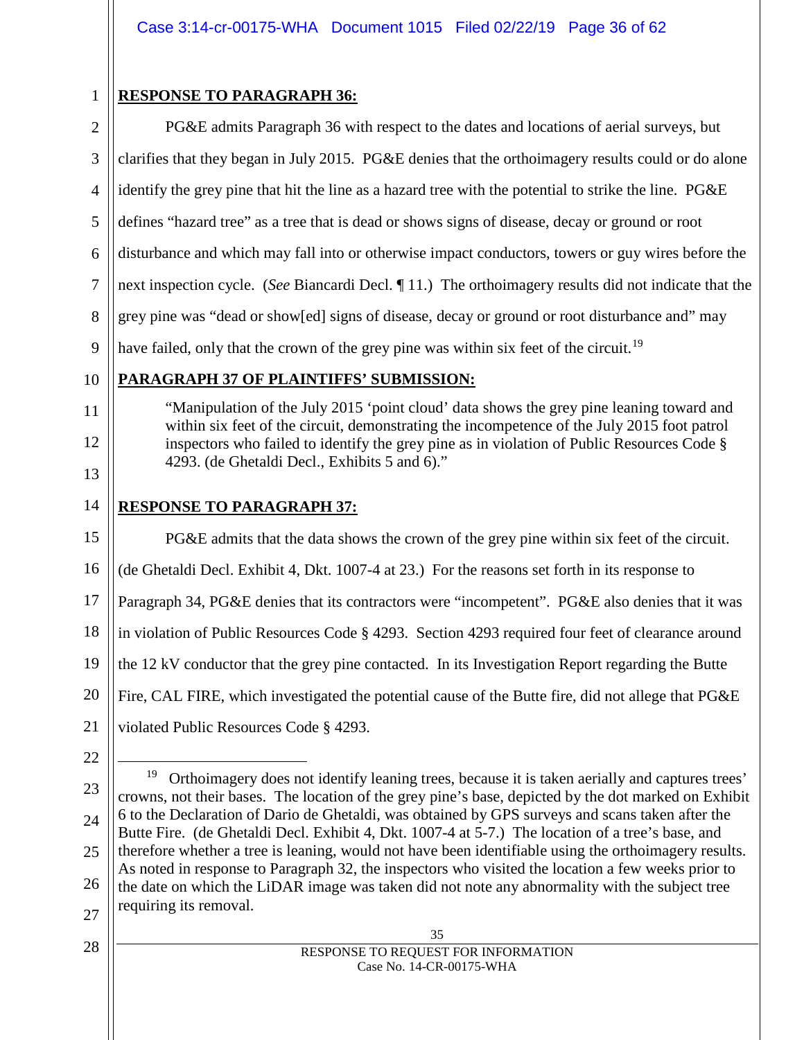**RESPONSE TO PARAGRAPH 36:**

PG&E admits Paragraph 36 with respect to the dates and locations of aerial surveys, but clarifies that they began in July 2015. PG&E denies that the orthoimagery results could or do alone identify the grey pine that hit the line as a hazard tree with the potential to strike the line. PG&E defines "hazard tree" as a tree that is dead or shows signs of disease, decay or ground or root disturbance and which may fall into or otherwise impact conductors, towers or guy wires before the next inspection cycle. (*See* Biancardi Decl. ¶ 11.) The orthoimagery results did not indicate that the grey pine was "dead or show[ed] signs of disease, decay or ground or root disturbance and" may have failed, only that the crown of the grey pine was within six feet of the circuit.[19]

**PARAGRAPH 37 OF PLAINTIFFS' SUBMISSION:**

> "Manipulation of the July 2015 'point cloud' data shows the grey pine leaning toward and within six feet of the circuit, demonstrating the incompetence of the July 2015 foot patrol inspectors who failed to identify the grey pine as in violation of Public Resources Code § 4293. (de Ghetaldi Decl., Exhibits 5 and 6)."

**RESPONSE TO PARAGRAPH 37:**

PG&E admits that the data shows the crown of the grey pine within six feet of the circuit. (de Ghetaldi Decl. Exhibit 4, Dkt. 1007-4 at 23.) For the reasons set forth in its response to Paragraph 34, PG&E denies that its contractors were "incompetent". PG&E also denies that it was in violation of Public Resources Code § 4293. Section 4293 required four feet of clearance around the 12 kV conductor that the grey pine contacted. In its Investigation Report regarding the Butte Fire, CAL FIRE, which investigated the potential cause of the Butte fire, did not allege that PG&E violated Public Resources Code § 4293.

---

[19] Orthoimagery does not identify leaning trees, because it is taken aerially and captures trees' crowns, not their bases. The location of the grey pine's base, depicted by the dot marked on Exhibit 6 to the Declaration of Dario de Ghetaldi, was obtained by GPS surveys and scans taken after the Butte Fire. (de Ghetaldi Decl. Exhibit 4, Dkt. 1007-4 at 5-7.) The location of a tree's base, and therefore whether a tree is leaning, would not have been identifiable using the orthoimagery results. As noted in response to Paragraph 32, the inspectors who visited the location a few weeks prior to the date on which the LiDAR image was taken did not note any abnormality with the subject tree requiring its removal.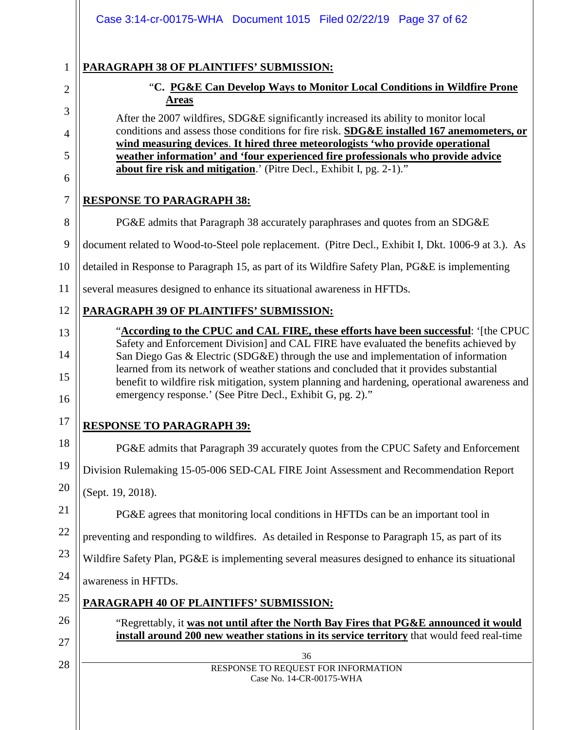**PARAGRAPH 38 OF PLAINTIFFS' SUBMISSION:**

> "**C. PG&E Can Develop Ways to Monitor Local Conditions in Wildfire Prone Areas**
>
> After the 2007 wildfires, SDG&E significantly increased its ability to monitor local conditions and assess those conditions for fire risk. **SDG&E installed 167 anemometers, or wind measuring devices**. **It hired three meteorologists 'who provide operational weather information' and 'four experienced fire professionals who provide advice about fire risk and mitigation**.' (Pitre Decl., Exhibit I, pg. 2-1)."

**RESPONSE TO PARAGRAPH 38:**

PG&E admits that Paragraph 38 accurately paraphrases and quotes from an SDG&E document related to Wood-to-Steel pole replacement. (Pitre Decl., Exhibit I, Dkt. 1006-9 at 3.). As detailed in Response to Paragraph 15, as part of its Wildfire Safety Plan, PG&E is implementing several measures designed to enhance its situational awareness in HFTDs.

**PARAGRAPH 39 OF PLAINTIFFS' SUBMISSION:**

> "**According to the CPUC and CAL FIRE, these efforts have been successful**: '[the CPUC Safety and Enforcement Division] and CAL FIRE have evaluated the benefits achieved by San Diego Gas & Electric (SDG&E) through the use and implementation of information learned from its network of weather stations and concluded that it provides substantial benefit to wildfire risk mitigation, system planning and hardening, operational awareness and emergency response.' (See Pitre Decl., Exhibit G, pg. 2)."

**RESPONSE TO PARAGRAPH 39:**

PG&E admits that Paragraph 39 accurately quotes from the CPUC Safety and Enforcement Division Rulemaking 15-05-006 SED-CAL FIRE Joint Assessment and Recommendation Report (Sept. 19, 2018).

PG&E agrees that monitoring local conditions in HFTDs can be an important tool in preventing and responding to wildfires. As detailed in Response to Paragraph 15, as part of its Wildfire Safety Plan, PG&E is implementing several measures designed to enhance its situational awareness in HFTDs.

**PARAGRAPH 40 OF PLAINTIFFS' SUBMISSION:**

> "Regrettably, it **was not until after the North Bay Fires that PG&E announced it would install around 200 new weather stations in its service territory** that would feed real-time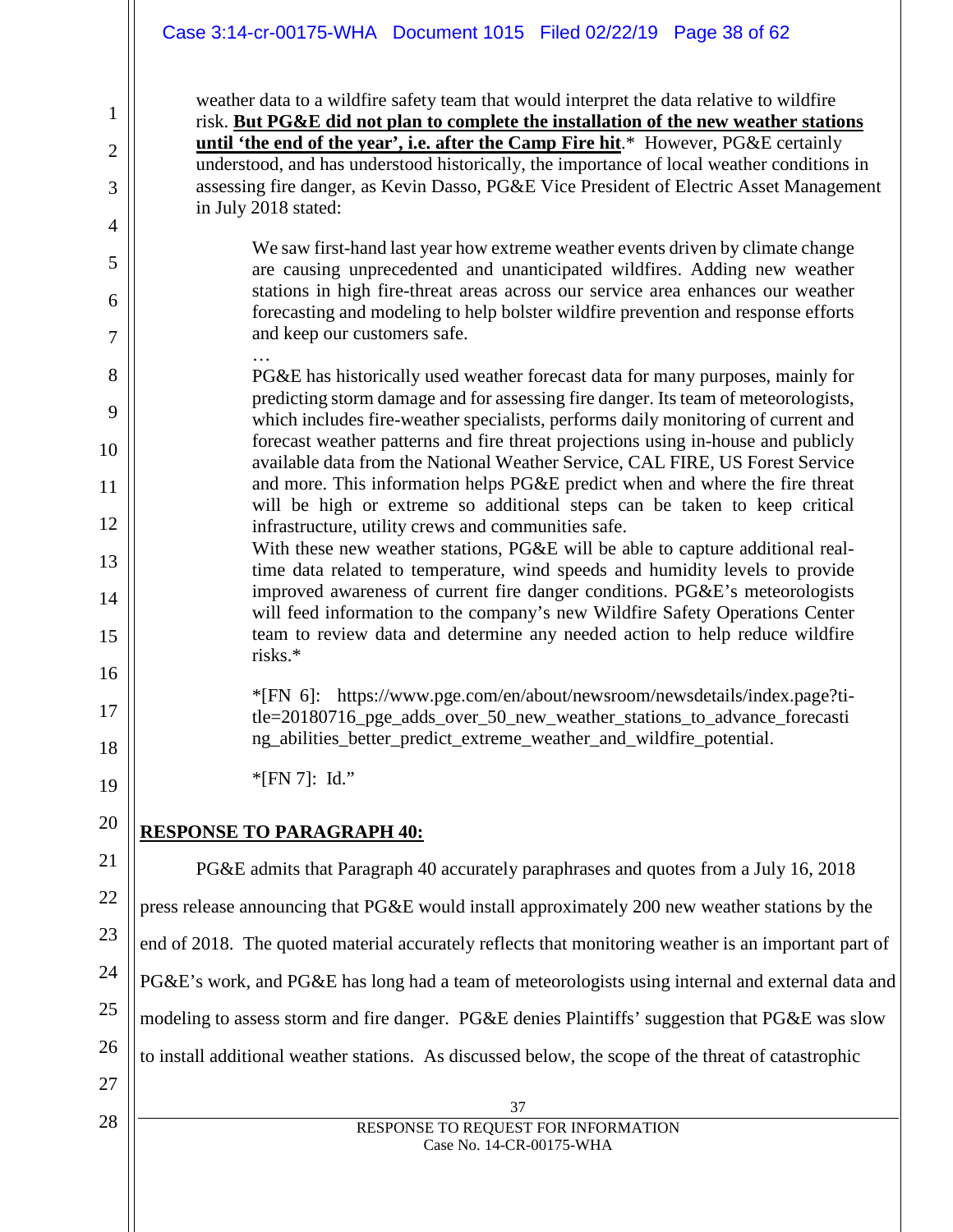weather data to a wildfire safety team that would interpret the data relative to wildfire risk. **<u>But PG&E did not plan to complete the installation of the new weather stations until 'the end of the year', i.e. after the Camp Fire hit</u>**.* However, PG&E certainly understood, and has understood historically, the importance of local weather conditions in assessing fire danger, as Kevin Dasso, PG&E Vice President of Electric Asset Management in July 2018 stated:

> We saw first-hand last year how extreme weather events driven by climate change are causing unprecedented and unanticipated wildfires. Adding new weather stations in high fire-threat areas across our service area enhances our weather forecasting and modeling to help bolster wildfire prevention and response efforts and keep our customers safe.
>
> …
>
> PG&E has historically used weather forecast data for many purposes, mainly for predicting storm damage and for assessing fire danger. Its team of meteorologists, which includes fire-weather specialists, performs daily monitoring of current and forecast weather patterns and fire threat projections using in-house and publicly available data from the National Weather Service, CAL FIRE, US Forest Service and more. This information helps PG&E predict when and where the fire threat will be high or extreme so additional steps can be taken to keep critical infrastructure, utility crews and communities safe.
>
> With these new weather stations, PG&E will be able to capture additional real-time data related to temperature, wind speeds and humidity levels to provide improved awareness of current fire danger conditions. PG&E's meteorologists will feed information to the company's new Wildfire Safety Operations Center team to review data and determine any needed action to help reduce wildfire risks.*
>
> *[FN 6]: https://www.pge.com/en/about/newsroom/newsdetails/index.page?title=20180716_pge_adds_over_50_new_weather_stations_to_advance_forecasting_abilities_better_predict_extreme_weather_and_wildfire_potential.
>
> *[FN 7]: Id."

## <u>RESPONSE TO PARAGRAPH 40:</u>

PG&E admits that Paragraph 40 accurately paraphrases and quotes from a July 16, 2018 press release announcing that PG&E would install approximately 200 new weather stations by the end of 2018. The quoted material accurately reflects that monitoring weather is an important part of PG&E's work, and PG&E has long had a team of meteorologists using internal and external data and modeling to assess storm and fire danger. PG&E denies Plaintiffs' suggestion that PG&E was slow to install additional weather stations. As discussed below, the scope of the threat of catastrophic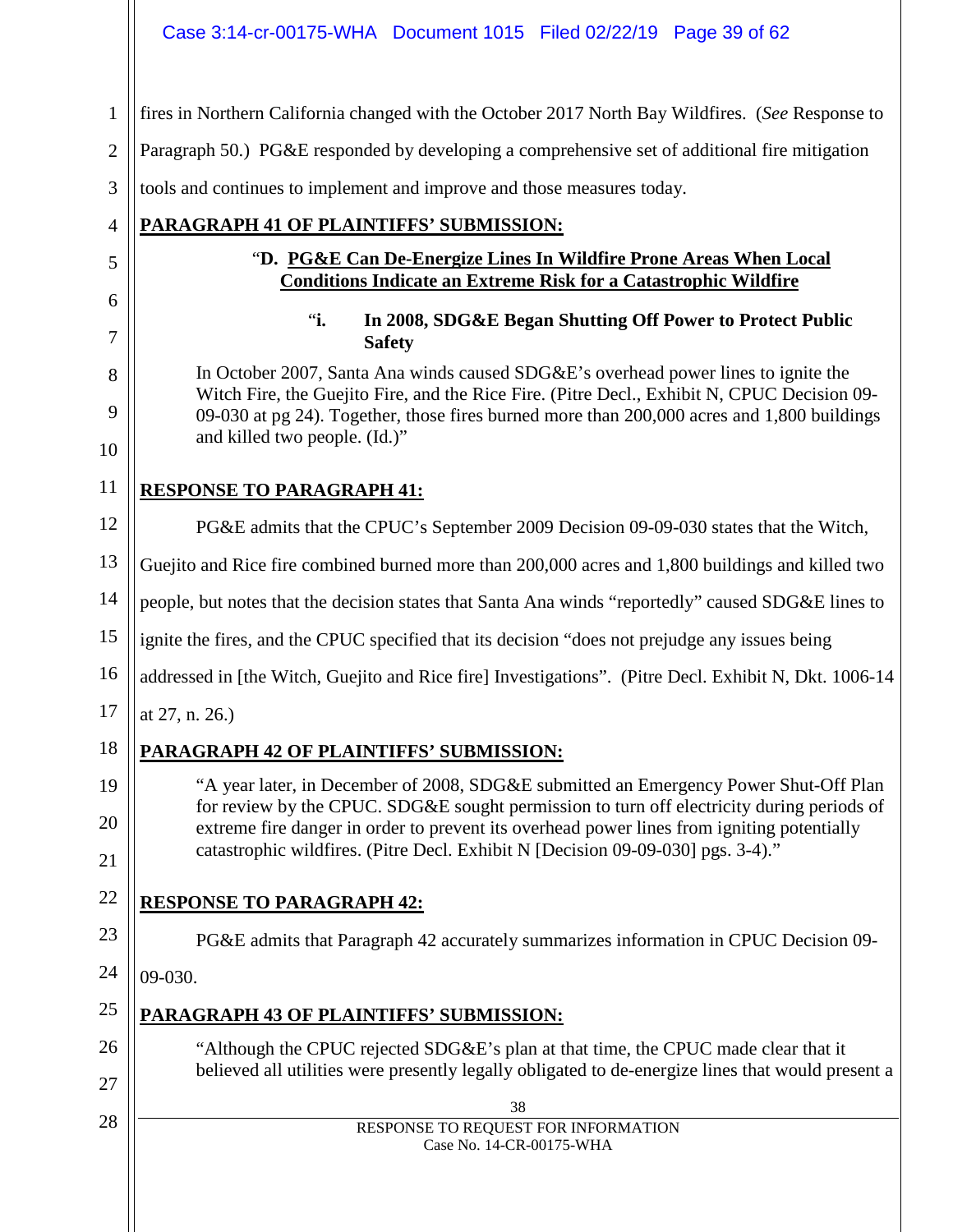fires in Northern California changed with the October 2017 North Bay Wildfires. (*See* Response to Paragraph 50.) PG&E responded by developing a comprehensive set of additional fire mitigation tools and continues to implement and improve and those measures today.

**PARAGRAPH 41 OF PLAINTIFFS' SUBMISSION:**

> "**D. PG&E Can De-Energize Lines In Wildfire Prone Areas When Local Conditions Indicate an Extreme Risk for a Catastrophic Wildfire**
>
> "**i. In 2008, SDG&E Began Shutting Off Power to Protect Public Safety**
>
> In October 2007, Santa Ana winds caused SDG&E's overhead power lines to ignite the Witch Fire, the Guejito Fire, and the Rice Fire. (Pitre Decl., Exhibit N, CPUC Decision 09-09-030 at pg 24). Together, those fires burned more than 200,000 acres and 1,800 buildings and killed two people. (Id.)"

**RESPONSE TO PARAGRAPH 41:**

PG&E admits that the CPUC's September 2009 Decision 09-09-030 states that the Witch, Guejito and Rice fire combined burned more than 200,000 acres and 1,800 buildings and killed two people, but notes that the decision states that Santa Ana winds "reportedly" caused SDG&E lines to ignite the fires, and the CPUC specified that its decision "does not prejudge any issues being addressed in [the Witch, Guejito and Rice fire] Investigations". (Pitre Decl. Exhibit N, Dkt. 1006-14 at 27, n. 26.)

**PARAGRAPH 42 OF PLAINTIFFS' SUBMISSION:**

> "A year later, in December of 2008, SDG&E submitted an Emergency Power Shut-Off Plan for review by the CPUC. SDG&E sought permission to turn off electricity during periods of extreme fire danger in order to prevent its overhead power lines from igniting potentially catastrophic wildfires. (Pitre Decl. Exhibit N [Decision 09-09-030] pgs. 3-4)."

**RESPONSE TO PARAGRAPH 42:**

PG&E admits that Paragraph 42 accurately summarizes information in CPUC Decision 09-09-030.

**PARAGRAPH 43 OF PLAINTIFFS' SUBMISSION:**

> "Although the CPUC rejected SDG&E's plan at that time, the CPUC made clear that it believed all utilities were presently legally obligated to de-energize lines that would present a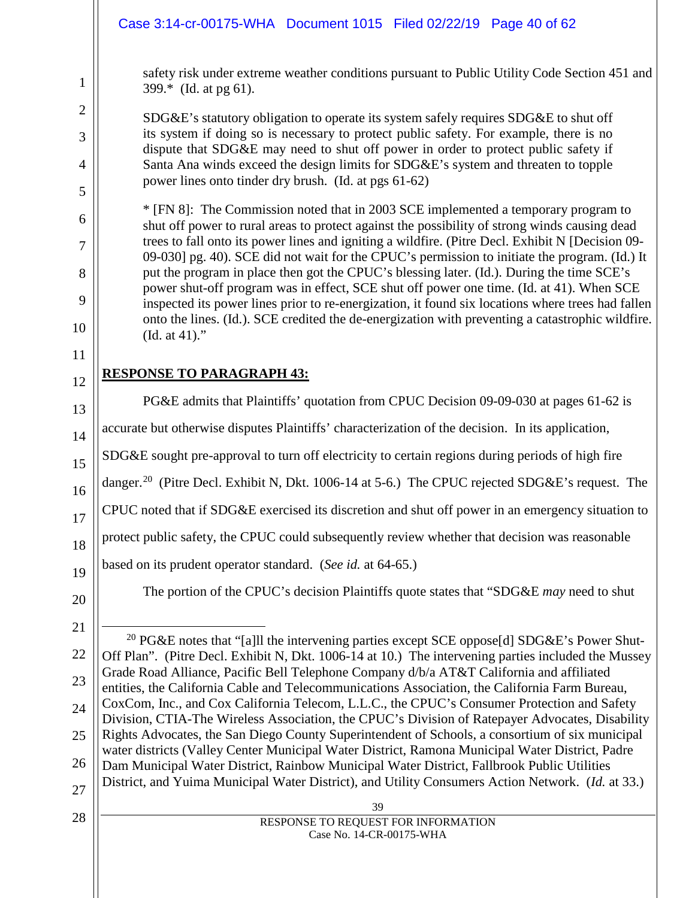safety risk under extreme weather conditions pursuant to Public Utility Code Section 451 and 399.* (Id. at pg 61).

> SDG&E's statutory obligation to operate its system safely requires SDG&E to shut off its system if doing so is necessary to protect public safety. For example, there is no dispute that SDG&E may need to shut off power in order to protect public safety if Santa Ana winds exceed the design limits for SDG&E's system and threaten to topple power lines onto tinder dry brush. (Id. at pgs 61-62)

> * [FN 8]: The Commission noted that in 2003 SCE implemented a temporary program to shut off power to rural areas to protect against the possibility of strong winds causing dead trees to fall onto its power lines and igniting a wildfire. (Pitre Decl. Exhibit N [Decision 09-09-030] pg. 40). SCE did not wait for the CPUC's permission to initiate the program. (Id.) It put the program in place then got the CPUC's blessing later. (Id.). During the time SCE's power shut-off program was in effect, SCE shut off power one time. (Id. at 41). When SCE inspected its power lines prior to re-energization, it found six locations where trees had fallen onto the lines. (Id.). SCE credited the de-energization with preventing a catastrophic wildfire. (Id. at 41)."

**RESPONSE TO PARAGRAPH 43:**

PG&E admits that Plaintiffs' quotation from CPUC Decision 09-09-030 at pages 61-62 is accurate but otherwise disputes Plaintiffs' characterization of the decision. In its application, SDG&E sought pre-approval to turn off electricity to certain regions during periods of high fire danger.[20] (Pitre Decl. Exhibit N, Dkt. 1006-14 at 5-6.) The CPUC rejected SDG&E's request. The CPUC noted that if SDG&E exercised its discretion and shut off power in an emergency situation to protect public safety, the CPUC could subsequently review whether that decision was reasonable based on its prudent operator standard. (*See id.* at 64-65.)

The portion of the CPUC's decision Plaintiffs quote states that "SDG&E *may* need to shut

---

[20] PG&E notes that "[a]ll the intervening parties except SCE oppose[d] SDG&E's Power Shut-Off Plan". (Pitre Decl. Exhibit N, Dkt. 1006-14 at 10.) The intervening parties included the Mussey Grade Road Alliance, Pacific Bell Telephone Company d/b/a AT&T California and affiliated entities, the California Cable and Telecommunications Association, the California Farm Bureau, CoxCom, Inc., and Cox California Telecom, L.L.C., the CPUC's Consumer Protection and Safety Division, CTIA-The Wireless Association, the CPUC's Division of Ratepayer Advocates, Disability Rights Advocates, the San Diego County Superintendent of Schools, a consortium of six municipal water districts (Valley Center Municipal Water District, Ramona Municipal Water District, Padre Dam Municipal Water District, Rainbow Municipal Water District, Fallbrook Public Utilities District, and Yuima Municipal Water District), and Utility Consumers Action Network. (*Id.* at 33.)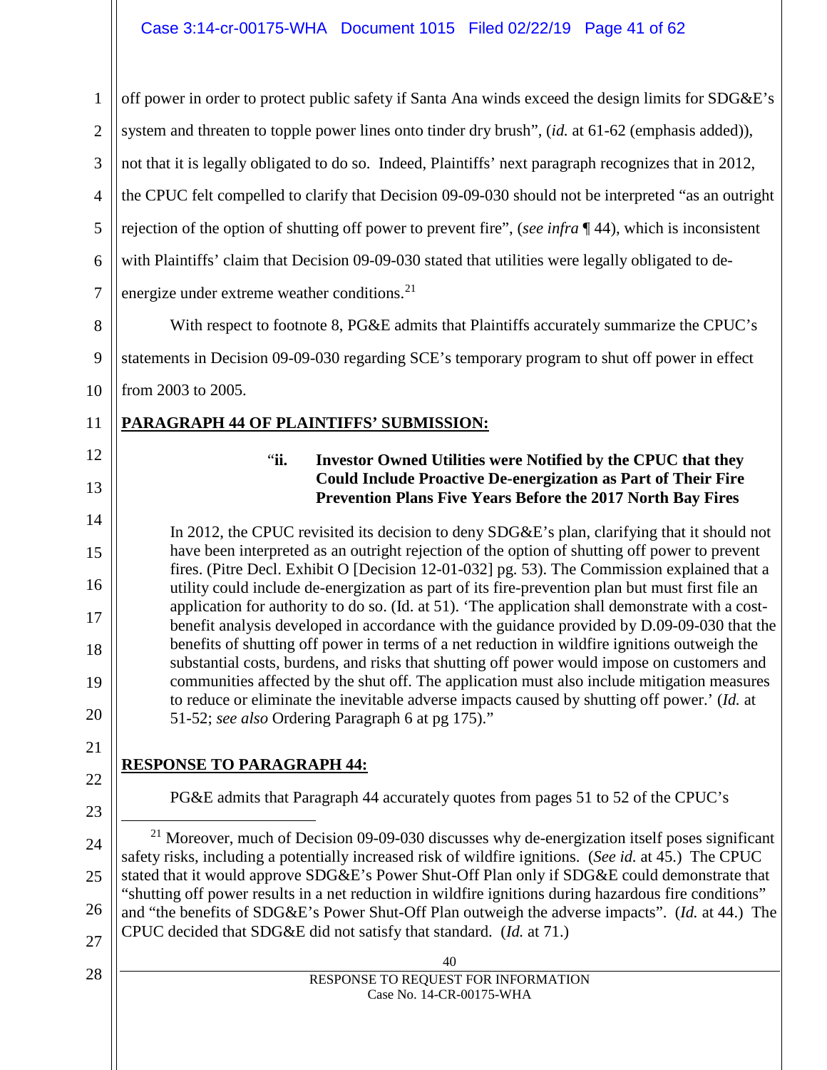off power in order to protect public safety if Santa Ana winds exceed the design limits for SDG&E's system and threaten to topple power lines onto tinder dry brush", (*id.* at 61-62 (emphasis added)), not that it is legally obligated to do so. Indeed, Plaintiffs' next paragraph recognizes that in 2012, the CPUC felt compelled to clarify that Decision 09-09-030 should not be interpreted "as an outright rejection of the option of shutting off power to prevent fire", (*see infra* ¶ 44), which is inconsistent with Plaintiffs' claim that Decision 09-09-030 stated that utilities were legally obligated to de-energize under extreme weather conditions.[21]

With respect to footnote 8, PG&E admits that Plaintiffs accurately summarize the CPUC's statements in Decision 09-09-030 regarding SCE's temporary program to shut off power in effect from 2003 to 2005.

**PARAGRAPH 44 OF PLAINTIFFS' SUBMISSION:**

> "**ii. Investor Owned Utilities were Notified by the CPUC that they Could Include Proactive De-energization as Part of Their Fire Prevention Plans Five Years Before the 2017 North Bay Fires**
>
> In 2012, the CPUC revisited its decision to deny SDG&E's plan, clarifying that it should not have been interpreted as an outright rejection of the option of shutting off power to prevent fires. (Pitre Decl. Exhibit O [Decision 12-01-032] pg. 53). The Commission explained that a utility could include de-energization as part of its fire-prevention plan but must first file an application for authority to do so. (Id. at 51). 'The application shall demonstrate with a cost-benefit analysis developed in accordance with the guidance provided by D.09-09-030 that the benefits of shutting off power in terms of a net reduction in wildfire ignitions outweigh the substantial costs, burdens, and risks that shutting off power would impose on customers and communities affected by the shut off. The application must also include mitigation measures to reduce or eliminate the inevitable adverse impacts caused by shutting off power.' (*Id.* at 51-52; *see also* Ordering Paragraph 6 at pg 175)."

**RESPONSE TO PARAGRAPH 44:**

PG&E admits that Paragraph 44 accurately quotes from pages 51 to 52 of the CPUC's

---

[21] Moreover, much of Decision 09-09-030 discusses why de-energization itself poses significant safety risks, including a potentially increased risk of wildfire ignitions. (*See id.* at 45.) The CPUC stated that it would approve SDG&E's Power Shut-Off Plan only if SDG&E could demonstrate that "shutting off power results in a net reduction in wildfire ignitions during hazardous fire conditions" and "the benefits of SDG&E's Power Shut-Off Plan outweigh the adverse impacts". (*Id.* at 44.) The CPUC decided that SDG&E did not satisfy that standard. (*Id.* at 71.)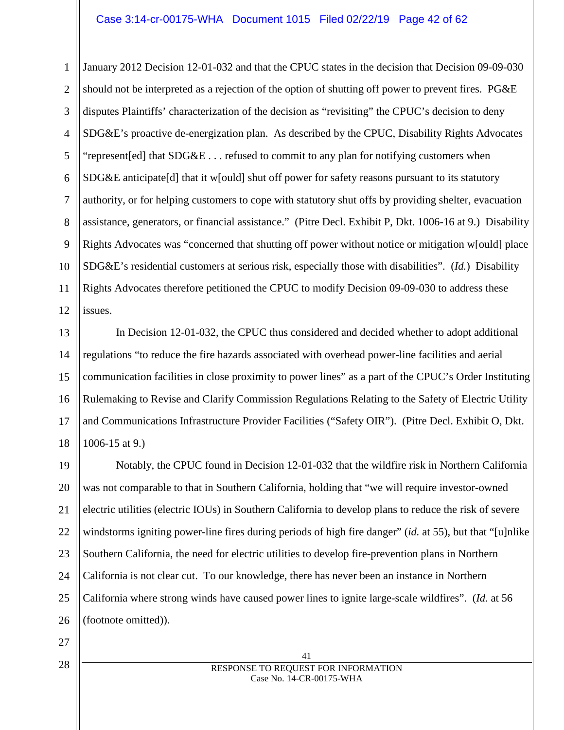January 2012 Decision 12-01-032 and that the CPUC states in the decision that Decision 09-09-030 should not be interpreted as a rejection of the option of shutting off power to prevent fires. PG&E disputes Plaintiffs' characterization of the decision as "revisiting" the CPUC's decision to deny SDG&E's proactive de-energization plan. As described by the CPUC, Disability Rights Advocates "represent[ed] that SDG&E . . . refused to commit to any plan for notifying customers when SDG&E anticipate[d] that it w[ould] shut off power for safety reasons pursuant to its statutory authority, or for helping customers to cope with statutory shut offs by providing shelter, evacuation assistance, generators, or financial assistance." (Pitre Decl. Exhibit P, Dkt. 1006-16 at 9.) Disability Rights Advocates was "concerned that shutting off power without notice or mitigation w[ould] place SDG&E's residential customers at serious risk, especially those with disabilities". (*Id.*) Disability Rights Advocates therefore petitioned the CPUC to modify Decision 09-09-030 to address these issues.

In Decision 12-01-032, the CPUC thus considered and decided whether to adopt additional regulations "to reduce the fire hazards associated with overhead power-line facilities and aerial communication facilities in close proximity to power lines" as a part of the CPUC's Order Instituting Rulemaking to Revise and Clarify Commission Regulations Relating to the Safety of Electric Utility and Communications Infrastructure Provider Facilities ("Safety OIR"). (Pitre Decl. Exhibit O, Dkt. 1006-15 at 9.)

Notably, the CPUC found in Decision 12-01-032 that the wildfire risk in Northern California was not comparable to that in Southern California, holding that "we will require investor-owned electric utilities (electric IOUs) in Southern California to develop plans to reduce the risk of severe windstorms igniting power-line fires during periods of high fire danger" (*id.* at 55), but that "[u]nlike Southern California, the need for electric utilities to develop fire-prevention plans in Northern California is not clear cut. To our knowledge, there has never been an instance in Northern California where strong winds have caused power lines to ignite large-scale wildfires". (*Id.* at 56 (footnote omitted)).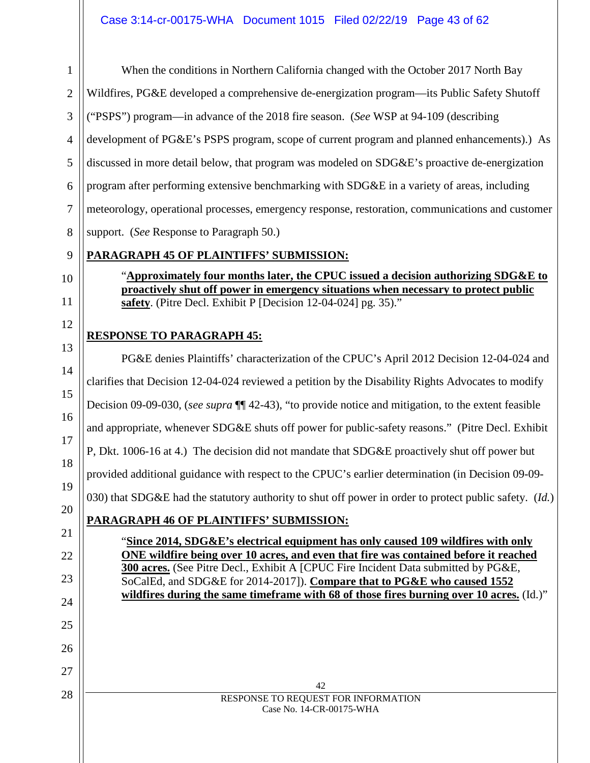When the conditions in Northern California changed with the October 2017 North Bay Wildfires, PG&E developed a comprehensive de-energization program—its Public Safety Shutoff ("PSPS") program—in advance of the 2018 fire season. (*See* WSP at 94-109 (describing development of PG&E's PSPS program, scope of current program and planned enhancements).) As discussed in more detail below, that program was modeled on SDG&E's proactive de-energization program after performing extensive benchmarking with SDG&E in a variety of areas, including meteorology, operational processes, emergency response, restoration, communications and customer support. (*See* Response to Paragraph 50.)

**PARAGRAPH 45 OF PLAINTIFFS' SUBMISSION:**

> "**Approximately four months later, the CPUC issued a decision authorizing SDG&E to proactively shut off power in emergency situations when necessary to protect public safety**. (Pitre Decl. Exhibit P [Decision 12-04-024] pg. 35)."

**RESPONSE TO PARAGRAPH 45:**

PG&E denies Plaintiffs' characterization of the CPUC's April 2012 Decision 12-04-024 and clarifies that Decision 12-04-024 reviewed a petition by the Disability Rights Advocates to modify Decision 09-09-030, (*see supra* ¶¶ 42-43), "to provide notice and mitigation, to the extent feasible and appropriate, whenever SDG&E shuts off power for public-safety reasons." (Pitre Decl. Exhibit P, Dkt. 1006-16 at 4.) The decision did not mandate that SDG&E proactively shut off power but provided additional guidance with respect to the CPUC's earlier determination (in Decision 09-09-030) that SDG&E had the statutory authority to shut off power in order to protect public safety. (*Id.*)

**PARAGRAPH 46 OF PLAINTIFFS' SUBMISSION:**

> "**Since 2014, SDG&E's electrical equipment has only caused 109 wildfires with only ONE wildfire being over 10 acres, and even that fire was contained before it reached 300 acres.** (See Pitre Decl., Exhibit A [CPUC Fire Incident Data submitted by PG&E, SoCalEd, and SDG&E for 2014-2017]). **Compare that to PG&E who caused 1552 wildfires during the same timeframe with 68 of those fires burning over 10 acres.** (Id.)"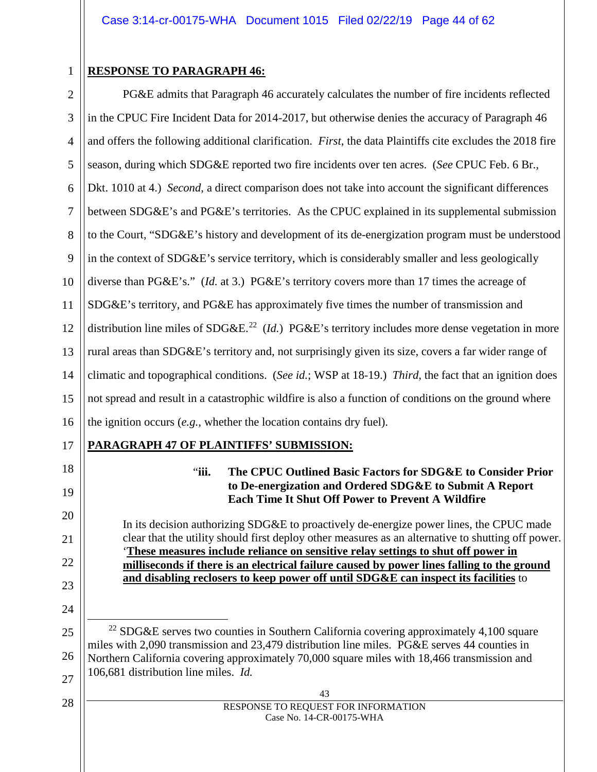**RESPONSE TO PARAGRAPH 46:**

PG&E admits that Paragraph 46 accurately calculates the number of fire incidents reflected in the CPUC Fire Incident Data for 2014-2017, but otherwise denies the accuracy of Paragraph 46 and offers the following additional clarification. *First*, the data Plaintiffs cite excludes the 2018 fire season, during which SDG&E reported two fire incidents over ten acres. (*See* CPUC Feb. 6 Br., Dkt. 1010 at 4.) *Second*, a direct comparison does not take into account the significant differences between SDG&E's and PG&E's territories. As the CPUC explained in its supplemental submission to the Court, "SDG&E's history and development of its de-energization program must be understood in the context of SDG&E's service territory, which is considerably smaller and less geologically diverse than PG&E's." (*Id.* at 3.) PG&E's territory covers more than 17 times the acreage of SDG&E's territory, and PG&E has approximately five times the number of transmission and distribution line miles of SDG&E.[22] (*Id.*) PG&E's territory includes more dense vegetation in more rural areas than SDG&E's territory and, not surprisingly given its size, covers a far wider range of climatic and topographical conditions. (*See id.*; WSP at 18-19.) *Third*, the fact that an ignition does not spread and result in a catastrophic wildfire is also a function of conditions on the ground where the ignition occurs (*e.g.*, whether the location contains dry fuel).

**PARAGRAPH 47 OF PLAINTIFFS' SUBMISSION:**

> "**iii. The CPUC Outlined Basic Factors for SDG&E to Consider Prior to De-energization and Ordered SDG&E to Submit A Report Each Time It Shut Off Power to Prevent A Wildfire**
>
> In its decision authorizing SDG&E to proactively de-energize power lines, the CPUC made clear that the utility should first deploy other measures as an alternative to shutting off power. '**These measures include reliance on sensitive relay settings to shut off power in milliseconds if there is an electrical failure caused by power lines falling to the ground and disabling reclosers to keep power off until SDG&E can inspect its facilities** to

[22] SDG&E serves two counties in Southern California covering approximately 4,100 square miles with 2,090 transmission and 23,479 distribution line miles. PG&E serves 44 counties in Northern California covering approximately 70,000 square miles with 18,466 transmission and 106,681 distribution line miles. *Id.*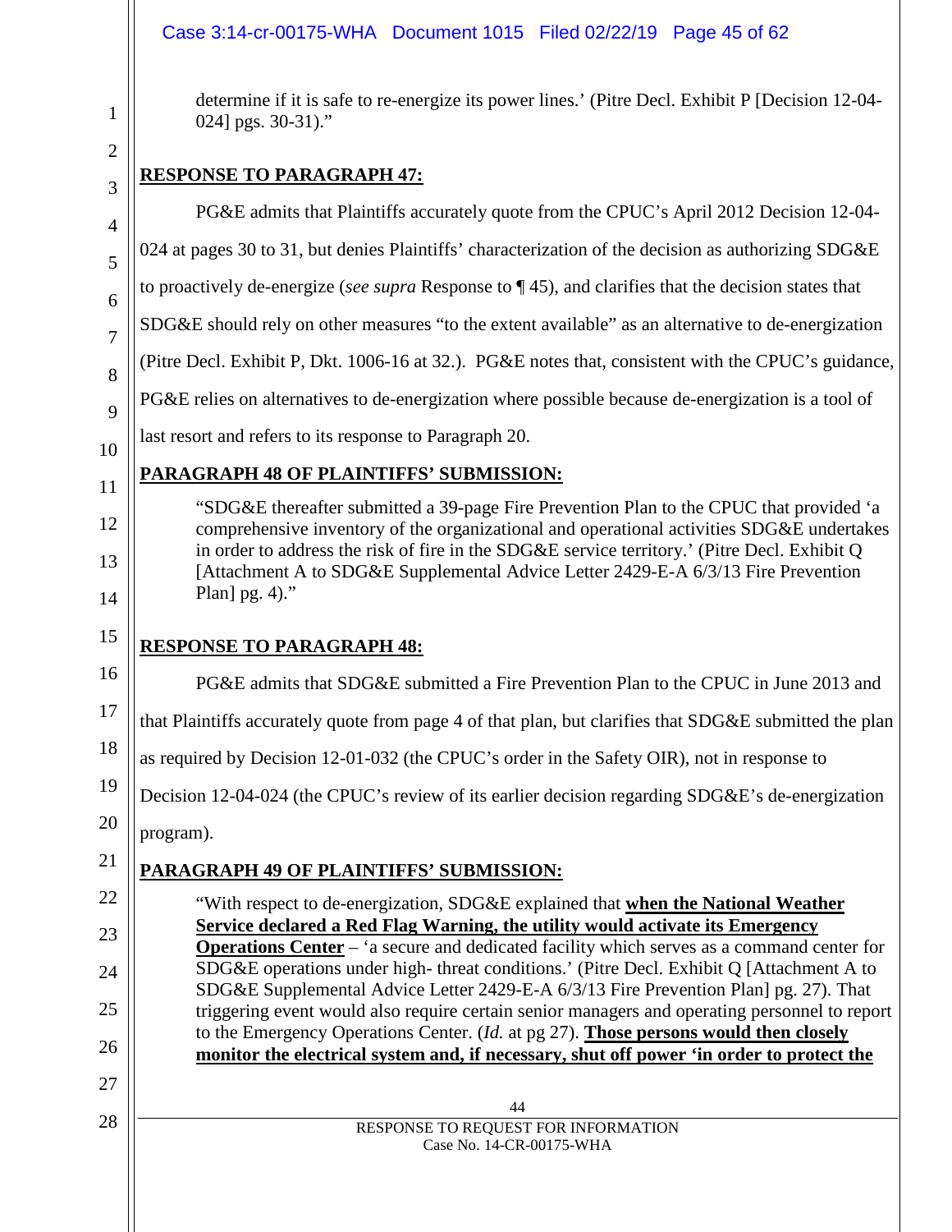determine if it is safe to re-energize its power lines.' (Pitre Decl. Exhibit P [Decision 12-04-024] pgs. 30-31)."

**RESPONSE TO PARAGRAPH 47:**

PG&E admits that Plaintiffs accurately quote from the CPUC's April 2012 Decision 12-04-024 at pages 30 to 31, but denies Plaintiffs' characterization of the decision as authorizing SDG&E to proactively de-energize (*see supra* Response to ¶ 45), and clarifies that the decision states that SDG&E should rely on other measures "to the extent available" as an alternative to de-energization (Pitre Decl. Exhibit P, Dkt. 1006-16 at 32.). PG&E notes that, consistent with the CPUC's guidance, PG&E relies on alternatives to de-energization where possible because de-energization is a tool of last resort and refers to its response to Paragraph 20.

**PARAGRAPH 48 OF PLAINTIFFS' SUBMISSION:**

> "SDG&E thereafter submitted a 39-page Fire Prevention Plan to the CPUC that provided 'a comprehensive inventory of the organizational and operational activities SDG&E undertakes in order to address the risk of fire in the SDG&E service territory.' (Pitre Decl. Exhibit Q [Attachment A to SDG&E Supplemental Advice Letter 2429-E-A 6/3/13 Fire Prevention Plan] pg. 4)."

**RESPONSE TO PARAGRAPH 48:**

PG&E admits that SDG&E submitted a Fire Prevention Plan to the CPUC in June 2013 and that Plaintiffs accurately quote from page 4 of that plan, but clarifies that SDG&E submitted the plan as required by Decision 12-01-032 (the CPUC's order in the Safety OIR), not in response to Decision 12-04-024 (the CPUC's review of its earlier decision regarding SDG&E's de-energization program).

**PARAGRAPH 49 OF PLAINTIFFS' SUBMISSION:**

> "With respect to de-energization, SDG&E explained that **when the National Weather Service declared a Red Flag Warning, the utility would activate its Emergency Operations Center** – 'a secure and dedicated facility which serves as a command center for SDG&E operations under high- threat conditions.' (Pitre Decl. Exhibit Q [Attachment A to SDG&E Supplemental Advice Letter 2429-E-A 6/3/13 Fire Prevention Plan] pg. 27). That triggering event would also require certain senior managers and operating personnel to report to the Emergency Operations Center. (*Id.* at pg 27). **Those persons would then closely monitor the electrical system and, if necessary, shut off power 'in order to protect the**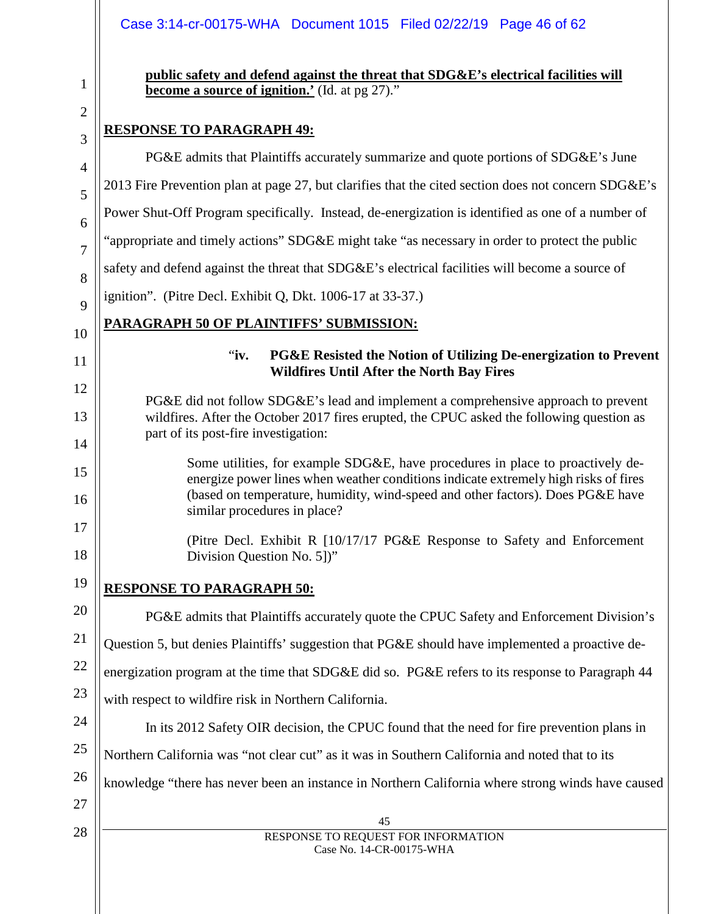**public safety and defend against the threat that SDG&E's electrical facilities will become a source of ignition.'** (Id. at pg 27)."

**RESPONSE TO PARAGRAPH 49:**

PG&E admits that Plaintiffs accurately summarize and quote portions of SDG&E's June 2013 Fire Prevention plan at page 27, but clarifies that the cited section does not concern SDG&E's Power Shut-Off Program specifically. Instead, de-energization is identified as one of a number of "appropriate and timely actions" SDG&E might take "as necessary in order to protect the public safety and defend against the threat that SDG&E's electrical facilities will become a source of ignition". (Pitre Decl. Exhibit Q, Dkt. 1006-17 at 33-37.)

**PARAGRAPH 50 OF PLAINTIFFS' SUBMISSION:**

"**iv. PG&E Resisted the Notion of Utilizing De-energization to Prevent Wildfires Until After the North Bay Fires**

PG&E did not follow SDG&E's lead and implement a comprehensive approach to prevent wildfires. After the October 2017 fires erupted, the CPUC asked the following question as part of its post-fire investigation:

> Some utilities, for example SDG&E, have procedures in place to proactively de-energize power lines when weather conditions indicate extremely high risks of fires (based on temperature, humidity, wind-speed and other factors). Does PG&E have similar procedures in place?
>
> (Pitre Decl. Exhibit R [10/17/17 PG&E Response to Safety and Enforcement Division Question No. 5])"

**RESPONSE TO PARAGRAPH 50:**

PG&E admits that Plaintiffs accurately quote the CPUC Safety and Enforcement Division's Question 5, but denies Plaintiffs' suggestion that PG&E should have implemented a proactive de-energization program at the time that SDG&E did so. PG&E refers to its response to Paragraph 44 with respect to wildfire risk in Northern California.

In its 2012 Safety OIR decision, the CPUC found that the need for fire prevention plans in Northern California was "not clear cut" as it was in Southern California and noted that to its knowledge "there has never been an instance in Northern California where strong winds have caused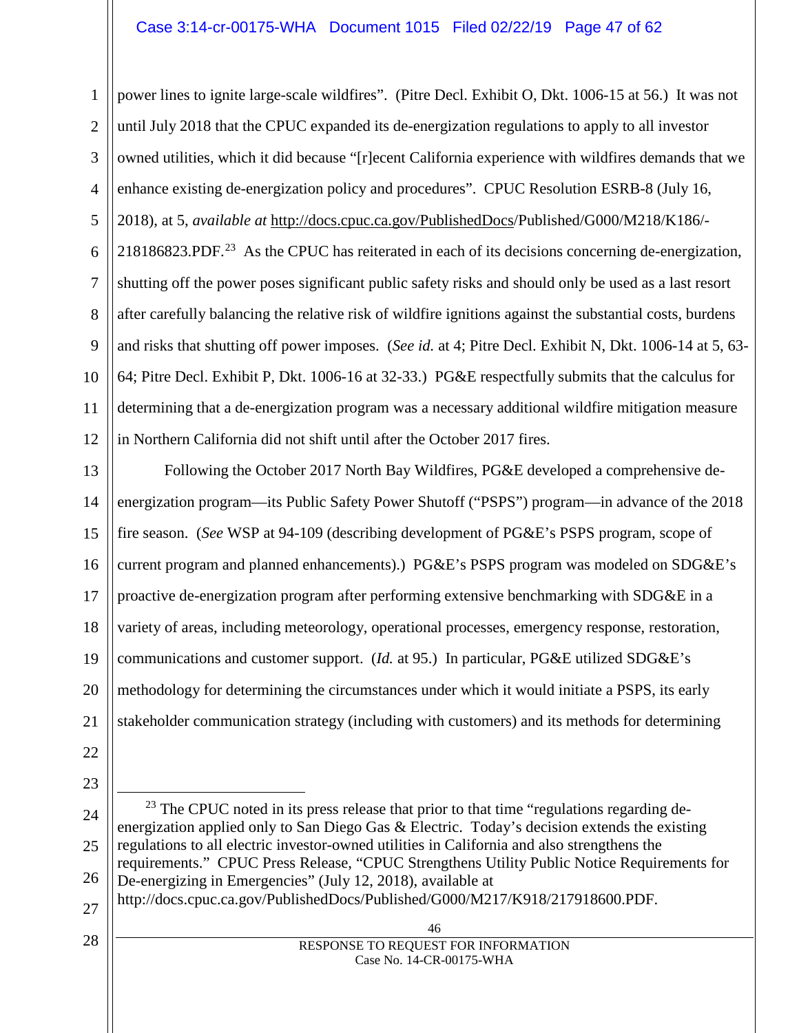power lines to ignite large-scale wildfires". (Pitre Decl. Exhibit O, Dkt. 1006-15 at 56.) It was not until July 2018 that the CPUC expanded its de-energization regulations to apply to all investor owned utilities, which it did because "[r]ecent California experience with wildfires demands that we enhance existing de-energization policy and procedures". CPUC Resolution ESRB-8 (July 16, 2018), at 5, *available at* http://docs.cpuc.ca.gov/PublishedDocs/Published/G000/M218/K186/-218186823.PDF.[23] As the CPUC has reiterated in each of its decisions concerning de-energization, shutting off the power poses significant public safety risks and should only be used as a last resort after carefully balancing the relative risk of wildfire ignitions against the substantial costs, burdens and risks that shutting off power imposes. (*See id.* at 4; Pitre Decl. Exhibit N, Dkt. 1006-14 at 5, 63-64; Pitre Decl. Exhibit P, Dkt. 1006-16 at 32-33.) PG&E respectfully submits that the calculus for determining that a de-energization program was a necessary additional wildfire mitigation measure in Northern California did not shift until after the October 2017 fires.

Following the October 2017 North Bay Wildfires, PG&E developed a comprehensive de-energization program—its Public Safety Power Shutoff ("PSPS") program—in advance of the 2018 fire season. (*See* WSP at 94-109 (describing development of PG&E's PSPS program, scope of current program and planned enhancements).) PG&E's PSPS program was modeled on SDG&E's proactive de-energization program after performing extensive benchmarking with SDG&E in a variety of areas, including meteorology, operational processes, emergency response, restoration, communications and customer support. (*Id.* at 95.) In particular, PG&E utilized SDG&E's methodology for determining the circumstances under which it would initiate a PSPS, its early stakeholder communication strategy (including with customers) and its methods for determining

---

[23] The CPUC noted in its press release that prior to that time "regulations regarding de-energization applied only to San Diego Gas & Electric. Today's decision extends the existing regulations to all electric investor-owned utilities in California and also strengthens the requirements." CPUC Press Release, "CPUC Strengthens Utility Public Notice Requirements for De-energizing in Emergencies" (July 12, 2018), available at http://docs.cpuc.ca.gov/PublishedDocs/Published/G000/M217/K918/217918600.PDF.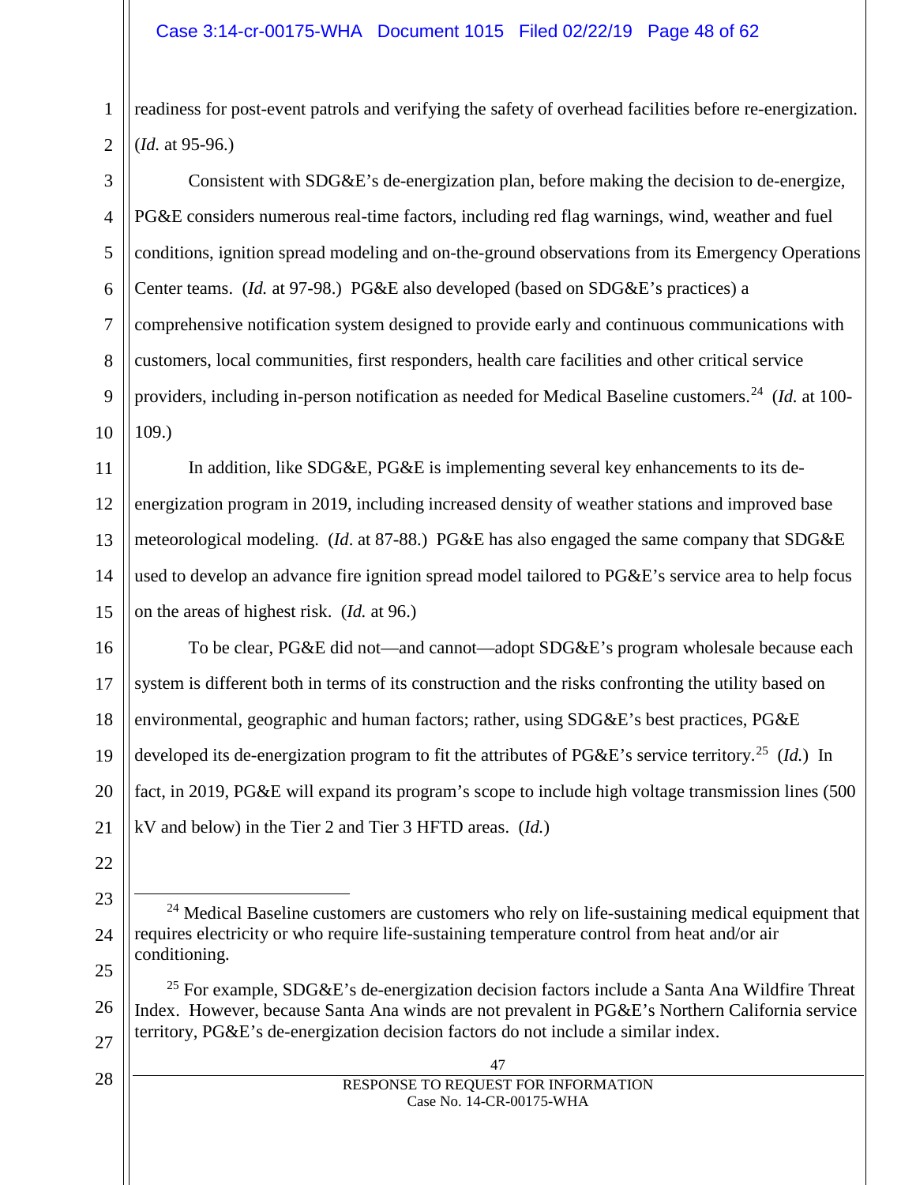readiness for post-event patrols and verifying the safety of overhead facilities before re-energization. (*Id.* at 95-96.)

Consistent with SDG&E's de-energization plan, before making the decision to de-energize, PG&E considers numerous real-time factors, including red flag warnings, wind, weather and fuel conditions, ignition spread modeling and on-the-ground observations from its Emergency Operations Center teams. (*Id.* at 97-98.) PG&E also developed (based on SDG&E's practices) a comprehensive notification system designed to provide early and continuous communications with customers, local communities, first responders, health care facilities and other critical service providers, including in-person notification as needed for Medical Baseline customers.[24] (*Id.* at 100-109.)

In addition, like SDG&E, PG&E is implementing several key enhancements to its de-energization program in 2019, including increased density of weather stations and improved base meteorological modeling. (*Id*. at 87-88.) PG&E has also engaged the same company that SDG&E used to develop an advance fire ignition spread model tailored to PG&E's service area to help focus on the areas of highest risk. (*Id.* at 96.)

To be clear, PG&E did not—and cannot—adopt SDG&E's program wholesale because each system is different both in terms of its construction and the risks confronting the utility based on environmental, geographic and human factors; rather, using SDG&E's best practices, PG&E developed its de-energization program to fit the attributes of PG&E's service territory.[25] (*Id.*) In fact, in 2019, PG&E will expand its program's scope to include high voltage transmission lines (500 kV and below) in the Tier 2 and Tier 3 HFTD areas. (*Id.*)

---

[24] Medical Baseline customers are customers who rely on life-sustaining medical equipment that requires electricity or who require life-sustaining temperature control from heat and/or air conditioning.

[25] For example, SDG&E's de-energization decision factors include a Santa Ana Wildfire Threat Index. However, because Santa Ana winds are not prevalent in PG&E's Northern California service territory, PG&E's de-energization decision factors do not include a similar index.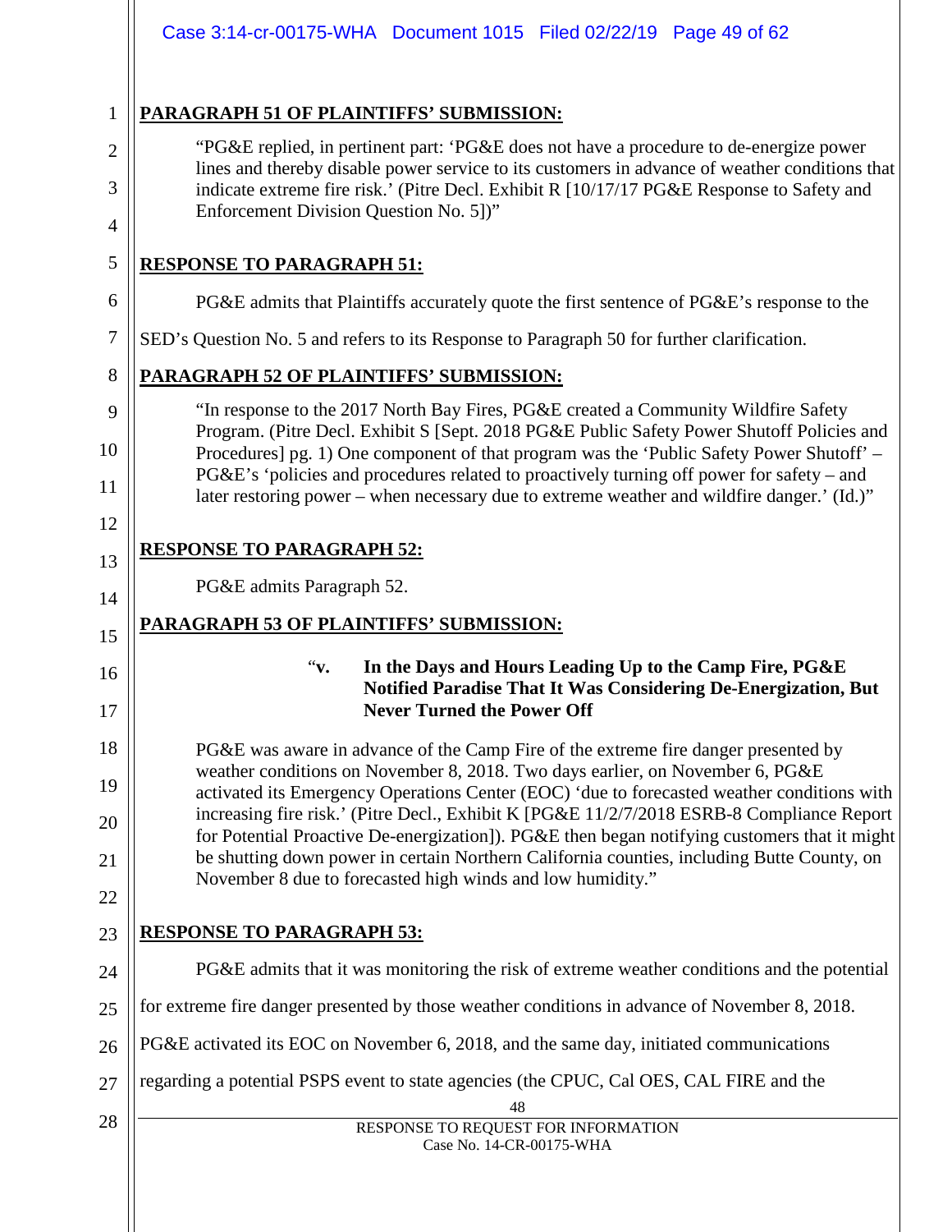**PARAGRAPH 51 OF PLAINTIFFS' SUBMISSION:**

> "PG&E replied, in pertinent part: 'PG&E does not have a procedure to de-energize power lines and thereby disable power service to its customers in advance of weather conditions that indicate extreme fire risk.' (Pitre Decl. Exhibit R [10/17/17 PG&E Response to Safety and Enforcement Division Question No. 5])"

**RESPONSE TO PARAGRAPH 51:**

PG&E admits that Plaintiffs accurately quote the first sentence of PG&E's response to the SED's Question No. 5 and refers to its Response to Paragraph 50 for further clarification.

**PARAGRAPH 52 OF PLAINTIFFS' SUBMISSION:**

> "In response to the 2017 North Bay Fires, PG&E created a Community Wildfire Safety Program. (Pitre Decl. Exhibit S [Sept. 2018 PG&E Public Safety Power Shutoff Policies and Procedures] pg. 1) One component of that program was the 'Public Safety Power Shutoff' – PG&E's 'policies and procedures related to proactively turning off power for safety – and later restoring power – when necessary due to extreme weather and wildfire danger.' (Id.)"

**RESPONSE TO PARAGRAPH 52:**

PG&E admits Paragraph 52.

**PARAGRAPH 53 OF PLAINTIFFS' SUBMISSION:**

> "**v. In the Days and Hours Leading Up to the Camp Fire, PG&E Notified Paradise That It Was Considering De-Energization, But Never Turned the Power Off**
>
> PG&E was aware in advance of the Camp Fire of the extreme fire danger presented by weather conditions on November 8, 2018. Two days earlier, on November 6, PG&E activated its Emergency Operations Center (EOC) 'due to forecasted weather conditions with increasing fire risk.' (Pitre Decl., Exhibit K [PG&E 11/2/7/2018 ESRB-8 Compliance Report for Potential Proactive De-energization]). PG&E then began notifying customers that it might be shutting down power in certain Northern California counties, including Butte County, on November 8 due to forecasted high winds and low humidity."

**RESPONSE TO PARAGRAPH 53:**

PG&E admits that it was monitoring the risk of extreme weather conditions and the potential for extreme fire danger presented by those weather conditions in advance of November 8, 2018. PG&E activated its EOC on November 6, 2018, and the same day, initiated communications regarding a potential PSPS event to state agencies (the CPUC, Cal OES, CAL FIRE and the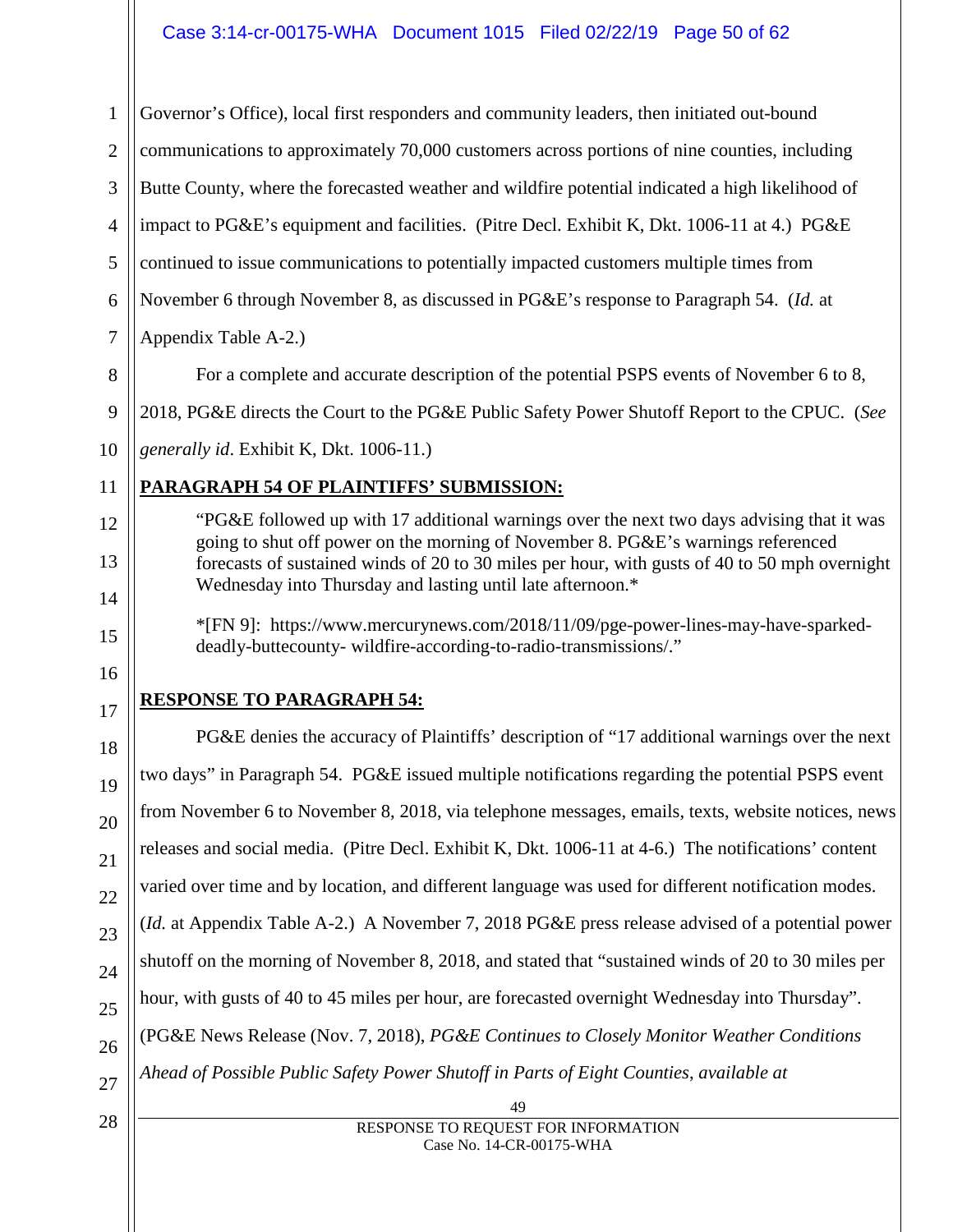Governor's Office), local first responders and community leaders, then initiated out-bound communications to approximately 70,000 customers across portions of nine counties, including Butte County, where the forecasted weather and wildfire potential indicated a high likelihood of impact to PG&E's equipment and facilities. (Pitre Decl. Exhibit K, Dkt. 1006-11 at 4.) PG&E continued to issue communications to potentially impacted customers multiple times from November 6 through November 8, as discussed in PG&E's response to Paragraph 54. (*Id.* at Appendix Table A-2.)

For a complete and accurate description of the potential PSPS events of November 6 to 8, 2018, PG&E directs the Court to the PG&E Public Safety Power Shutoff Report to the CPUC. (*See generally id*. Exhibit K, Dkt. 1006-11.)

**PARAGRAPH 54 OF PLAINTIFFS' SUBMISSION:**

> "PG&E followed up with 17 additional warnings over the next two days advising that it was going to shut off power on the morning of November 8. PG&E's warnings referenced forecasts of sustained winds of 20 to 30 miles per hour, with gusts of 40 to 50 mph overnight Wednesday into Thursday and lasting until late afternoon.*
>
> *[FN 9]: https://www.mercurynews.com/2018/11/09/pge-power-lines-may-have-sparked-deadly-buttecounty- wildfire-according-to-radio-transmissions/."

**RESPONSE TO PARAGRAPH 54:**

PG&E denies the accuracy of Plaintiffs' description of "17 additional warnings over the next two days" in Paragraph 54. PG&E issued multiple notifications regarding the potential PSPS event from November 6 to November 8, 2018, via telephone messages, emails, texts, website notices, news releases and social media. (Pitre Decl. Exhibit K, Dkt. 1006-11 at 4-6.) The notifications' content varied over time and by location, and different language was used for different notification modes. (*Id.* at Appendix Table A-2.) A November 7, 2018 PG&E press release advised of a potential power shutoff on the morning of November 8, 2018, and stated that "sustained winds of 20 to 30 miles per hour, with gusts of 40 to 45 miles per hour, are forecasted overnight Wednesday into Thursday". (PG&E News Release (Nov. 7, 2018), *PG&E Continues to Closely Monitor Weather Conditions Ahead of Possible Public Safety Power Shutoff in Parts of Eight Counties*, *available at*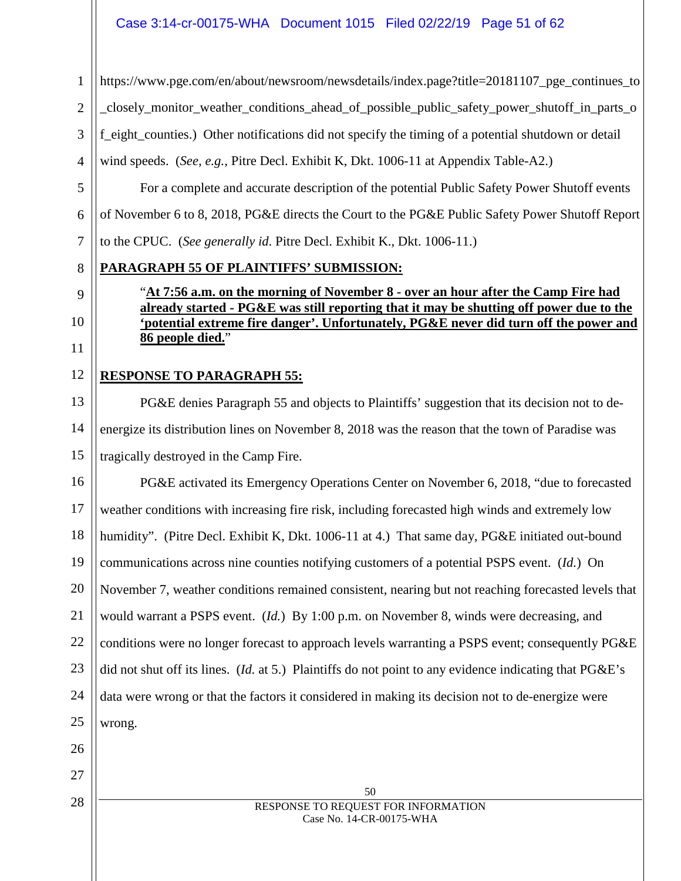https://www.pge.com/en/about/newsroom/newsdetails/index.page?title=20181107_pge_continues_to_closely_monitor_weather_conditions_ahead_of_possible_public_safety_power_shutoff_in_parts_of_eight_counties.) Other notifications did not specify the timing of a potential shutdown or detail wind speeds. (*See, e.g.*, Pitre Decl. Exhibit K, Dkt. 1006-11 at Appendix Table-A2.)

For a complete and accurate description of the potential Public Safety Power Shutoff events of November 6 to 8, 2018, PG&E directs the Court to the PG&E Public Safety Power Shutoff Report to the CPUC. (*See generally id.* Pitre Decl. Exhibit K., Dkt. 1006-11.)

**PARAGRAPH 55 OF PLAINTIFFS' SUBMISSION:**

> "**At 7:56 a.m. on the morning of November 8 - over an hour after the Camp Fire had already started - PG&E was still reporting that it may be shutting off power due to the 'potential extreme fire danger'. Unfortunately, PG&E never did turn off the power and 86 people died.**"

**RESPONSE TO PARAGRAPH 55:**

PG&E denies Paragraph 55 and objects to Plaintiffs' suggestion that its decision not to de-energize its distribution lines on November 8, 2018 was the reason that the town of Paradise was tragically destroyed in the Camp Fire.

PG&E activated its Emergency Operations Center on November 6, 2018, "due to forecasted weather conditions with increasing fire risk, including forecasted high winds and extremely low humidity". (Pitre Decl. Exhibit K, Dkt. 1006-11 at 4.) That same day, PG&E initiated out-bound communications across nine counties notifying customers of a potential PSPS event. (*Id.*) On November 7, weather conditions remained consistent, nearing but not reaching forecasted levels that would warrant a PSPS event. (*Id.*) By 1:00 p.m. on November 8, winds were decreasing, and conditions were no longer forecast to approach levels warranting a PSPS event; consequently PG&E did not shut off its lines. (*Id.* at 5.) Plaintiffs do not point to any evidence indicating that PG&E's data were wrong or that the factors it considered in making its decision not to de-energize were wrong.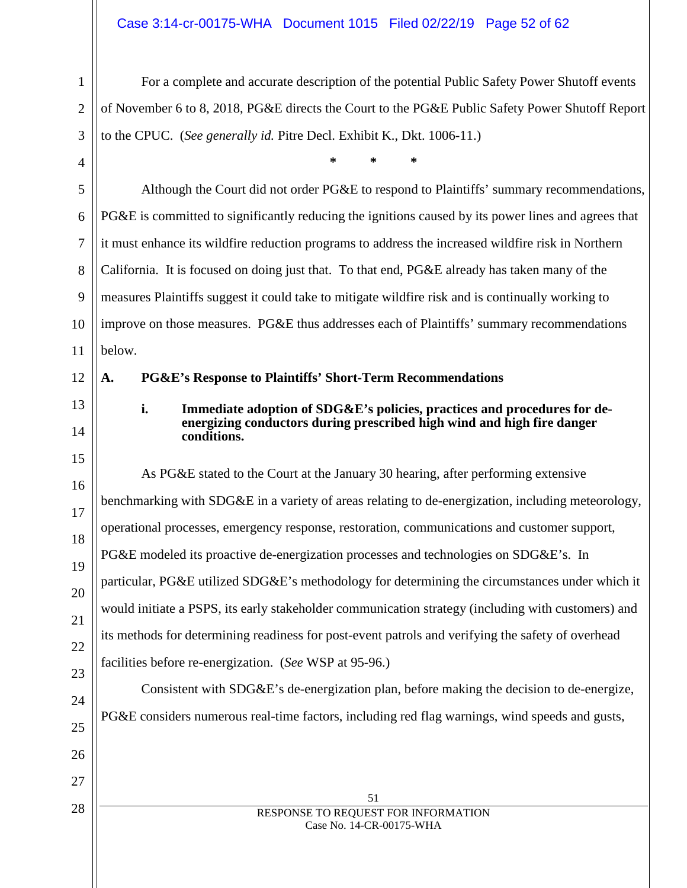For a complete and accurate description of the potential Public Safety Power Shutoff events of November 6 to 8, 2018, PG&E directs the Court to the PG&E Public Safety Power Shutoff Report to the CPUC. (*See generally id.* Pitre Decl. Exhibit K., Dkt. 1006-11.)

\* \* \*

Although the Court did not order PG&E to respond to Plaintiffs' summary recommendations, PG&E is committed to significantly reducing the ignitions caused by its power lines and agrees that it must enhance its wildfire reduction programs to address the increased wildfire risk in Northern California. It is focused on doing just that. To that end, PG&E already has taken many of the measures Plaintiffs suggest it could take to mitigate wildfire risk and is continually working to improve on those measures. PG&E thus addresses each of Plaintiffs' summary recommendations below.

## A. PG&E's Response to Plaintiffs' Short-Term Recommendations

### i. Immediate adoption of SDG&E's policies, practices and procedures for de-energizing conductors during prescribed high wind and high fire danger conditions.

As PG&E stated to the Court at the January 30 hearing, after performing extensive benchmarking with SDG&E in a variety of areas relating to de-energization, including meteorology, operational processes, emergency response, restoration, communications and customer support, PG&E modeled its proactive de-energization processes and technologies on SDG&E's. In particular, PG&E utilized SDG&E's methodology for determining the circumstances under which it would initiate a PSPS, its early stakeholder communication strategy (including with customers) and its methods for determining readiness for post-event patrols and verifying the safety of overhead facilities before re-energization. (*See* WSP at 95-96.)

Consistent with SDG&E's de-energization plan, before making the decision to de-energize, PG&E considers numerous real-time factors, including red flag warnings, wind speeds and gusts,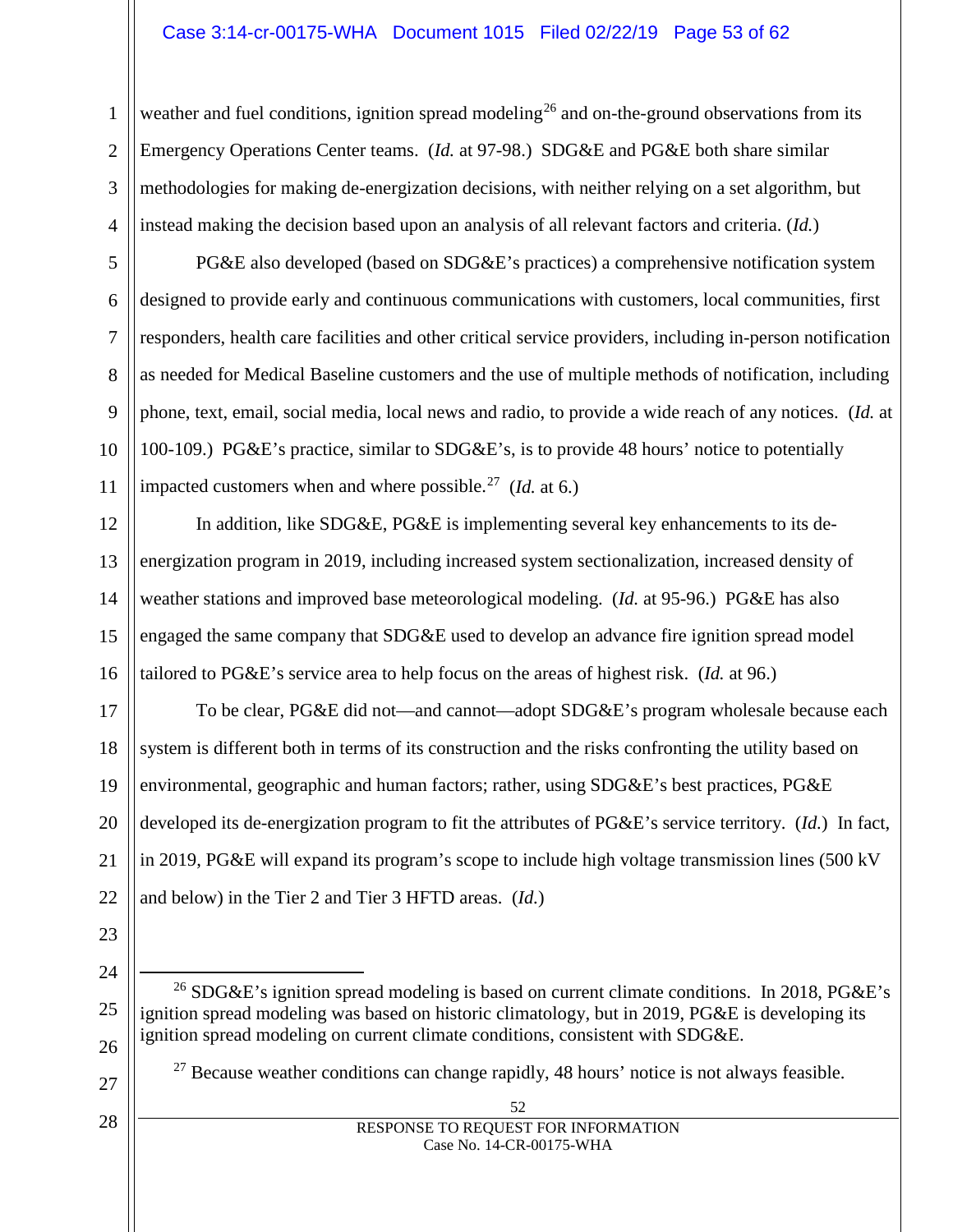weather and fuel conditions, ignition spread modeling[26] and on-the-ground observations from its Emergency Operations Center teams. (*Id.* at 97-98.) SDG&E and PG&E both share similar methodologies for making de-energization decisions, with neither relying on a set algorithm, but instead making the decision based upon an analysis of all relevant factors and criteria. (*Id.*)

PG&E also developed (based on SDG&E's practices) a comprehensive notification system designed to provide early and continuous communications with customers, local communities, first responders, health care facilities and other critical service providers, including in-person notification as needed for Medical Baseline customers and the use of multiple methods of notification, including phone, text, email, social media, local news and radio, to provide a wide reach of any notices. (*Id.* at 100-109.) PG&E's practice, similar to SDG&E's, is to provide 48 hours' notice to potentially impacted customers when and where possible.[27] (*Id.* at 6.)

In addition, like SDG&E, PG&E is implementing several key enhancements to its de-energization program in 2019, including increased system sectionalization, increased density of weather stations and improved base meteorological modeling. (*Id.* at 95-96.) PG&E has also engaged the same company that SDG&E used to develop an advance fire ignition spread model tailored to PG&E's service area to help focus on the areas of highest risk. (*Id.* at 96.)

To be clear, PG&E did not—and cannot—adopt SDG&E's program wholesale because each system is different both in terms of its construction and the risks confronting the utility based on environmental, geographic and human factors; rather, using SDG&E's best practices, PG&E developed its de-energization program to fit the attributes of PG&E's service territory. (*Id.*) In fact, in 2019, PG&E will expand its program's scope to include high voltage transmission lines (500 kV and below) in the Tier 2 and Tier 3 HFTD areas. (*Id.*)

---

[26] SDG&E's ignition spread modeling is based on current climate conditions. In 2018, PG&E's ignition spread modeling was based on historic climatology, but in 2019, PG&E is developing its ignition spread modeling on current climate conditions, consistent with SDG&E.

[27] Because weather conditions can change rapidly, 48 hours' notice is not always feasible.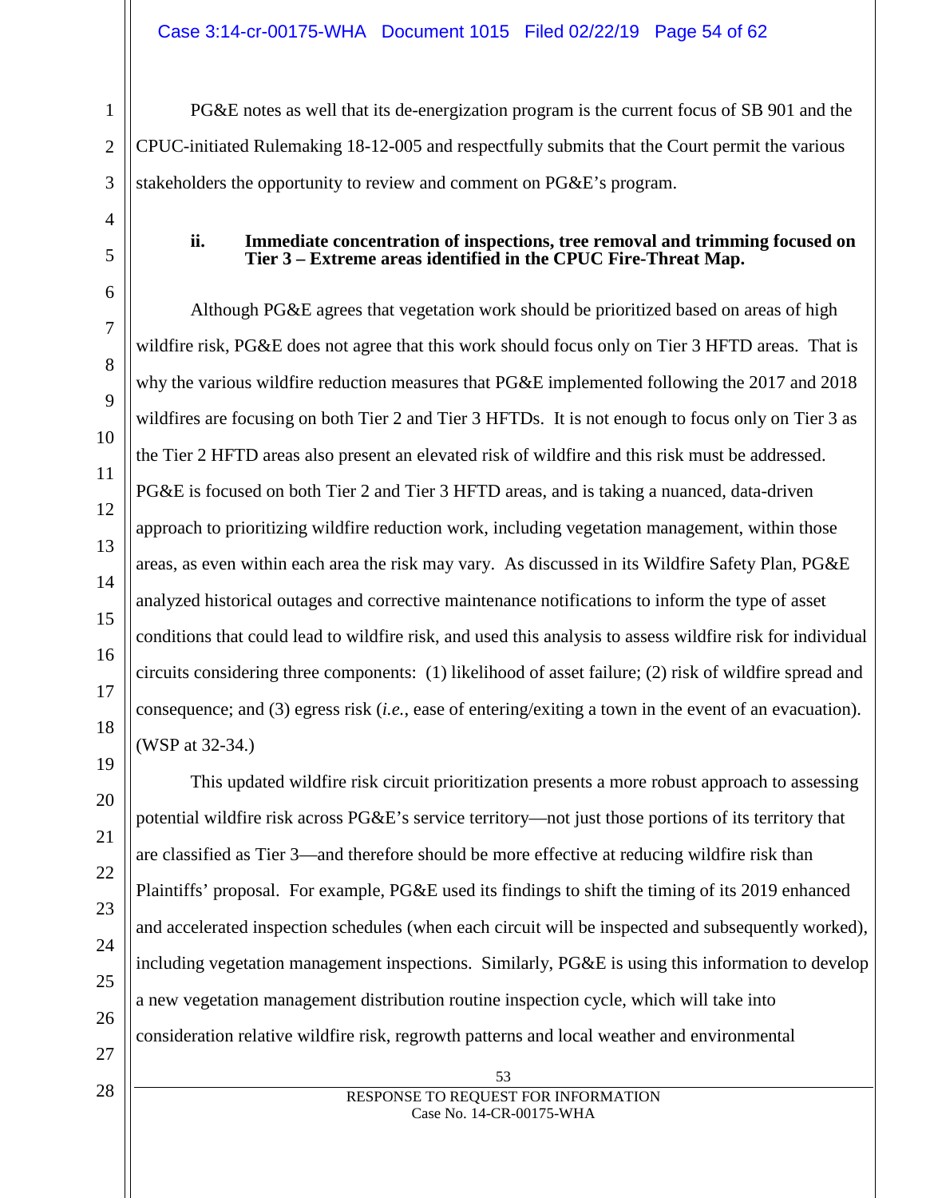PG&E notes as well that its de-energization program is the current focus of SB 901 and the CPUC-initiated Rulemaking 18-12-005 and respectfully submits that the Court permit the various stakeholders the opportunity to review and comment on PG&E's program.

#### ii. Immediate concentration of inspections, tree removal and trimming focused on Tier 3 – Extreme areas identified in the CPUC Fire-Threat Map.

Although PG&E agrees that vegetation work should be prioritized based on areas of high wildfire risk, PG&E does not agree that this work should focus only on Tier 3 HFTD areas. That is why the various wildfire reduction measures that PG&E implemented following the 2017 and 2018 wildfires are focusing on both Tier 2 and Tier 3 HFTDs. It is not enough to focus only on Tier 3 as the Tier 2 HFTD areas also present an elevated risk of wildfire and this risk must be addressed. PG&E is focused on both Tier 2 and Tier 3 HFTD areas, and is taking a nuanced, data-driven approach to prioritizing wildfire reduction work, including vegetation management, within those areas, as even within each area the risk may vary. As discussed in its Wildfire Safety Plan, PG&E analyzed historical outages and corrective maintenance notifications to inform the type of asset conditions that could lead to wildfire risk, and used this analysis to assess wildfire risk for individual circuits considering three components: (1) likelihood of asset failure; (2) risk of wildfire spread and consequence; and (3) egress risk (*i.e.*, ease of entering/exiting a town in the event of an evacuation). (WSP at 32-34.)

This updated wildfire risk circuit prioritization presents a more robust approach to assessing potential wildfire risk across PG&E's service territory—not just those portions of its territory that are classified as Tier 3—and therefore should be more effective at reducing wildfire risk than Plaintiffs' proposal. For example, PG&E used its findings to shift the timing of its 2019 enhanced and accelerated inspection schedules (when each circuit will be inspected and subsequently worked), including vegetation management inspections. Similarly, PG&E is using this information to develop a new vegetation management distribution routine inspection cycle, which will take into consideration relative wildfire risk, regrowth patterns and local weather and environmental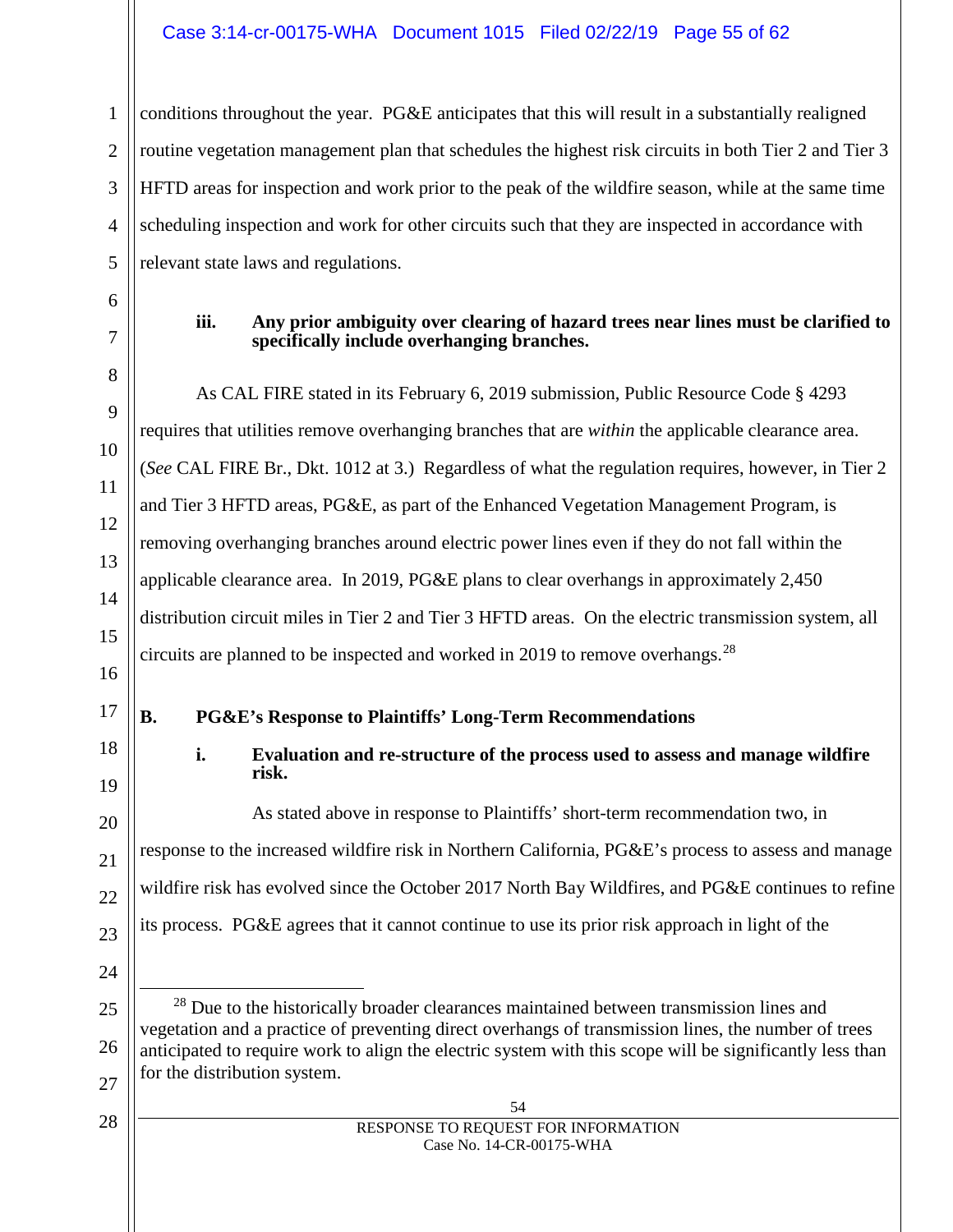conditions throughout the year. PG&E anticipates that this will result in a substantially realigned routine vegetation management plan that schedules the highest risk circuits in both Tier 2 and Tier 3 HFTD areas for inspection and work prior to the peak of the wildfire season, while at the same time scheduling inspection and work for other circuits such that they are inspected in accordance with relevant state laws and regulations.

**iii. Any prior ambiguity over clearing of hazard trees near lines must be clarified to specifically include overhanging branches.**

As CAL FIRE stated in its February 6, 2019 submission, Public Resource Code § 4293 requires that utilities remove overhanging branches that are *within* the applicable clearance area. (*See* CAL FIRE Br., Dkt. 1012 at 3.) Regardless of what the regulation requires, however, in Tier 2 and Tier 3 HFTD areas, PG&E, as part of the Enhanced Vegetation Management Program, is removing overhanging branches around electric power lines even if they do not fall within the applicable clearance area. In 2019, PG&E plans to clear overhangs in approximately 2,450 distribution circuit miles in Tier 2 and Tier 3 HFTD areas. On the electric transmission system, all circuits are planned to be inspected and worked in 2019 to remove overhangs.[28]

**B. PG&E's Response to Plaintiffs' Long-Term Recommendations**

**i. Evaluation and re-structure of the process used to assess and manage wildfire risk.**

As stated above in response to Plaintiffs' short-term recommendation two, in response to the increased wildfire risk in Northern California, PG&E's process to assess and manage wildfire risk has evolved since the October 2017 North Bay Wildfires, and PG&E continues to refine its process. PG&E agrees that it cannot continue to use its prior risk approach in light of the

[28] Due to the historically broader clearances maintained between transmission lines and vegetation and a practice of preventing direct overhangs of transmission lines, the number of trees anticipated to require work to align the electric system with this scope will be significantly less than for the distribution system.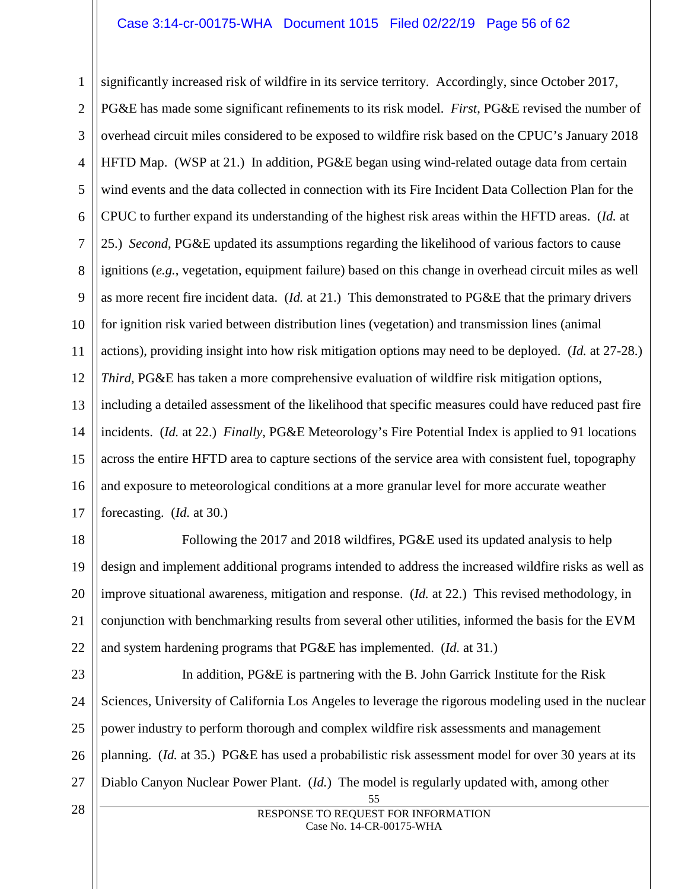significantly increased risk of wildfire in its service territory. Accordingly, since October 2017, PG&E has made some significant refinements to its risk model. *First*, PG&E revised the number of overhead circuit miles considered to be exposed to wildfire risk based on the CPUC's January 2018 HFTD Map. (WSP at 21.) In addition, PG&E began using wind-related outage data from certain wind events and the data collected in connection with its Fire Incident Data Collection Plan for the CPUC to further expand its understanding of the highest risk areas within the HFTD areas. (*Id.* at 25.) *Second*, PG&E updated its assumptions regarding the likelihood of various factors to cause ignitions (*e.g.*, vegetation, equipment failure) based on this change in overhead circuit miles as well as more recent fire incident data. (*Id.* at 21.) This demonstrated to PG&E that the primary drivers for ignition risk varied between distribution lines (vegetation) and transmission lines (animal actions), providing insight into how risk mitigation options may need to be deployed. (*Id.* at 27-28.) *Third*, PG&E has taken a more comprehensive evaluation of wildfire risk mitigation options, including a detailed assessment of the likelihood that specific measures could have reduced past fire incidents. (*Id.* at 22.) *Finally*, PG&E Meteorology's Fire Potential Index is applied to 91 locations across the entire HFTD area to capture sections of the service area with consistent fuel, topography and exposure to meteorological conditions at a more granular level for more accurate weather forecasting. (*Id.* at 30.)

Following the 2017 and 2018 wildfires, PG&E used its updated analysis to help design and implement additional programs intended to address the increased wildfire risks as well as improve situational awareness, mitigation and response. (*Id.* at 22.) This revised methodology, in conjunction with benchmarking results from several other utilities, informed the basis for the EVM and system hardening programs that PG&E has implemented. (*Id.* at 31.)

In addition, PG&E is partnering with the B. John Garrick Institute for the Risk Sciences, University of California Los Angeles to leverage the rigorous modeling used in the nuclear power industry to perform thorough and complex wildfire risk assessments and management planning. (*Id.* at 35.) PG&E has used a probabilistic risk assessment model for over 30 years at its Diablo Canyon Nuclear Power Plant. (*Id.*) The model is regularly updated with, among other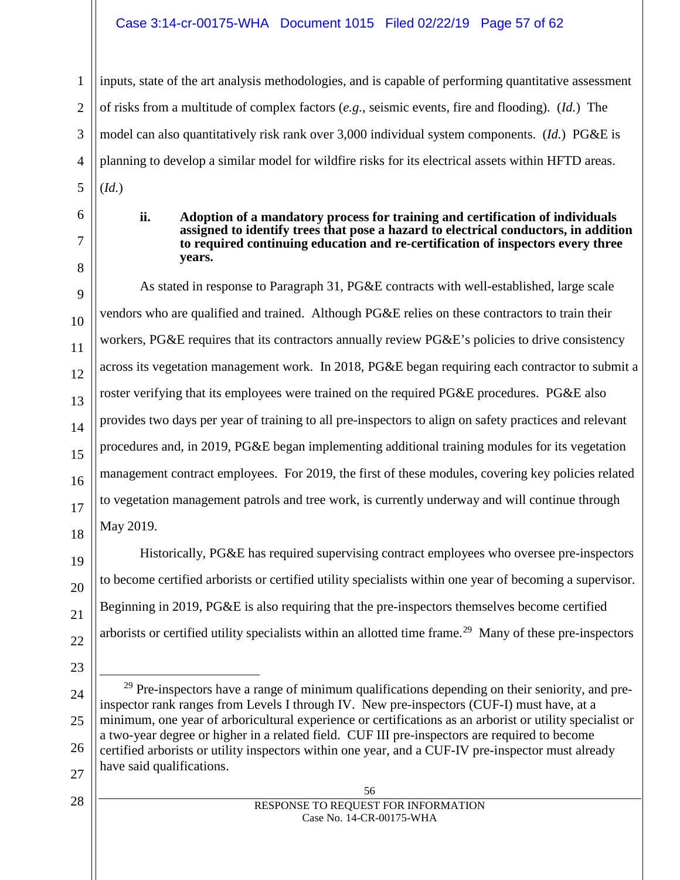inputs, state of the art analysis methodologies, and is capable of performing quantitative assessment of risks from a multitude of complex factors (*e.g.*, seismic events, fire and flooding). (*Id.*) The model can also quantitatively risk rank over 3,000 individual system components. (*Id.*) PG&E is planning to develop a similar model for wildfire risks for its electrical assets within HFTD areas. (*Id.*)

**ii. Adoption of a mandatory process for training and certification of individuals assigned to identify trees that pose a hazard to electrical conductors, in addition to required continuing education and re-certification of inspectors every three years.**

As stated in response to Paragraph 31, PG&E contracts with well-established, large scale vendors who are qualified and trained. Although PG&E relies on these contractors to train their workers, PG&E requires that its contractors annually review PG&E's policies to drive consistency across its vegetation management work. In 2018, PG&E began requiring each contractor to submit a roster verifying that its employees were trained on the required PG&E procedures. PG&E also provides two days per year of training to all pre-inspectors to align on safety practices and relevant procedures and, in 2019, PG&E began implementing additional training modules for its vegetation management contract employees. For 2019, the first of these modules, covering key policies related to vegetation management patrols and tree work, is currently underway and will continue through May 2019.

Historically, PG&E has required supervising contract employees who oversee pre-inspectors to become certified arborists or certified utility specialists within one year of becoming a supervisor. Beginning in 2019, PG&E is also requiring that the pre-inspectors themselves become certified arborists or certified utility specialists within an allotted time frame.[29] Many of these pre-inspectors

---

[29] Pre-inspectors have a range of minimum qualifications depending on their seniority, and pre-inspector rank ranges from Levels I through IV. New pre-inspectors (CUF-I) must have, at a minimum, one year of arboricultural experience or certifications as an arborist or utility specialist or a two-year degree or higher in a related field. CUF III pre-inspectors are required to become certified arborists or utility inspectors within one year, and a CUF-IV pre-inspector must already have said qualifications.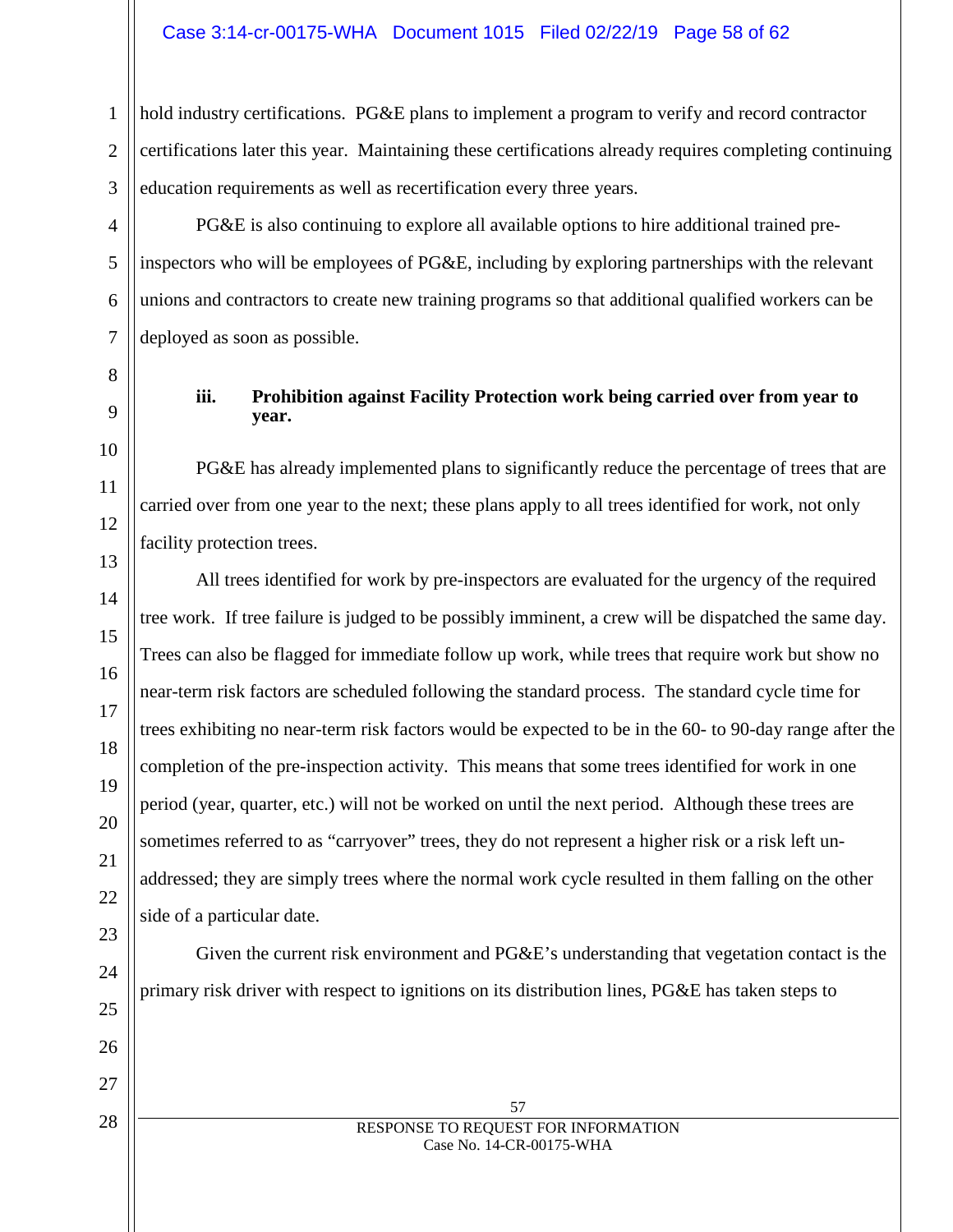hold industry certifications. PG&E plans to implement a program to verify and record contractor certifications later this year. Maintaining these certifications already requires completing continuing education requirements as well as recertification every three years.

PG&E is also continuing to explore all available options to hire additional trained pre-inspectors who will be employees of PG&E, including by exploring partnerships with the relevant unions and contractors to create new training programs so that additional qualified workers can be deployed as soon as possible.

**iii. Prohibition against Facility Protection work being carried over from year to year.**

PG&E has already implemented plans to significantly reduce the percentage of trees that are carried over from one year to the next; these plans apply to all trees identified for work, not only facility protection trees.

All trees identified for work by pre-inspectors are evaluated for the urgency of the required tree work. If tree failure is judged to be possibly imminent, a crew will be dispatched the same day. Trees can also be flagged for immediate follow up work, while trees that require work but show no near-term risk factors are scheduled following the standard process. The standard cycle time for trees exhibiting no near-term risk factors would be expected to be in the 60- to 90-day range after the completion of the pre-inspection activity. This means that some trees identified for work in one period (year, quarter, etc.) will not be worked on until the next period. Although these trees are sometimes referred to as "carryover" trees, they do not represent a higher risk or a risk left un-addressed; they are simply trees where the normal work cycle resulted in them falling on the other side of a particular date.

Given the current risk environment and PG&E's understanding that vegetation contact is the primary risk driver with respect to ignitions on its distribution lines, PG&E has taken steps to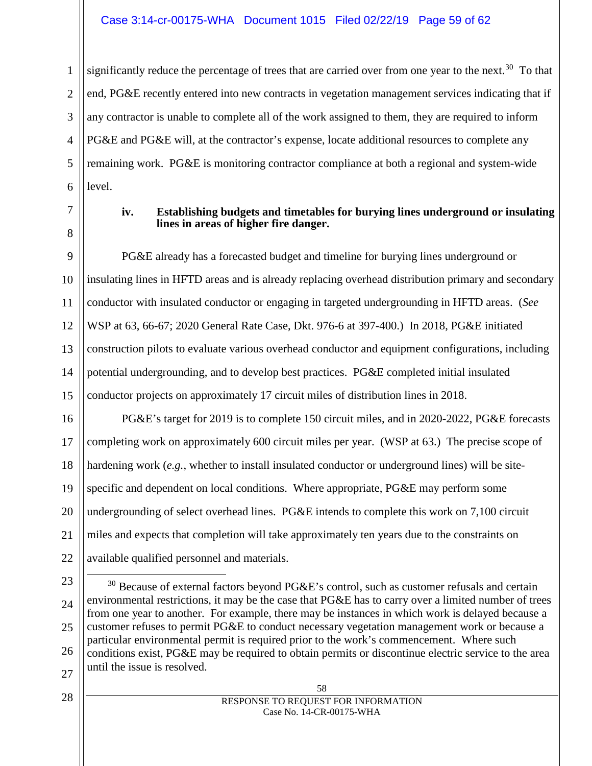significantly reduce the percentage of trees that are carried over from one year to the next.[30] To that end, PG&E recently entered into new contracts in vegetation management services indicating that if any contractor is unable to complete all of the work assigned to them, they are required to inform PG&E and PG&E will, at the contractor's expense, locate additional resources to complete any remaining work. PG&E is monitoring contractor compliance at both a regional and system-wide level.

#### iv. Establishing budgets and timetables for burying lines underground or insulating lines in areas of higher fire danger.

PG&E already has a forecasted budget and timeline for burying lines underground or insulating lines in HFTD areas and is already replacing overhead distribution primary and secondary conductor with insulated conductor or engaging in targeted undergrounding in HFTD areas. (*See* WSP at 63, 66-67; 2020 General Rate Case, Dkt. 976-6 at 397-400.) In 2018, PG&E initiated construction pilots to evaluate various overhead conductor and equipment configurations, including potential undergrounding, and to develop best practices. PG&E completed initial insulated conductor projects on approximately 17 circuit miles of distribution lines in 2018.

PG&E's target for 2019 is to complete 150 circuit miles, and in 2020-2022, PG&E forecasts completing work on approximately 600 circuit miles per year. (WSP at 63.) The precise scope of hardening work (*e.g.*, whether to install insulated conductor or underground lines) will be site-specific and dependent on local conditions. Where appropriate, PG&E may perform some undergrounding of select overhead lines. PG&E intends to complete this work on 7,100 circuit miles and expects that completion will take approximately ten years due to the constraints on available qualified personnel and materials.

---

[30] Because of external factors beyond PG&E's control, such as customer refusals and certain environmental restrictions, it may be the case that PG&E has to carry over a limited number of trees from one year to another. For example, there may be instances in which work is delayed because a customer refuses to permit PG&E to conduct necessary vegetation management work or because a particular environmental permit is required prior to the work's commencement. Where such conditions exist, PG&E may be required to obtain permits or discontinue electric service to the area until the issue is resolved.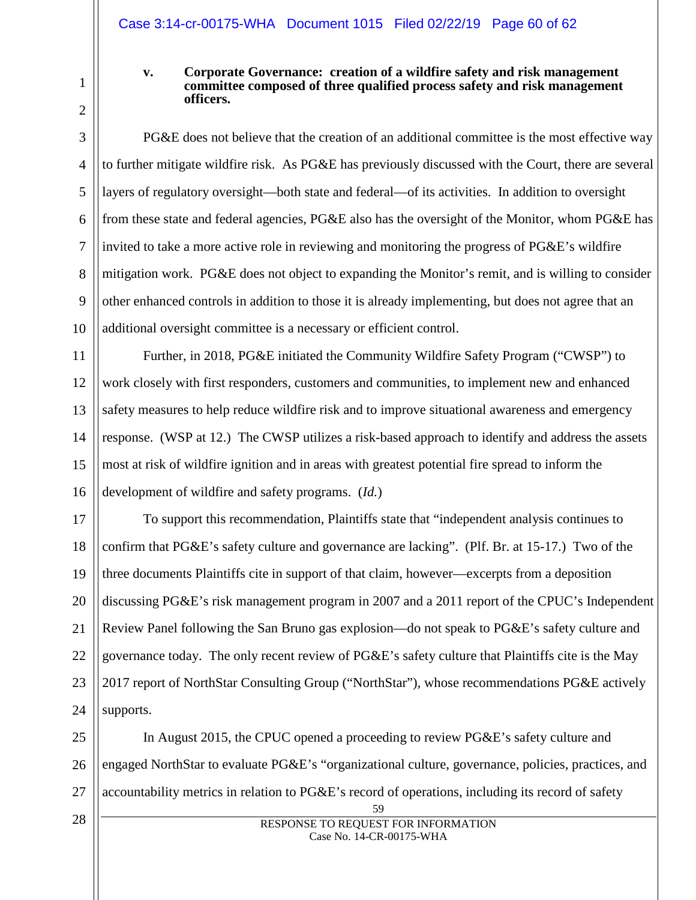**v. Corporate Governance: creation of a wildfire safety and risk management committee composed of three qualified process safety and risk management officers.**

PG&E does not believe that the creation of an additional committee is the most effective way to further mitigate wildfire risk. As PG&E has previously discussed with the Court, there are several layers of regulatory oversight—both state and federal—of its activities. In addition to oversight from these state and federal agencies, PG&E also has the oversight of the Monitor, whom PG&E has invited to take a more active role in reviewing and monitoring the progress of PG&E's wildfire mitigation work. PG&E does not object to expanding the Monitor's remit, and is willing to consider other enhanced controls in addition to those it is already implementing, but does not agree that an additional oversight committee is a necessary or efficient control.

Further, in 2018, PG&E initiated the Community Wildfire Safety Program ("CWSP") to work closely with first responders, customers and communities, to implement new and enhanced safety measures to help reduce wildfire risk and to improve situational awareness and emergency response. (WSP at 12.) The CWSP utilizes a risk-based approach to identify and address the assets most at risk of wildfire ignition and in areas with greatest potential fire spread to inform the development of wildfire and safety programs. (*Id.*)

To support this recommendation, Plaintiffs state that "independent analysis continues to confirm that PG&E's safety culture and governance are lacking". (Plf. Br. at 15-17.) Two of the three documents Plaintiffs cite in support of that claim, however—excerpts from a deposition discussing PG&E's risk management program in 2007 and a 2011 report of the CPUC's Independent Review Panel following the San Bruno gas explosion—do not speak to PG&E's safety culture and governance today. The only recent review of PG&E's safety culture that Plaintiffs cite is the May 2017 report of NorthStar Consulting Group ("NorthStar"), whose recommendations PG&E actively supports.

In August 2015, the CPUC opened a proceeding to review PG&E's safety culture and engaged NorthStar to evaluate PG&E's "organizational culture, governance, policies, practices, and accountability metrics in relation to PG&E's record of operations, including its record of safety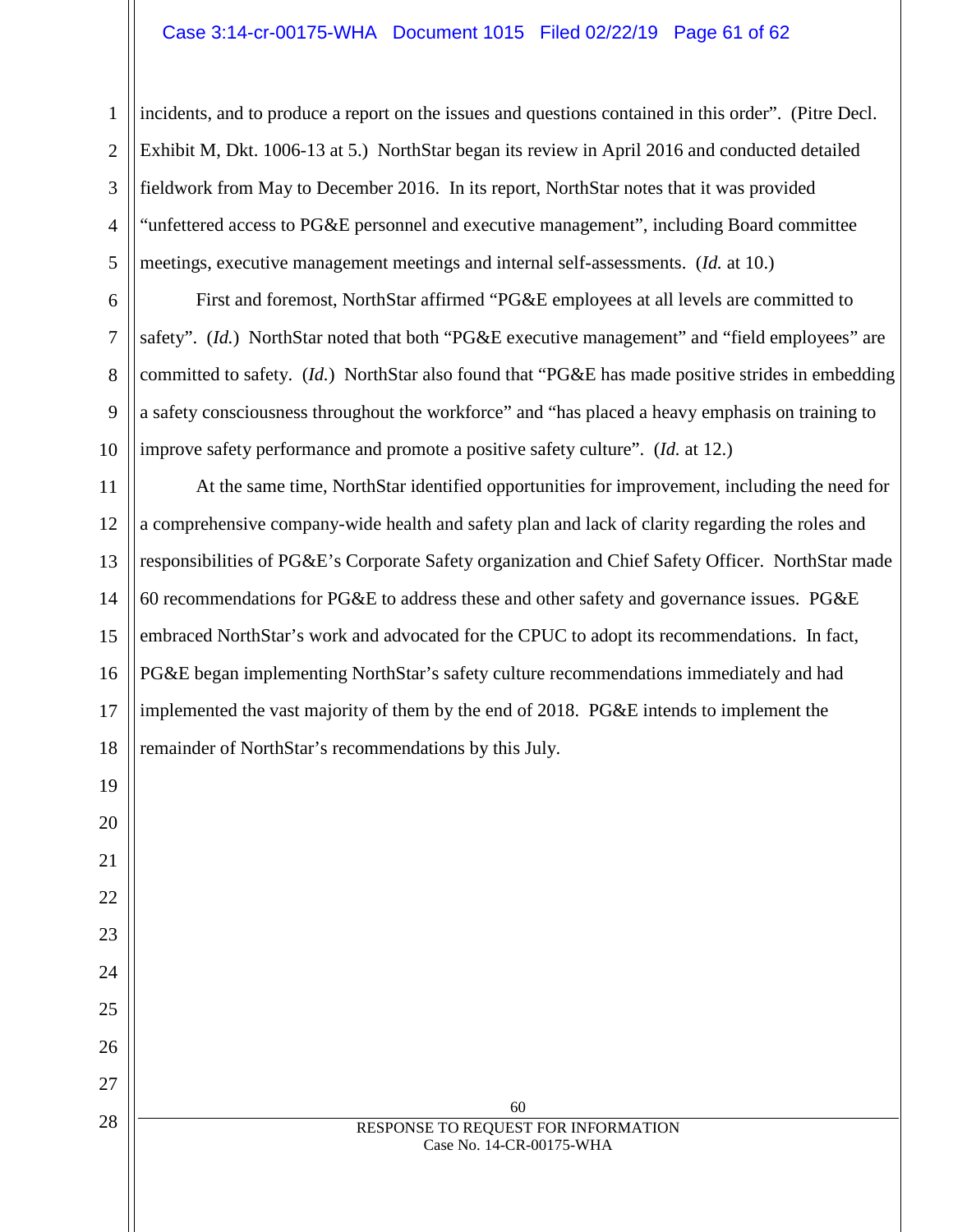incidents, and to produce a report on the issues and questions contained in this order". (Pitre Decl. Exhibit M, Dkt. 1006-13 at 5.) NorthStar began its review in April 2016 and conducted detailed fieldwork from May to December 2016. In its report, NorthStar notes that it was provided "unfettered access to PG&E personnel and executive management", including Board committee meetings, executive management meetings and internal self-assessments. (*Id.* at 10.)

First and foremost, NorthStar affirmed "PG&E employees at all levels are committed to safety". (*Id.*) NorthStar noted that both "PG&E executive management" and "field employees" are committed to safety. (*Id.*) NorthStar also found that "PG&E has made positive strides in embedding a safety consciousness throughout the workforce" and "has placed a heavy emphasis on training to improve safety performance and promote a positive safety culture". (*Id.* at 12.)

At the same time, NorthStar identified opportunities for improvement, including the need for a comprehensive company-wide health and safety plan and lack of clarity regarding the roles and responsibilities of PG&E's Corporate Safety organization and Chief Safety Officer. NorthStar made 60 recommendations for PG&E to address these and other safety and governance issues. PG&E embraced NorthStar's work and advocated for the CPUC to adopt its recommendations. In fact, PG&E began implementing NorthStar's safety culture recommendations immediately and had implemented the vast majority of them by the end of 2018. PG&E intends to implement the remainder of NorthStar's recommendations by this July.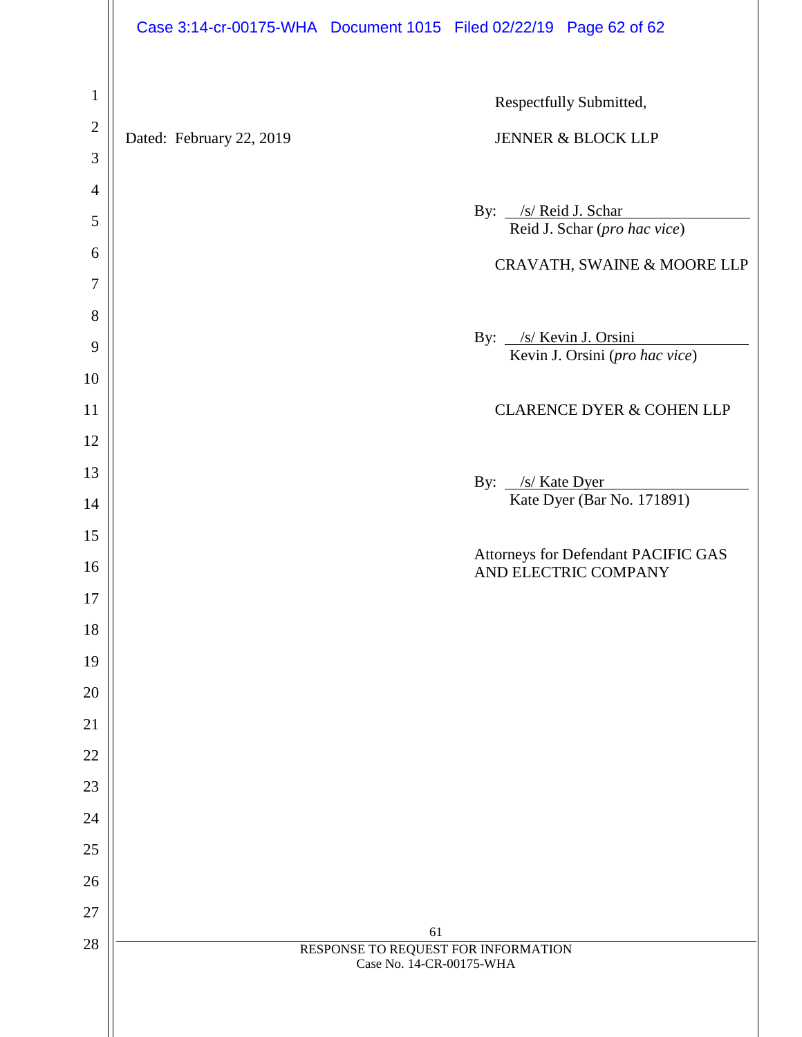Dated: February 22, 2019

Respectfully Submitted,

JENNER & BLOCK LLP

By: /s/ Reid J. Schar
Reid J. Schar (*pro hac vice*)

CRAVATH, SWAINE & MOORE LLP

By: /s/ Kevin J. Orsini
Kevin J. Orsini (*pro hac vice*)

CLARENCE DYER & COHEN LLP

By: /s/ Kate Dyer
Kate Dyer (Bar No. 171891)

Attorneys for Defendant PACIFIC GAS AND ELECTRIC COMPANY